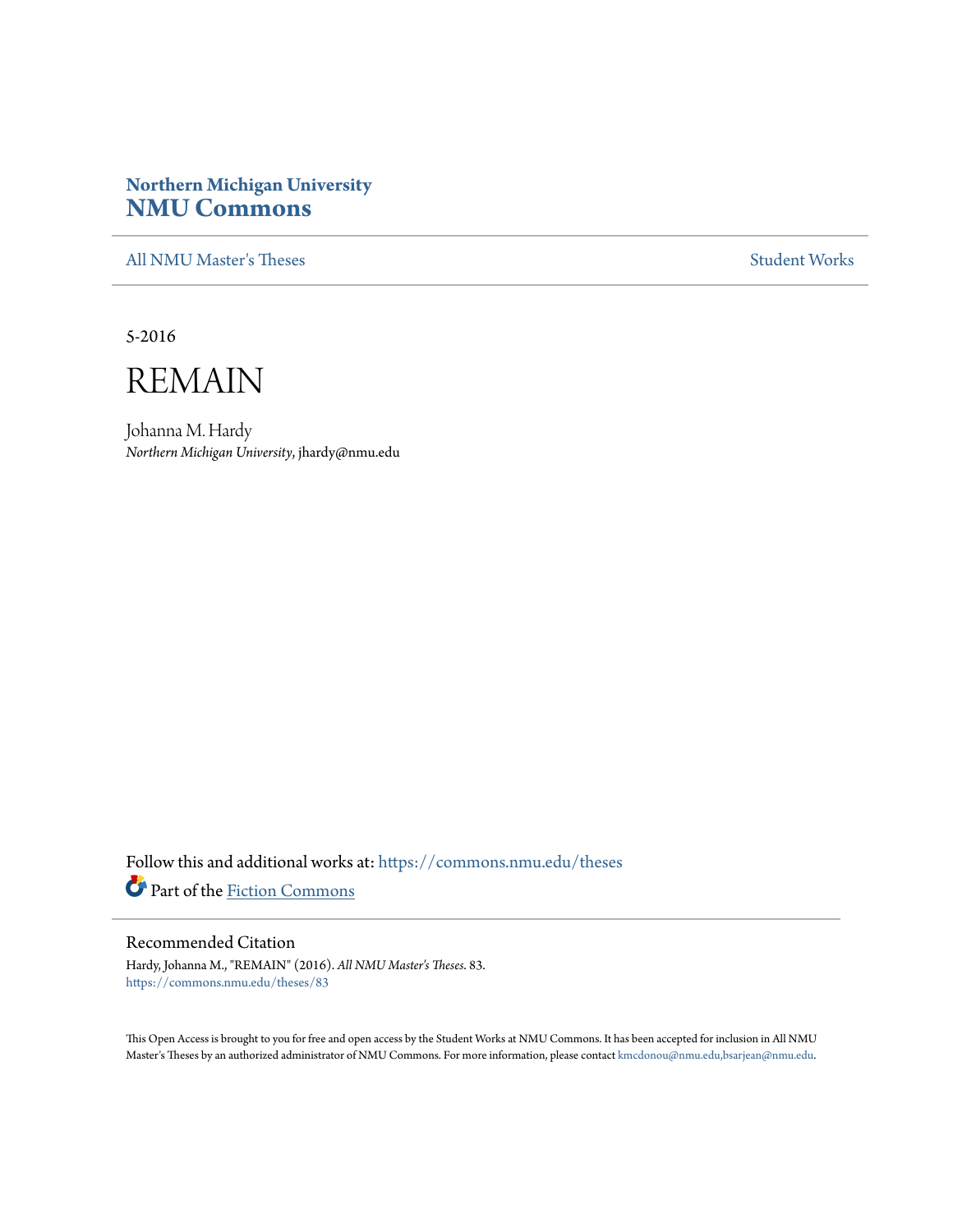**Northern Michigan University**

# NMU Commons

All NMU Master's Theses | Student Works

5-2016

# REMAIN

Johanna M. Hardy
*Northern Michigan University*, jhardy@nmu.edu

Follow this and additional works at: https://commons.nmu.edu/theses

Part of the Fiction Commons

## Recommended Citation

Hardy, Johanna M., "REMAIN" (2016). *All NMU Master's Theses*. 83.
https://commons.nmu.edu/theses/83

This Open Access is brought to you for free and open access by the Student Works at NMU Commons. It has been accepted for inclusion in All NMU Master's Theses by an authorized administrator of NMU Commons. For more information, please contact kmcdonou@nmu.edu,bsarjean@nmu.edu.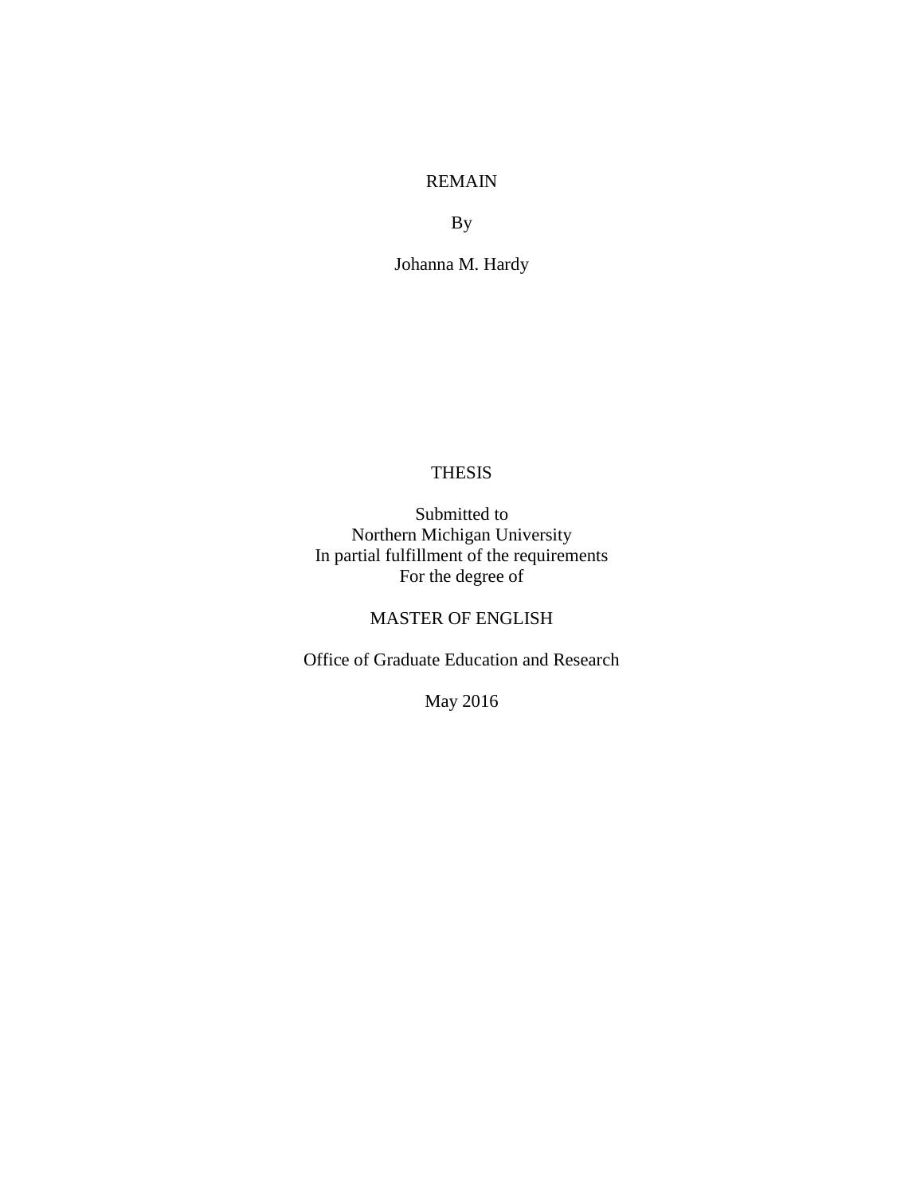REMAIN

By

Johanna M. Hardy

THESIS

Submitted to
Northern Michigan University
In partial fulfillment of the requirements
For the degree of

MASTER OF ENGLISH

Office of Graduate Education and Research

May 2016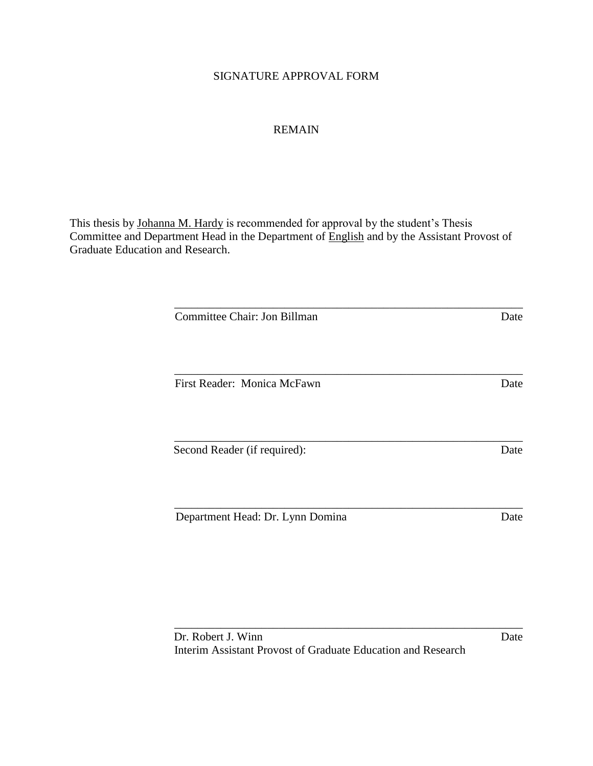SIGNATURE APPROVAL FORM

REMAIN

This thesis by Johanna M. Hardy is recommended for approval by the student's Thesis Committee and Department Head in the Department of English and by the Assistant Provost of Graduate Education and Research.

______________________________________________________________

Committee Chair: Jon Billman Date

______________________________________________________________

First Reader: Monica McFawn Date

______________________________________________________________

Second Reader (if required): Date

______________________________________________________________

Department Head: Dr. Lynn Domina Date

______________________________________________________________

Dr. Robert J. Winn Date

Interim Assistant Provost of Graduate Education and Research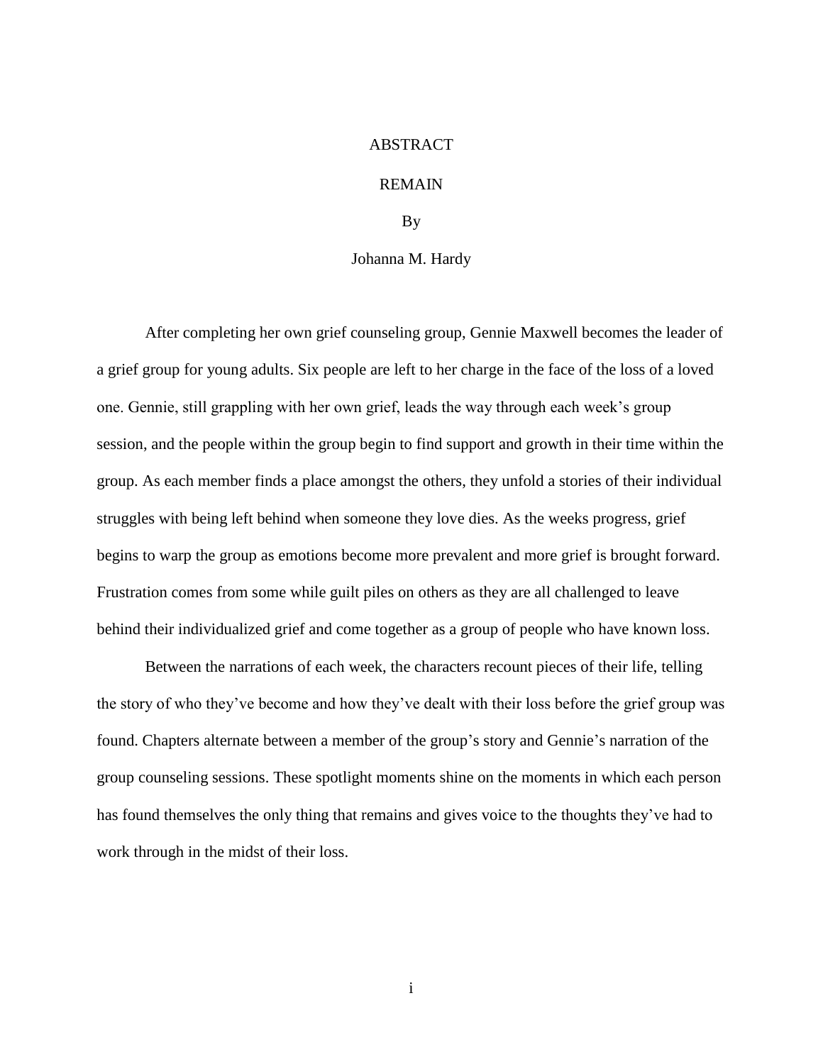# ABSTRACT

## REMAIN

By

Johanna M. Hardy

After completing her own grief counseling group, Gennie Maxwell becomes the leader of a grief group for young adults. Six people are left to her charge in the face of the loss of a loved one. Gennie, still grappling with her own grief, leads the way through each week's group session, and the people within the group begin to find support and growth in their time within the group. As each member finds a place amongst the others, they unfold a stories of their individual struggles with being left behind when someone they love dies. As the weeks progress, grief begins to warp the group as emotions become more prevalent and more grief is brought forward. Frustration comes from some while guilt piles on others as they are all challenged to leave behind their individualized grief and come together as a group of people who have known loss.

Between the narrations of each week, the characters recount pieces of their life, telling the story of who they've become and how they've dealt with their loss before the grief group was found. Chapters alternate between a member of the group's story and Gennie's narration of the group counseling sessions. These spotlight moments shine on the moments in which each person has found themselves the only thing that remains and gives voice to the thoughts they've had to work through in the midst of their loss.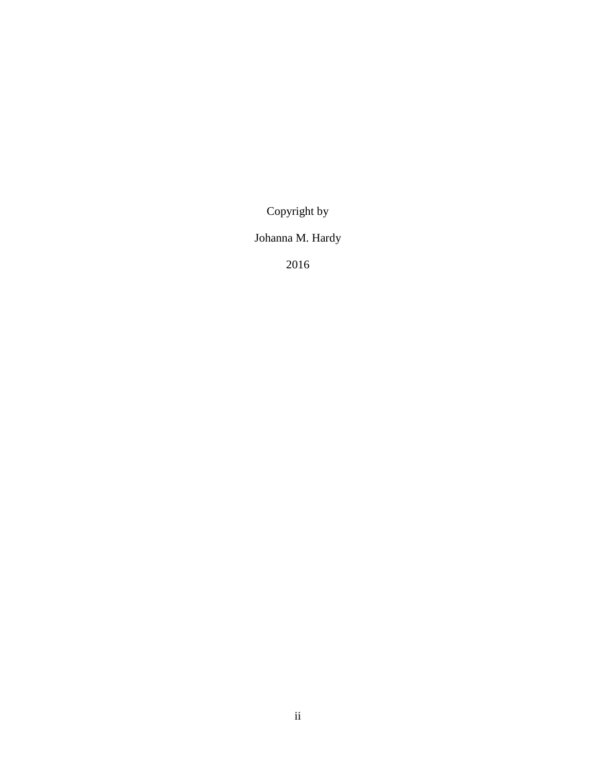Copyright by

Johanna M. Hardy

2016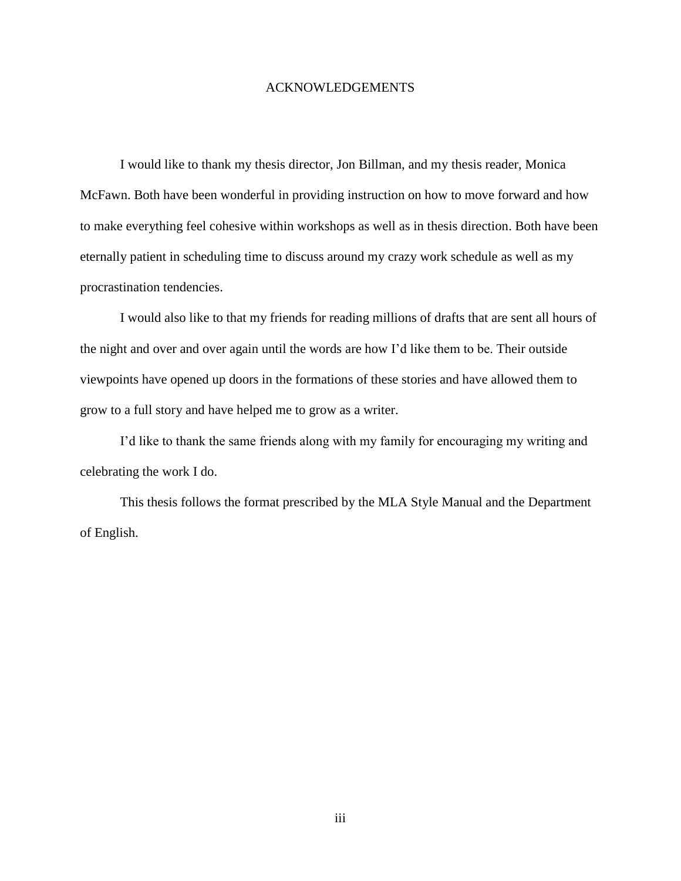# ACKNOWLEDGEMENTS

I would like to thank my thesis director, Jon Billman, and my thesis reader, Monica McFawn. Both have been wonderful in providing instruction on how to move forward and how to make everything feel cohesive within workshops as well as in thesis direction. Both have been eternally patient in scheduling time to discuss around my crazy work schedule as well as my procrastination tendencies.

I would also like to that my friends for reading millions of drafts that are sent all hours of the night and over and over again until the words are how I'd like them to be. Their outside viewpoints have opened up doors in the formations of these stories and have allowed them to grow to a full story and have helped me to grow as a writer.

I'd like to thank the same friends along with my family for encouraging my writing and celebrating the work I do.

This thesis follows the format prescribed by the MLA Style Manual and the Department of English.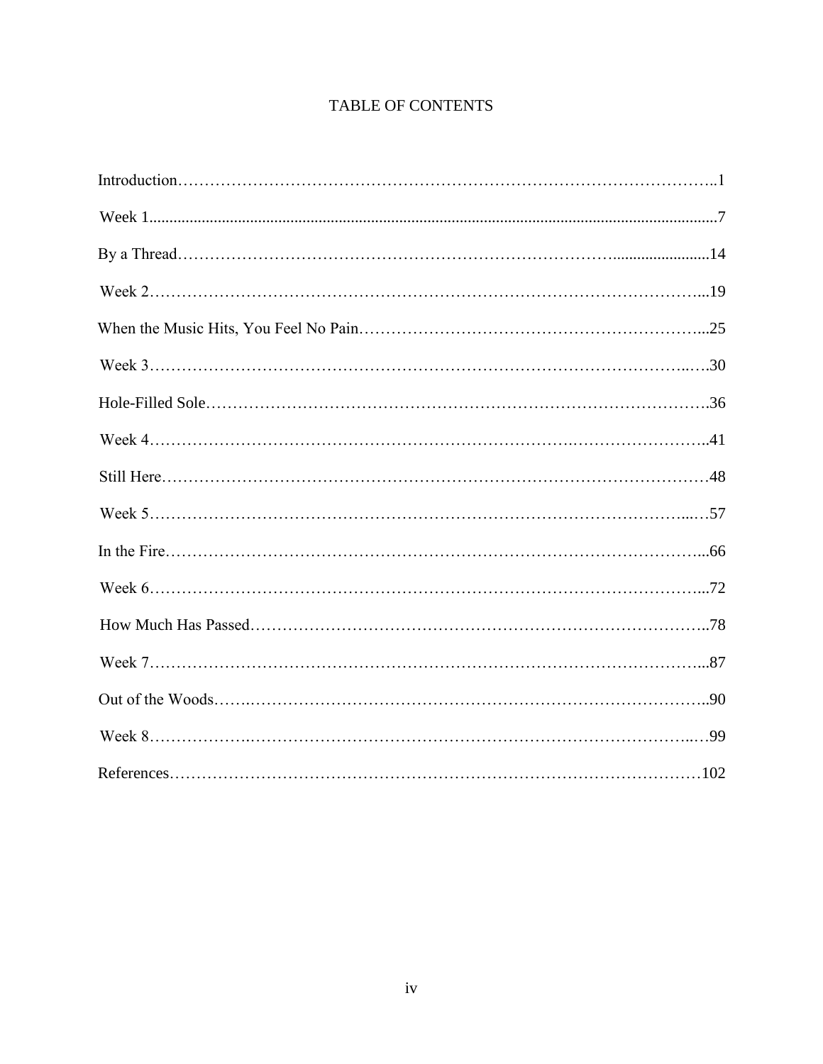# TABLE OF CONTENTS

| | |
|---|---|
| Introduction | 1 |
| Week 1 | 7 |
| By a Thread | 14 |
| Week 2 | 19 |
| When the Music Hits, You Feel No Pain | 25 |
| Week 3 | 30 |
| Hole-Filled Sole | 36 |
| Week 4 | 41 |
| Still Here | 48 |
| Week 5 | 57 |
| In the Fire | 66 |
| Week 6 | 72 |
| How Much Has Passed | 78 |
| Week 7 | 87 |
| Out of the Woods | 90 |
| Week 8 | 99 |
| References | 102 |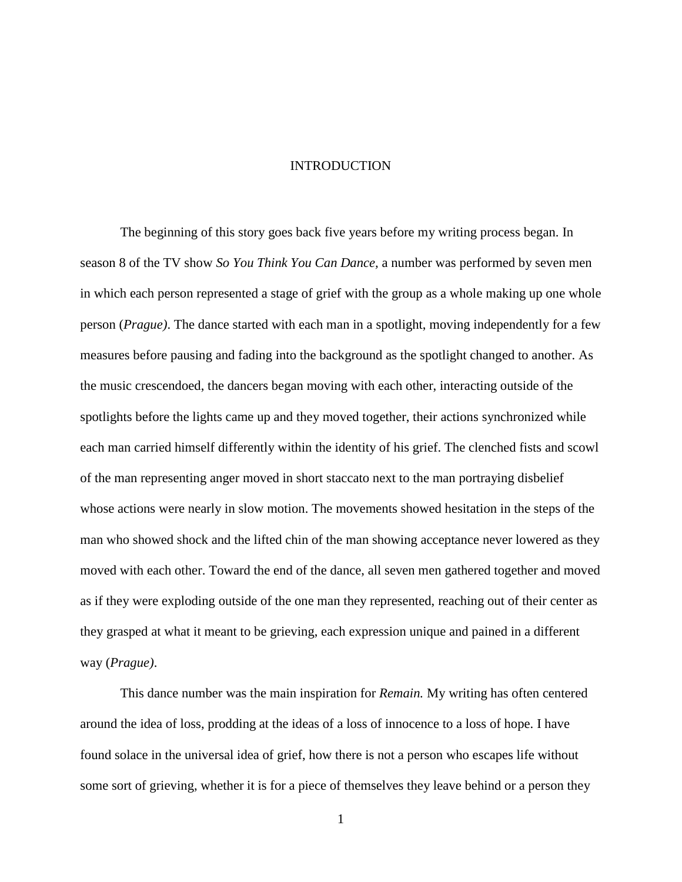# INTRODUCTION

The beginning of this story goes back five years before my writing process began. In season 8 of the TV show *So You Think You Can Dance,* a number was performed by seven men in which each person represented a stage of grief with the group as a whole making up one whole person (*Prague)*. The dance started with each man in a spotlight, moving independently for a few measures before pausing and fading into the background as the spotlight changed to another. As the music crescendoed, the dancers began moving with each other, interacting outside of the spotlights before the lights came up and they moved together, their actions synchronized while each man carried himself differently within the identity of his grief. The clenched fists and scowl of the man representing anger moved in short staccato next to the man portraying disbelief whose actions were nearly in slow motion. The movements showed hesitation in the steps of the man who showed shock and the lifted chin of the man showing acceptance never lowered as they moved with each other. Toward the end of the dance, all seven men gathered together and moved as if they were exploding outside of the one man they represented, reaching out of their center as they grasped at what it meant to be grieving, each expression unique and pained in a different way (*Prague)*.

This dance number was the main inspiration for *Remain.* My writing has often centered around the idea of loss, prodding at the ideas of a loss of innocence to a loss of hope. I have found solace in the universal idea of grief, how there is not a person who escapes life without some sort of grieving, whether it is for a piece of themselves they leave behind or a person they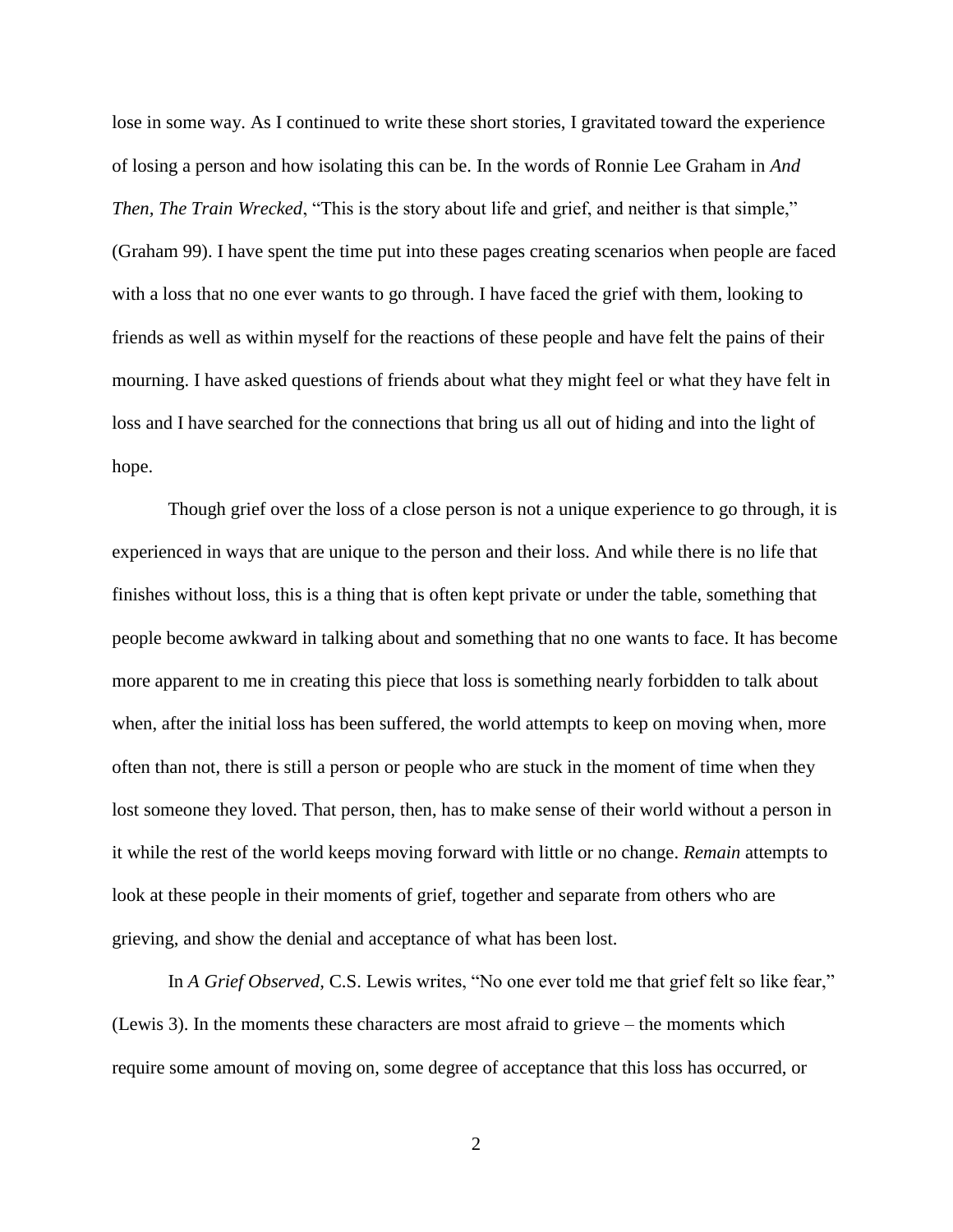lose in some way. As I continued to write these short stories, I gravitated toward the experience of losing a person and how isolating this can be. In the words of Ronnie Lee Graham in *And Then, The Train Wrecked*, "This is the story about life and grief, and neither is that simple," (Graham 99). I have spent the time put into these pages creating scenarios when people are faced with a loss that no one ever wants to go through. I have faced the grief with them, looking to friends as well as within myself for the reactions of these people and have felt the pains of their mourning. I have asked questions of friends about what they might feel or what they have felt in loss and I have searched for the connections that bring us all out of hiding and into the light of hope.

Though grief over the loss of a close person is not a unique experience to go through, it is experienced in ways that are unique to the person and their loss. And while there is no life that finishes without loss, this is a thing that is often kept private or under the table, something that people become awkward in talking about and something that no one wants to face. It has become more apparent to me in creating this piece that loss is something nearly forbidden to talk about when, after the initial loss has been suffered, the world attempts to keep on moving when, more often than not, there is still a person or people who are stuck in the moment of time when they lost someone they loved. That person, then, has to make sense of their world without a person in it while the rest of the world keeps moving forward with little or no change. *Remain* attempts to look at these people in their moments of grief, together and separate from others who are grieving, and show the denial and acceptance of what has been lost.

In *A Grief Observed*, C.S. Lewis writes, "No one ever told me that grief felt so like fear," (Lewis 3). In the moments these characters are most afraid to grieve – the moments which require some amount of moving on, some degree of acceptance that this loss has occurred, or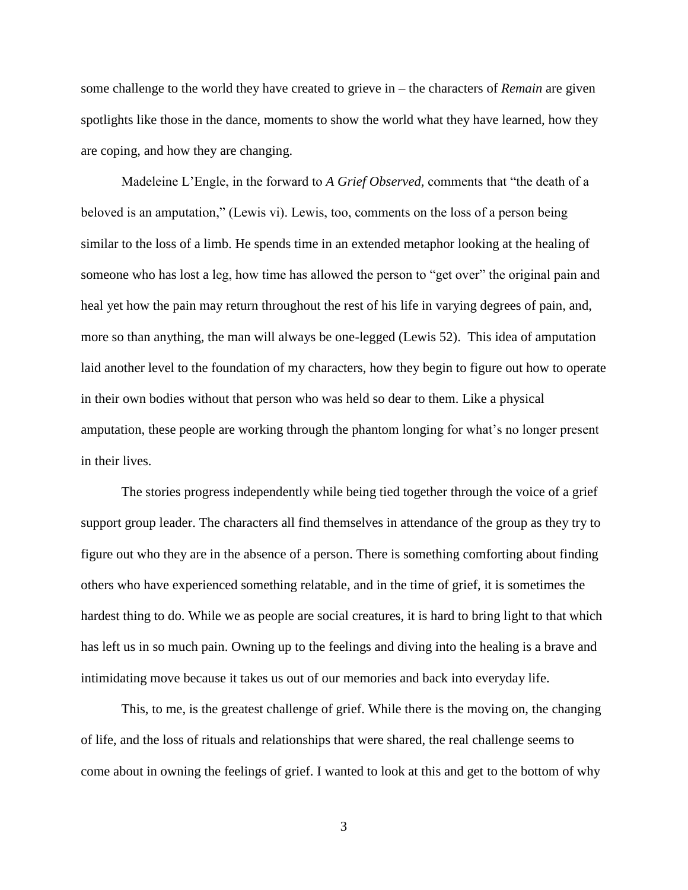some challenge to the world they have created to grieve in – the characters of *Remain* are given spotlights like those in the dance, moments to show the world what they have learned, how they are coping, and how they are changing.

Madeleine L'Engle, in the forward to *A Grief Observed,* comments that "the death of a beloved is an amputation," (Lewis vi). Lewis, too, comments on the loss of a person being similar to the loss of a limb. He spends time in an extended metaphor looking at the healing of someone who has lost a leg, how time has allowed the person to "get over" the original pain and heal yet how the pain may return throughout the rest of his life in varying degrees of pain, and, more so than anything, the man will always be one-legged (Lewis 52). This idea of amputation laid another level to the foundation of my characters, how they begin to figure out how to operate in their own bodies without that person who was held so dear to them. Like a physical amputation, these people are working through the phantom longing for what's no longer present in their lives.

The stories progress independently while being tied together through the voice of a grief support group leader. The characters all find themselves in attendance of the group as they try to figure out who they are in the absence of a person. There is something comforting about finding others who have experienced something relatable, and in the time of grief, it is sometimes the hardest thing to do. While we as people are social creatures, it is hard to bring light to that which has left us in so much pain. Owning up to the feelings and diving into the healing is a brave and intimidating move because it takes us out of our memories and back into everyday life.

This, to me, is the greatest challenge of grief. While there is the moving on, the changing of life, and the loss of rituals and relationships that were shared, the real challenge seems to come about in owning the feelings of grief. I wanted to look at this and get to the bottom of why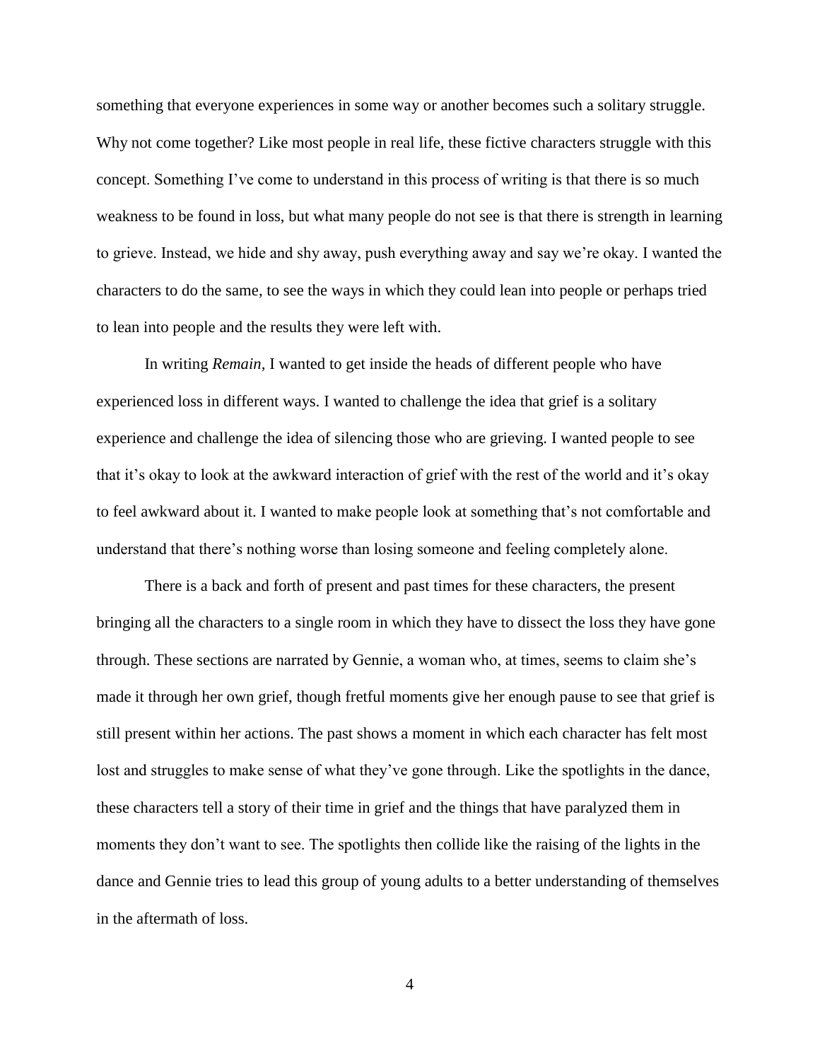something that everyone experiences in some way or another becomes such a solitary struggle. Why not come together? Like most people in real life, these fictive characters struggle with this concept. Something I've come to understand in this process of writing is that there is so much weakness to be found in loss, but what many people do not see is that there is strength in learning to grieve. Instead, we hide and shy away, push everything away and say we're okay. I wanted the characters to do the same, to see the ways in which they could lean into people or perhaps tried to lean into people and the results they were left with.

In writing *Remain*, I wanted to get inside the heads of different people who have experienced loss in different ways. I wanted to challenge the idea that grief is a solitary experience and challenge the idea of silencing those who are grieving. I wanted people to see that it's okay to look at the awkward interaction of grief with the rest of the world and it's okay to feel awkward about it. I wanted to make people look at something that's not comfortable and understand that there's nothing worse than losing someone and feeling completely alone.

There is a back and forth of present and past times for these characters, the present bringing all the characters to a single room in which they have to dissect the loss they have gone through. These sections are narrated by Gennie, a woman who, at times, seems to claim she's made it through her own grief, though fretful moments give her enough pause to see that grief is still present within her actions. The past shows a moment in which each character has felt most lost and struggles to make sense of what they've gone through. Like the spotlights in the dance, these characters tell a story of their time in grief and the things that have paralyzed them in moments they don't want to see. The spotlights then collide like the raising of the lights in the dance and Gennie tries to lead this group of young adults to a better understanding of themselves in the aftermath of loss.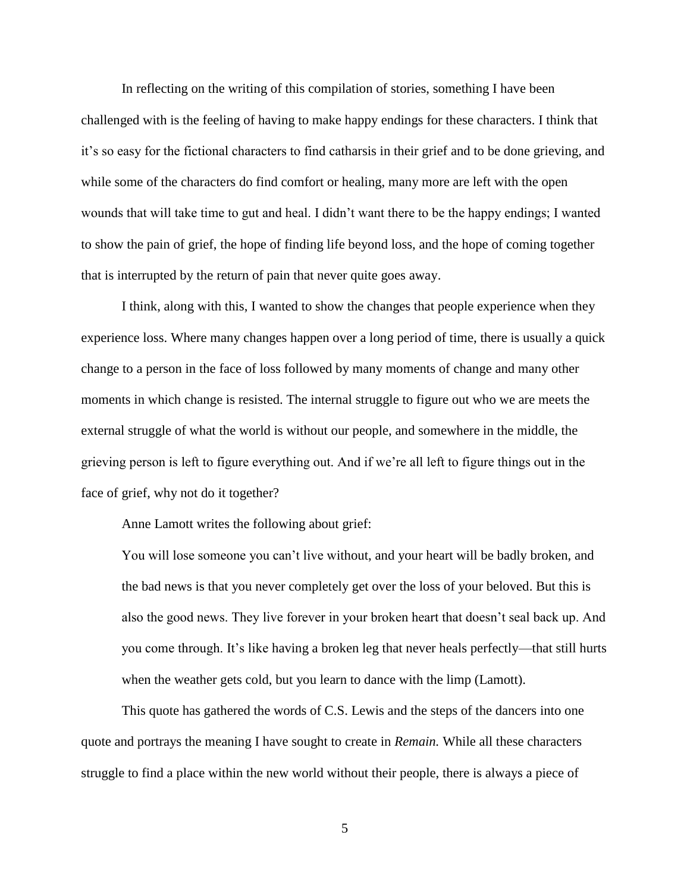In reflecting on the writing of this compilation of stories, something I have been challenged with is the feeling of having to make happy endings for these characters. I think that it's so easy for the fictional characters to find catharsis in their grief and to be done grieving, and while some of the characters do find comfort or healing, many more are left with the open wounds that will take time to gut and heal. I didn't want there to be the happy endings; I wanted to show the pain of grief, the hope of finding life beyond loss, and the hope of coming together that is interrupted by the return of pain that never quite goes away.

I think, along with this, I wanted to show the changes that people experience when they experience loss. Where many changes happen over a long period of time, there is usually a quick change to a person in the face of loss followed by many moments of change and many other moments in which change is resisted. The internal struggle to figure out who we are meets the external struggle of what the world is without our people, and somewhere in the middle, the grieving person is left to figure everything out. And if we're all left to figure things out in the face of grief, why not do it together?

Anne Lamott writes the following about grief:

> You will lose someone you can't live without, and your heart will be badly broken, and the bad news is that you never completely get over the loss of your beloved. But this is also the good news. They live forever in your broken heart that doesn't seal back up. And you come through. It's like having a broken leg that never heals perfectly—that still hurts when the weather gets cold, but you learn to dance with the limp (Lamott).

This quote has gathered the words of C.S. Lewis and the steps of the dancers into one quote and portrays the meaning I have sought to create in *Remain.* While all these characters struggle to find a place within the new world without their people, there is always a piece of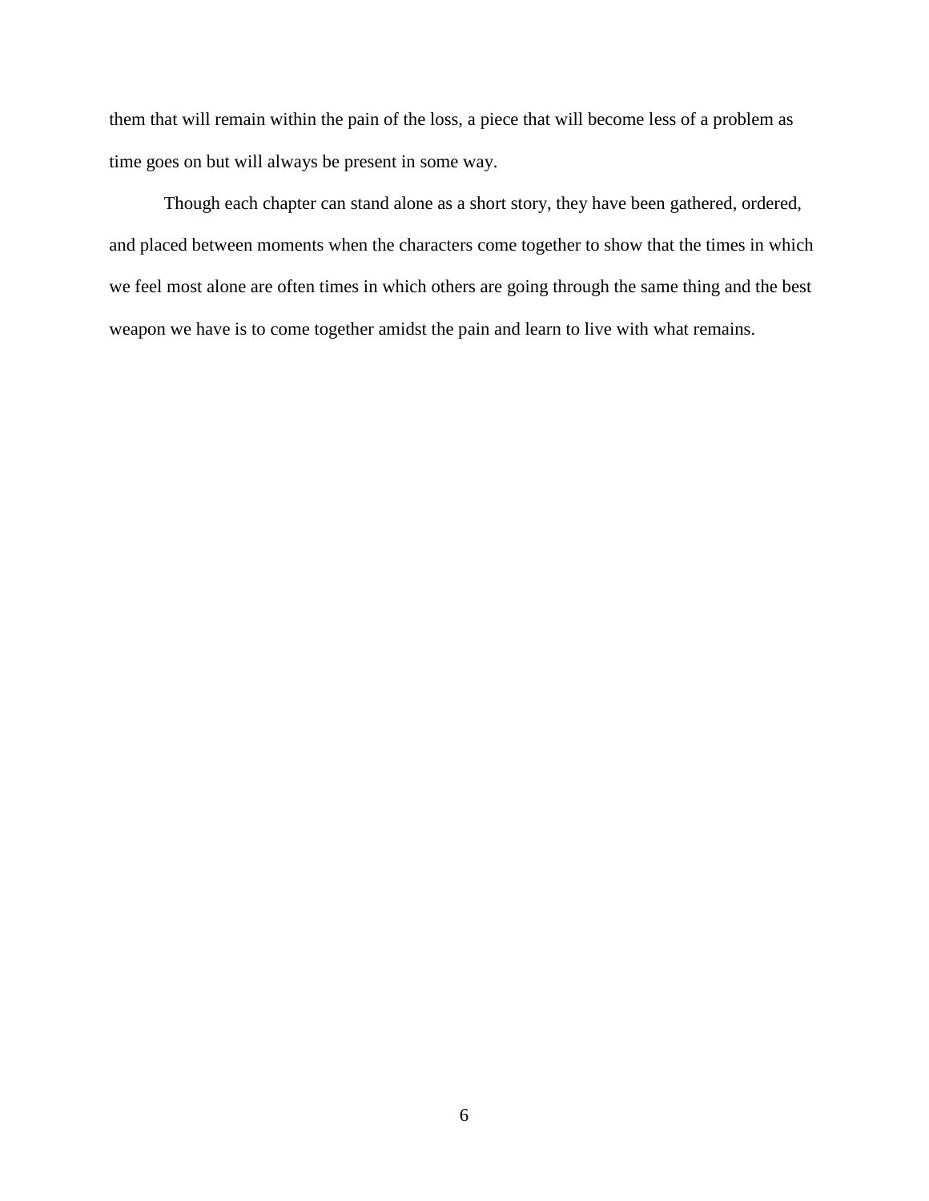them that will remain within the pain of the loss, a piece that will become less of a problem as time goes on but will always be present in some way.

Though each chapter can stand alone as a short story, they have been gathered, ordered, and placed between moments when the characters come together to show that the times in which we feel most alone are often times in which others are going through the same thing and the best weapon we have is to come together amidst the pain and learn to live with what remains.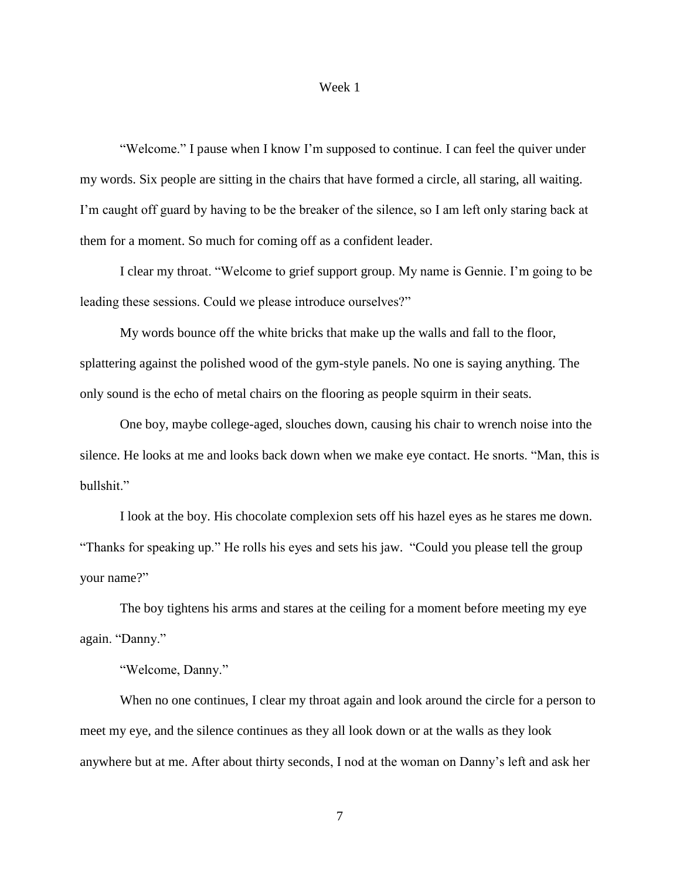## Week 1

"Welcome." I pause when I know I'm supposed to continue. I can feel the quiver under my words. Six people are sitting in the chairs that have formed a circle, all staring, all waiting. I'm caught off guard by having to be the breaker of the silence, so I am left only staring back at them for a moment. So much for coming off as a confident leader.

I clear my throat. "Welcome to grief support group. My name is Gennie. I'm going to be leading these sessions. Could we please introduce ourselves?"

My words bounce off the white bricks that make up the walls and fall to the floor, splattering against the polished wood of the gym-style panels. No one is saying anything. The only sound is the echo of metal chairs on the flooring as people squirm in their seats.

One boy, maybe college-aged, slouches down, causing his chair to wrench noise into the silence. He looks at me and looks back down when we make eye contact. He snorts. "Man, this is bullshit."

I look at the boy. His chocolate complexion sets off his hazel eyes as he stares me down. "Thanks for speaking up." He rolls his eyes and sets his jaw. "Could you please tell the group your name?"

The boy tightens his arms and stares at the ceiling for a moment before meeting my eye again. "Danny."

"Welcome, Danny."

When no one continues, I clear my throat again and look around the circle for a person to meet my eye, and the silence continues as they all look down or at the walls as they look anywhere but at me. After about thirty seconds, I nod at the woman on Danny's left and ask her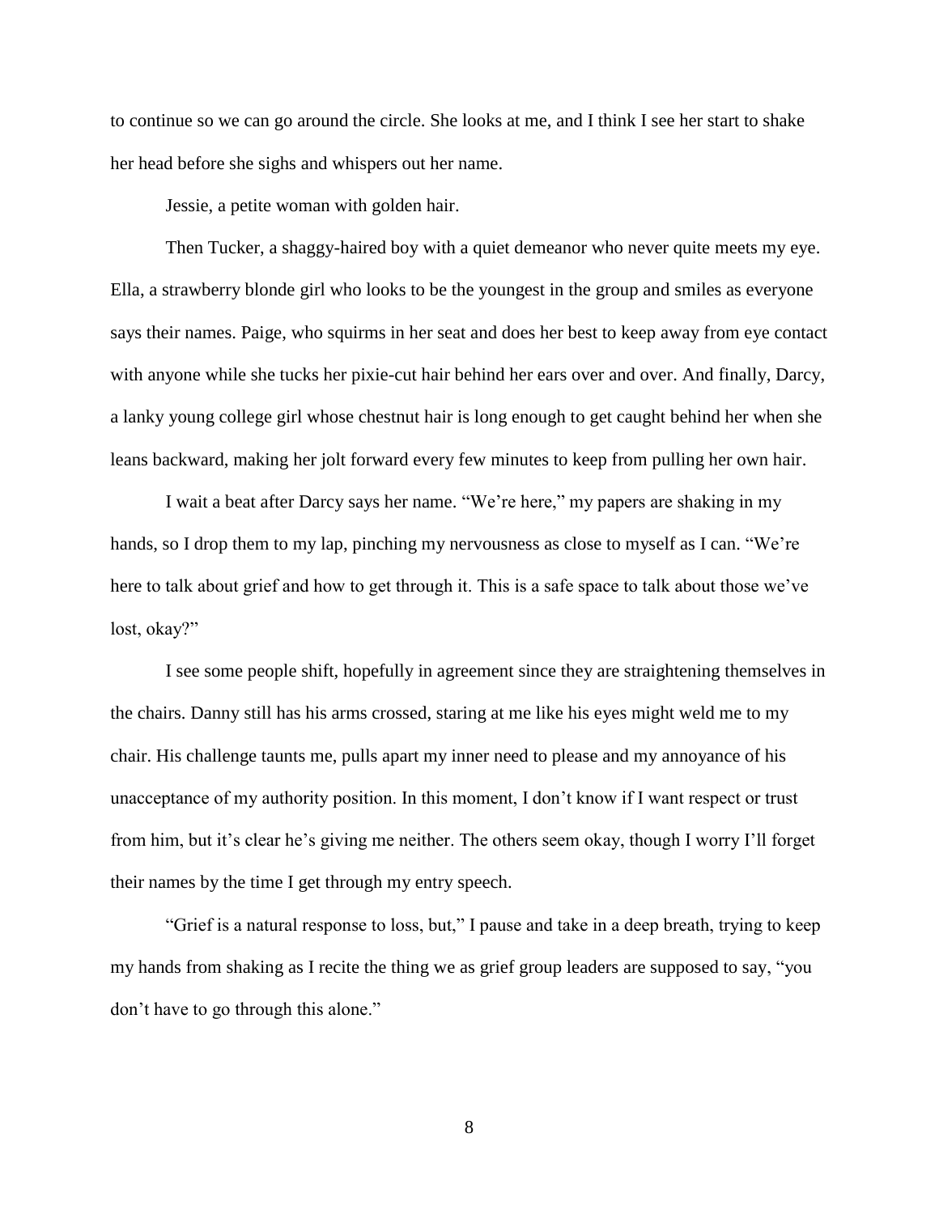to continue so we can go around the circle. She looks at me, and I think I see her start to shake her head before she sighs and whispers out her name.

Jessie, a petite woman with golden hair.

Then Tucker, a shaggy-haired boy with a quiet demeanor who never quite meets my eye. Ella, a strawberry blonde girl who looks to be the youngest in the group and smiles as everyone says their names. Paige, who squirms in her seat and does her best to keep away from eye contact with anyone while she tucks her pixie-cut hair behind her ears over and over. And finally, Darcy, a lanky young college girl whose chestnut hair is long enough to get caught behind her when she leans backward, making her jolt forward every few minutes to keep from pulling her own hair.

I wait a beat after Darcy says her name. "We're here," my papers are shaking in my hands, so I drop them to my lap, pinching my nervousness as close to myself as I can. "We're here to talk about grief and how to get through it. This is a safe space to talk about those we've lost, okay?"

I see some people shift, hopefully in agreement since they are straightening themselves in the chairs. Danny still has his arms crossed, staring at me like his eyes might weld me to my chair. His challenge taunts me, pulls apart my inner need to please and my annoyance of his unacceptance of my authority position. In this moment, I don't know if I want respect or trust from him, but it's clear he's giving me neither. The others seem okay, though I worry I'll forget their names by the time I get through my entry speech.

"Grief is a natural response to loss, but," I pause and take in a deep breath, trying to keep my hands from shaking as I recite the thing we as grief group leaders are supposed to say, "you don't have to go through this alone."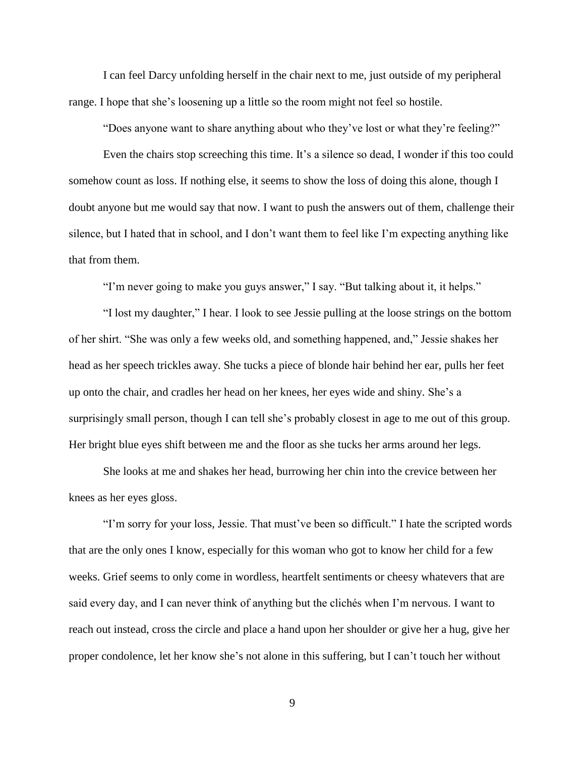I can feel Darcy unfolding herself in the chair next to me, just outside of my peripheral range. I hope that she's loosening up a little so the room might not feel so hostile.

"Does anyone want to share anything about who they've lost or what they're feeling?"

Even the chairs stop screeching this time. It's a silence so dead, I wonder if this too could somehow count as loss. If nothing else, it seems to show the loss of doing this alone, though I doubt anyone but me would say that now. I want to push the answers out of them, challenge their silence, but I hated that in school, and I don't want them to feel like I'm expecting anything like that from them.

"I'm never going to make you guys answer," I say. "But talking about it, it helps."

"I lost my daughter," I hear. I look to see Jessie pulling at the loose strings on the bottom of her shirt. "She was only a few weeks old, and something happened, and," Jessie shakes her head as her speech trickles away. She tucks a piece of blonde hair behind her ear, pulls her feet up onto the chair, and cradles her head on her knees, her eyes wide and shiny. She's a surprisingly small person, though I can tell she's probably closest in age to me out of this group. Her bright blue eyes shift between me and the floor as she tucks her arms around her legs.

She looks at me and shakes her head, burrowing her chin into the crevice between her knees as her eyes gloss.

"I'm sorry for your loss, Jessie. That must've been so difficult." I hate the scripted words that are the only ones I know, especially for this woman who got to know her child for a few weeks. Grief seems to only come in wordless, heartfelt sentiments or cheesy whatevers that are said every day, and I can never think of anything but the clichés when I'm nervous. I want to reach out instead, cross the circle and place a hand upon her shoulder or give her a hug, give her proper condolence, let her know she's not alone in this suffering, but I can't touch her without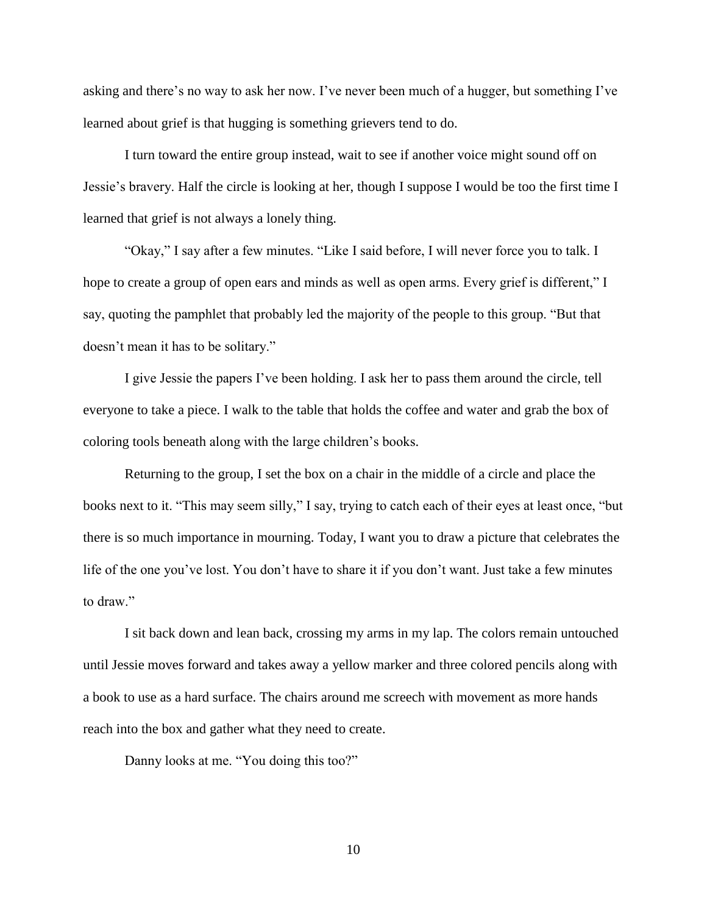asking and there's no way to ask her now. I've never been much of a hugger, but something I've learned about grief is that hugging is something grievers tend to do.

I turn toward the entire group instead, wait to see if another voice might sound off on Jessie's bravery. Half the circle is looking at her, though I suppose I would be too the first time I learned that grief is not always a lonely thing.

"Okay," I say after a few minutes. "Like I said before, I will never force you to talk. I hope to create a group of open ears and minds as well as open arms. Every grief is different," I say, quoting the pamphlet that probably led the majority of the people to this group. "But that doesn't mean it has to be solitary."

I give Jessie the papers I've been holding. I ask her to pass them around the circle, tell everyone to take a piece. I walk to the table that holds the coffee and water and grab the box of coloring tools beneath along with the large children's books.

Returning to the group, I set the box on a chair in the middle of a circle and place the books next to it. "This may seem silly," I say, trying to catch each of their eyes at least once, "but there is so much importance in mourning. Today, I want you to draw a picture that celebrates the life of the one you've lost. You don't have to share it if you don't want. Just take a few minutes to draw."

I sit back down and lean back, crossing my arms in my lap. The colors remain untouched until Jessie moves forward and takes away a yellow marker and three colored pencils along with a book to use as a hard surface. The chairs around me screech with movement as more hands reach into the box and gather what they need to create.

Danny looks at me. "You doing this too?"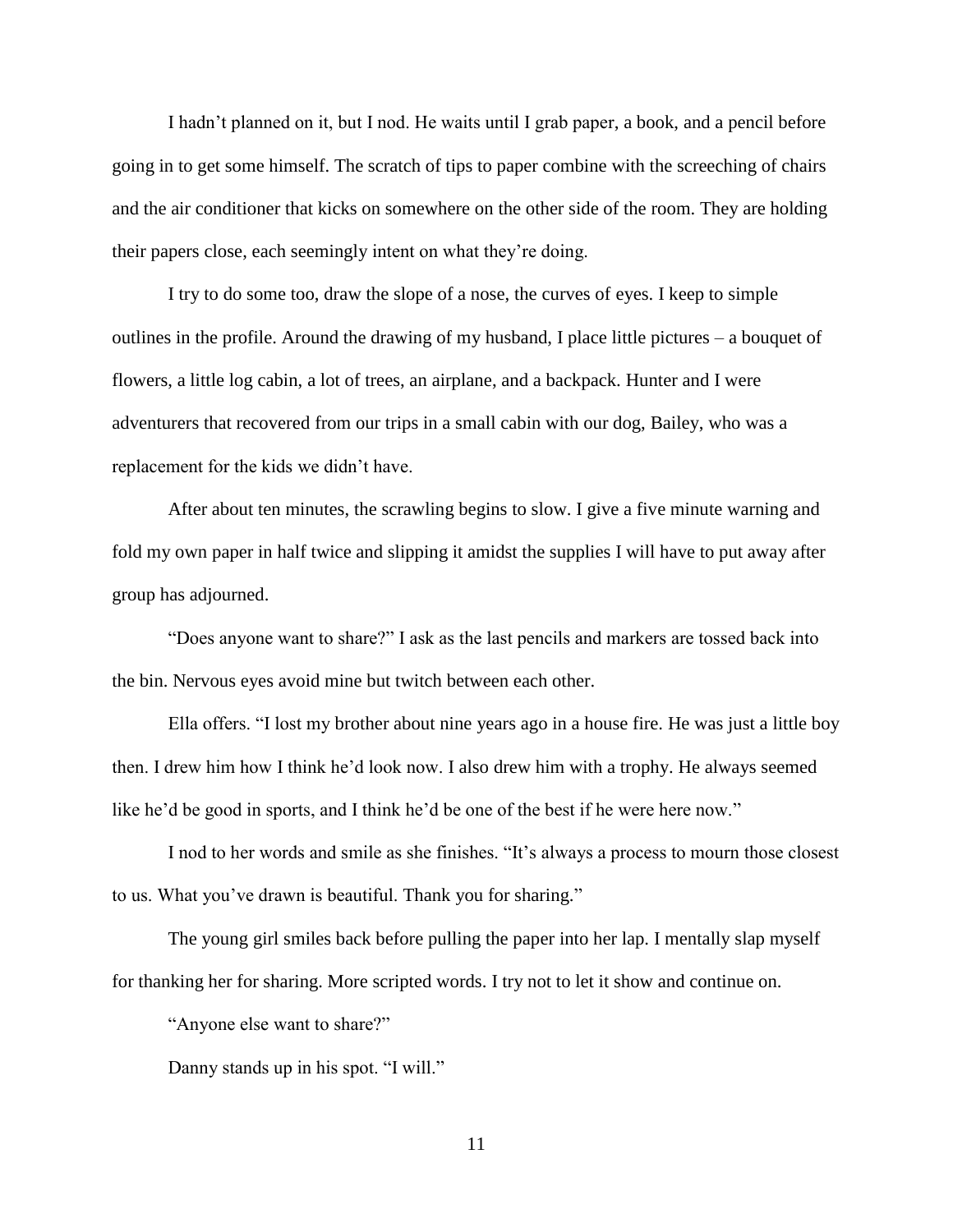I hadn't planned on it, but I nod. He waits until I grab paper, a book, and a pencil before going in to get some himself. The scratch of tips to paper combine with the screeching of chairs and the air conditioner that kicks on somewhere on the other side of the room. They are holding their papers close, each seemingly intent on what they're doing.

I try to do some too, draw the slope of a nose, the curves of eyes. I keep to simple outlines in the profile. Around the drawing of my husband, I place little pictures – a bouquet of flowers, a little log cabin, a lot of trees, an airplane, and a backpack. Hunter and I were adventurers that recovered from our trips in a small cabin with our dog, Bailey, who was a replacement for the kids we didn't have.

After about ten minutes, the scrawling begins to slow. I give a five minute warning and fold my own paper in half twice and slipping it amidst the supplies I will have to put away after group has adjourned.

"Does anyone want to share?" I ask as the last pencils and markers are tossed back into the bin. Nervous eyes avoid mine but twitch between each other.

Ella offers. "I lost my brother about nine years ago in a house fire. He was just a little boy then. I drew him how I think he'd look now. I also drew him with a trophy. He always seemed like he'd be good in sports, and I think he'd be one of the best if he were here now."

I nod to her words and smile as she finishes. "It's always a process to mourn those closest to us. What you've drawn is beautiful. Thank you for sharing."

The young girl smiles back before pulling the paper into her lap. I mentally slap myself for thanking her for sharing. More scripted words. I try not to let it show and continue on.

"Anyone else want to share?"

Danny stands up in his spot. "I will."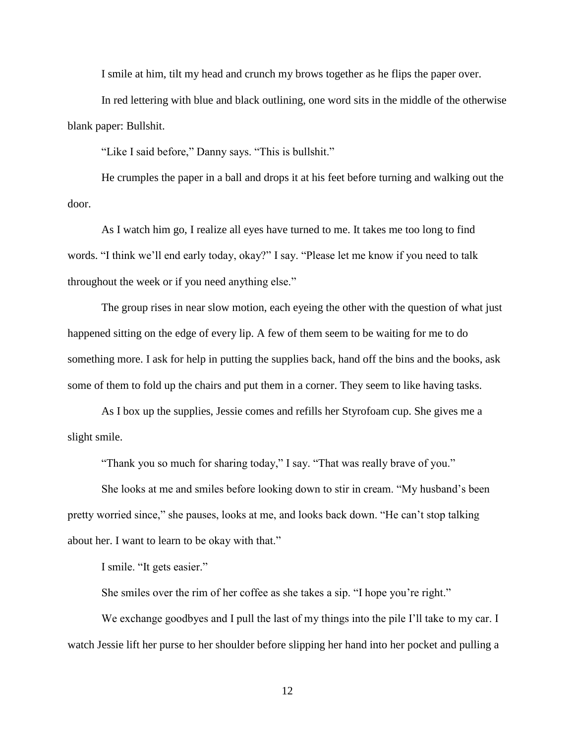I smile at him, tilt my head and crunch my brows together as he flips the paper over.

In red lettering with blue and black outlining, one word sits in the middle of the otherwise blank paper: Bullshit.

"Like I said before," Danny says. "This is bullshit."

He crumples the paper in a ball and drops it at his feet before turning and walking out the door.

As I watch him go, I realize all eyes have turned to me. It takes me too long to find words. "I think we'll end early today, okay?" I say. "Please let me know if you need to talk throughout the week or if you need anything else."

The group rises in near slow motion, each eyeing the other with the question of what just happened sitting on the edge of every lip. A few of them seem to be waiting for me to do something more. I ask for help in putting the supplies back, hand off the bins and the books, ask some of them to fold up the chairs and put them in a corner. They seem to like having tasks.

As I box up the supplies, Jessie comes and refills her Styrofoam cup. She gives me a slight smile.

"Thank you so much for sharing today," I say. "That was really brave of you."

She looks at me and smiles before looking down to stir in cream. "My husband's been pretty worried since," she pauses, looks at me, and looks back down. "He can't stop talking about her. I want to learn to be okay with that."

I smile. "It gets easier."

She smiles over the rim of her coffee as she takes a sip. "I hope you're right."

We exchange goodbyes and I pull the last of my things into the pile I'll take to my car. I watch Jessie lift her purse to her shoulder before slipping her hand into her pocket and pulling a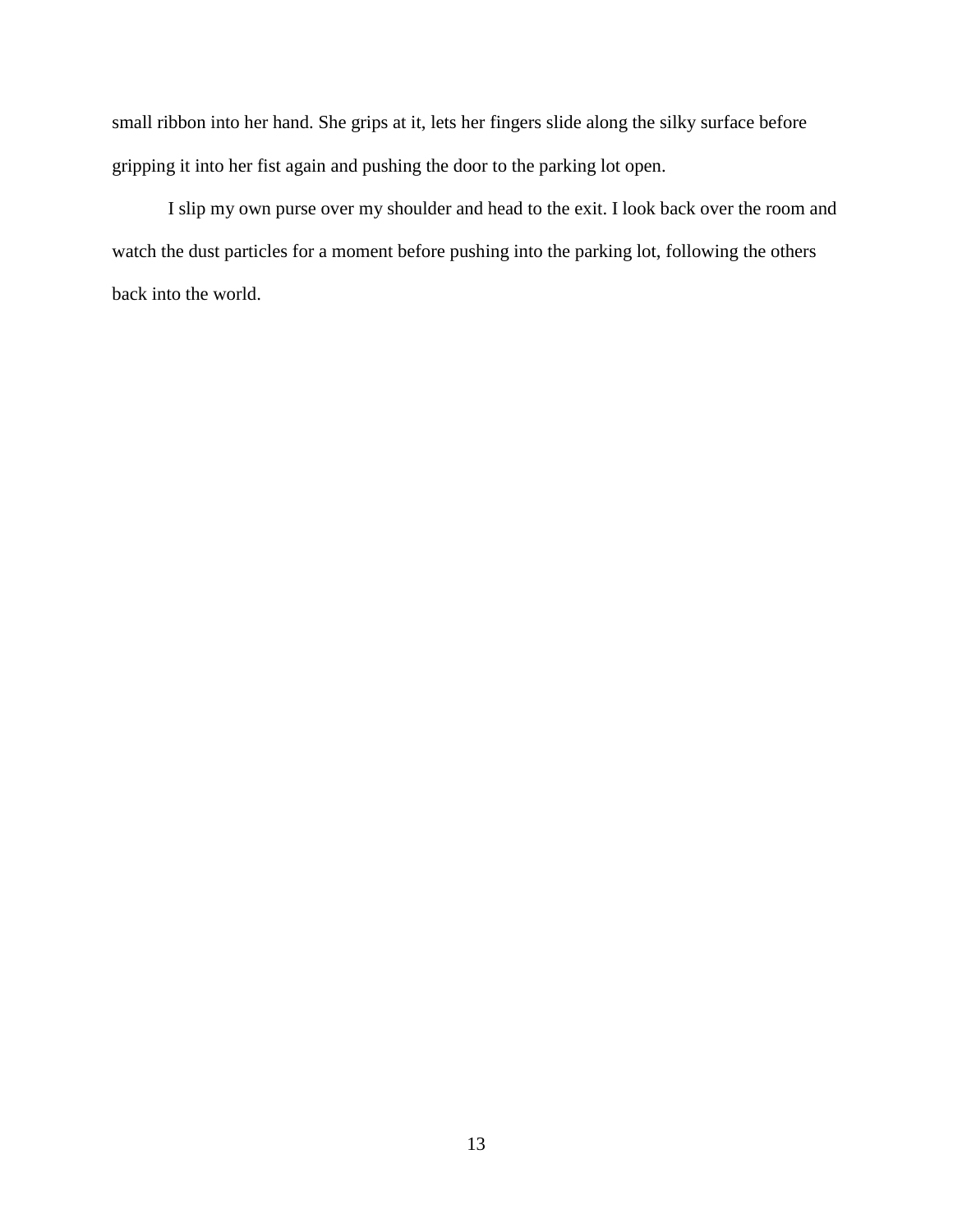small ribbon into her hand. She grips at it, lets her fingers slide along the silky surface before gripping it into her fist again and pushing the door to the parking lot open.

I slip my own purse over my shoulder and head to the exit. I look back over the room and watch the dust particles for a moment before pushing into the parking lot, following the others back into the world.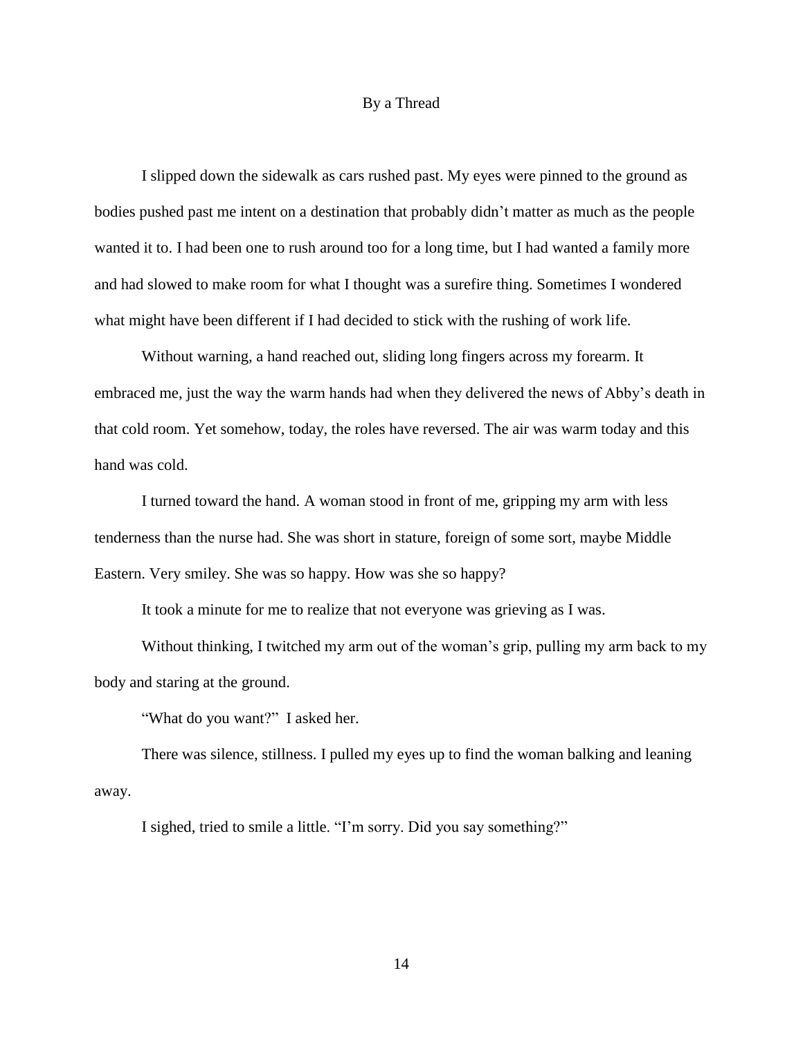# By a Thread

I slipped down the sidewalk as cars rushed past. My eyes were pinned to the ground as bodies pushed past me intent on a destination that probably didn't matter as much as the people wanted it to. I had been one to rush around too for a long time, but I had wanted a family more and had slowed to make room for what I thought was a surefire thing. Sometimes I wondered what might have been different if I had decided to stick with the rushing of work life.

Without warning, a hand reached out, sliding long fingers across my forearm. It embraced me, just the way the warm hands had when they delivered the news of Abby's death in that cold room. Yet somehow, today, the roles have reversed. The air was warm today and this hand was cold.

I turned toward the hand. A woman stood in front of me, gripping my arm with less tenderness than the nurse had. She was short in stature, foreign of some sort, maybe Middle Eastern. Very smiley. She was so happy. How was she so happy?

It took a minute for me to realize that not everyone was grieving as I was.

Without thinking, I twitched my arm out of the woman's grip, pulling my arm back to my body and staring at the ground.

"What do you want?"  I asked her.

There was silence, stillness. I pulled my eyes up to find the woman balking and leaning away.

I sighed, tried to smile a little. "I'm sorry. Did you say something?"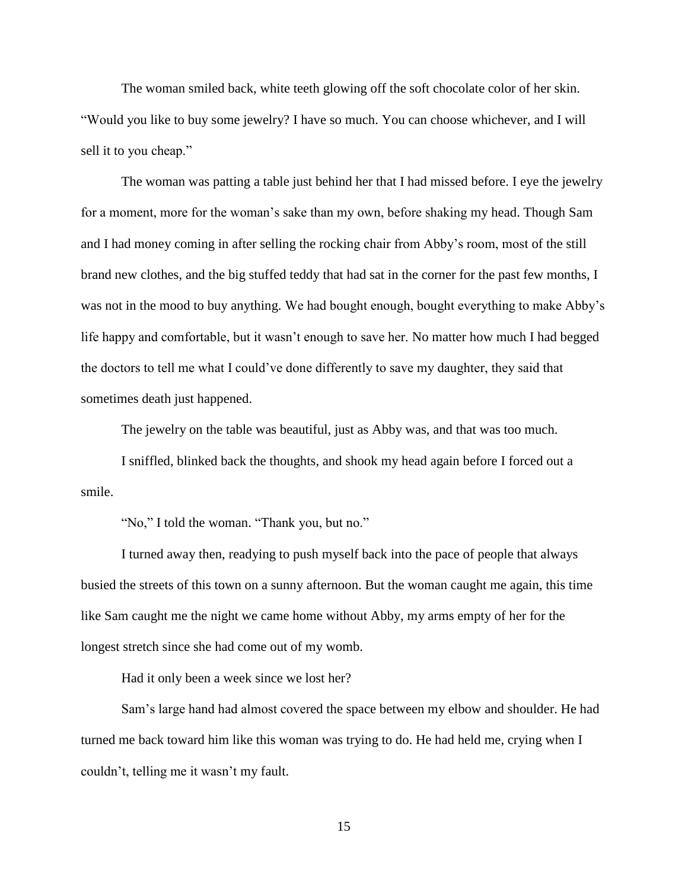The woman smiled back, white teeth glowing off the soft chocolate color of her skin. "Would you like to buy some jewelry? I have so much. You can choose whichever, and I will sell it to you cheap."

The woman was patting a table just behind her that I had missed before. I eye the jewelry for a moment, more for the woman's sake than my own, before shaking my head. Though Sam and I had money coming in after selling the rocking chair from Abby's room, most of the still brand new clothes, and the big stuffed teddy that had sat in the corner for the past few months, I was not in the mood to buy anything. We had bought enough, bought everything to make Abby's life happy and comfortable, but it wasn't enough to save her. No matter how much I had begged the doctors to tell me what I could've done differently to save my daughter, they said that sometimes death just happened.

The jewelry on the table was beautiful, just as Abby was, and that was too much.

I sniffled, blinked back the thoughts, and shook my head again before I forced out a smile.

"No," I told the woman. "Thank you, but no."

I turned away then, readying to push myself back into the pace of people that always busied the streets of this town on a sunny afternoon. But the woman caught me again, this time like Sam caught me the night we came home without Abby, my arms empty of her for the longest stretch since she had come out of my womb.

Had it only been a week since we lost her?

Sam's large hand had almost covered the space between my elbow and shoulder. He had turned me back toward him like this woman was trying to do. He had held me, crying when I couldn't, telling me it wasn't my fault.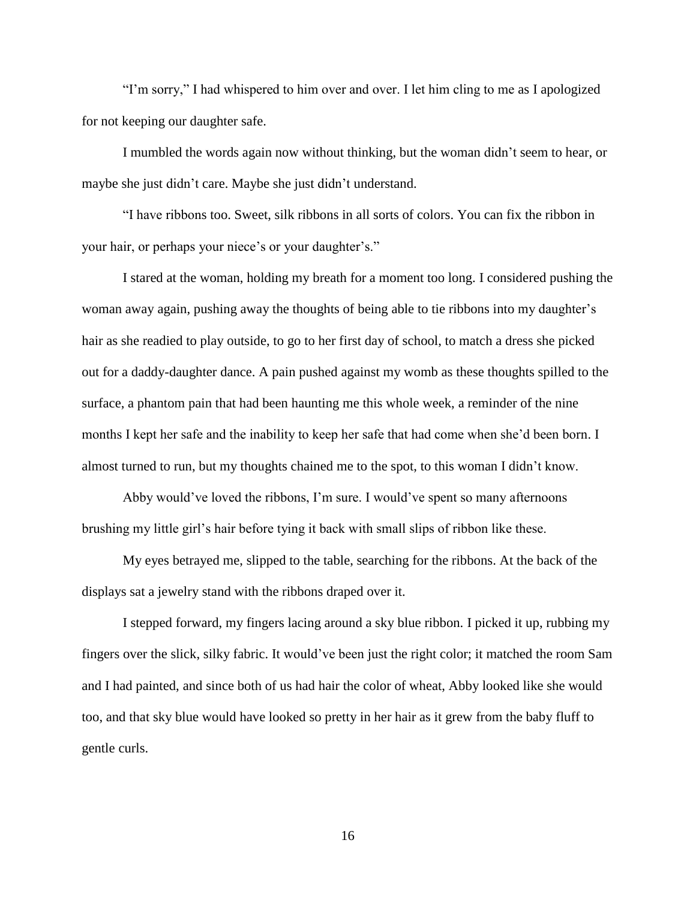"I'm sorry," I had whispered to him over and over. I let him cling to me as I apologized for not keeping our daughter safe.

I mumbled the words again now without thinking, but the woman didn't seem to hear, or maybe she just didn't care. Maybe she just didn't understand.

"I have ribbons too. Sweet, silk ribbons in all sorts of colors. You can fix the ribbon in your hair, or perhaps your niece's or your daughter's."

I stared at the woman, holding my breath for a moment too long. I considered pushing the woman away again, pushing away the thoughts of being able to tie ribbons into my daughter's hair as she readied to play outside, to go to her first day of school, to match a dress she picked out for a daddy-daughter dance. A pain pushed against my womb as these thoughts spilled to the surface, a phantom pain that had been haunting me this whole week, a reminder of the nine months I kept her safe and the inability to keep her safe that had come when she'd been born. I almost turned to run, but my thoughts chained me to the spot, to this woman I didn't know.

Abby would've loved the ribbons, I'm sure. I would've spent so many afternoons brushing my little girl's hair before tying it back with small slips of ribbon like these.

My eyes betrayed me, slipped to the table, searching for the ribbons. At the back of the displays sat a jewelry stand with the ribbons draped over it.

I stepped forward, my fingers lacing around a sky blue ribbon. I picked it up, rubbing my fingers over the slick, silky fabric. It would've been just the right color; it matched the room Sam and I had painted, and since both of us had hair the color of wheat, Abby looked like she would too, and that sky blue would have looked so pretty in her hair as it grew from the baby fluff to gentle curls.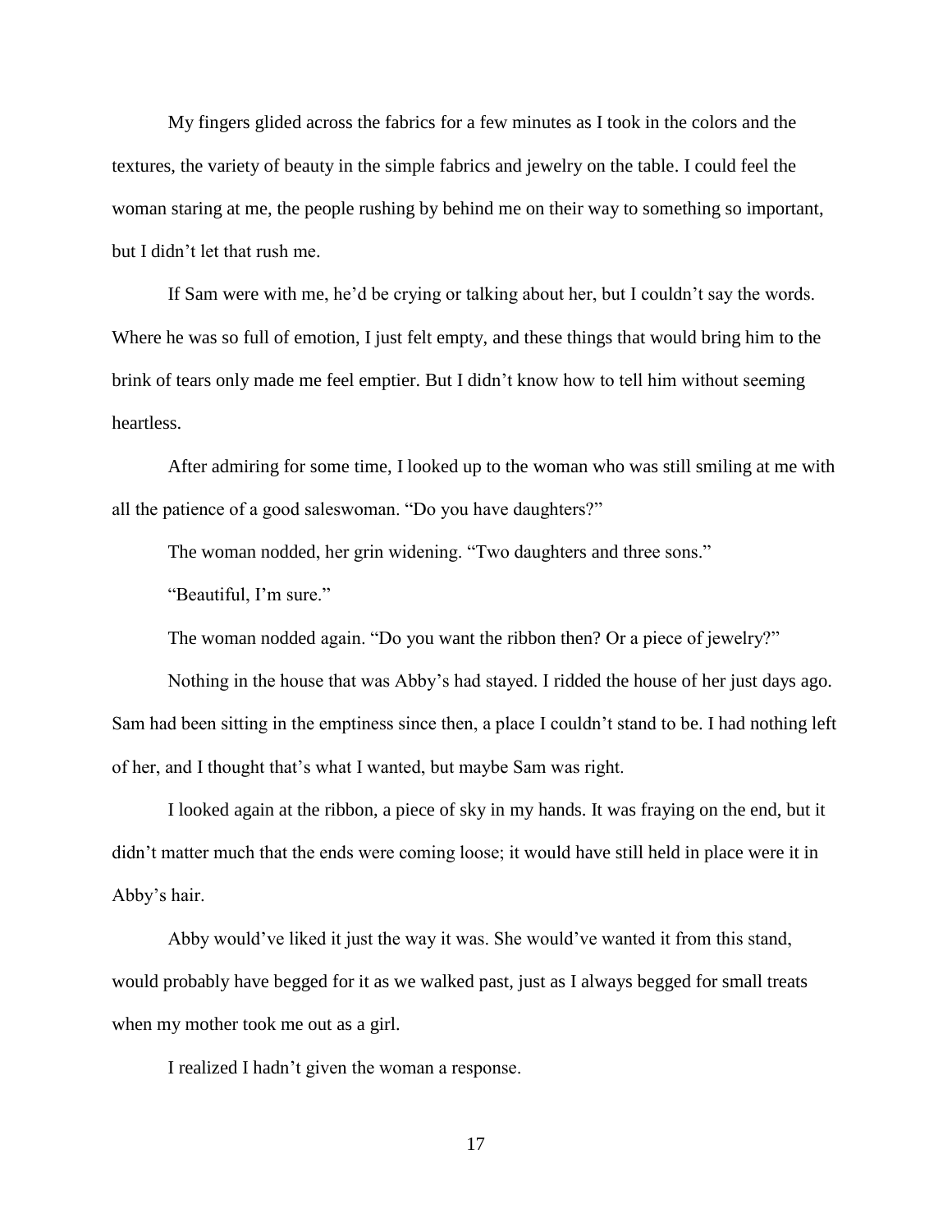My fingers glided across the fabrics for a few minutes as I took in the colors and the textures, the variety of beauty in the simple fabrics and jewelry on the table. I could feel the woman staring at me, the people rushing by behind me on their way to something so important, but I didn't let that rush me.

If Sam were with me, he'd be crying or talking about her, but I couldn't say the words. Where he was so full of emotion, I just felt empty, and these things that would bring him to the brink of tears only made me feel emptier. But I didn't know how to tell him without seeming heartless.

After admiring for some time, I looked up to the woman who was still smiling at me with all the patience of a good saleswoman. "Do you have daughters?"

The woman nodded, her grin widening. "Two daughters and three sons."

"Beautiful, I'm sure."

The woman nodded again. "Do you want the ribbon then? Or a piece of jewelry?"

Nothing in the house that was Abby's had stayed. I ridded the house of her just days ago. Sam had been sitting in the emptiness since then, a place I couldn't stand to be. I had nothing left of her, and I thought that's what I wanted, but maybe Sam was right.

I looked again at the ribbon, a piece of sky in my hands. It was fraying on the end, but it didn't matter much that the ends were coming loose; it would have still held in place were it in Abby's hair.

Abby would've liked it just the way it was. She would've wanted it from this stand, would probably have begged for it as we walked past, just as I always begged for small treats when my mother took me out as a girl.

I realized I hadn't given the woman a response.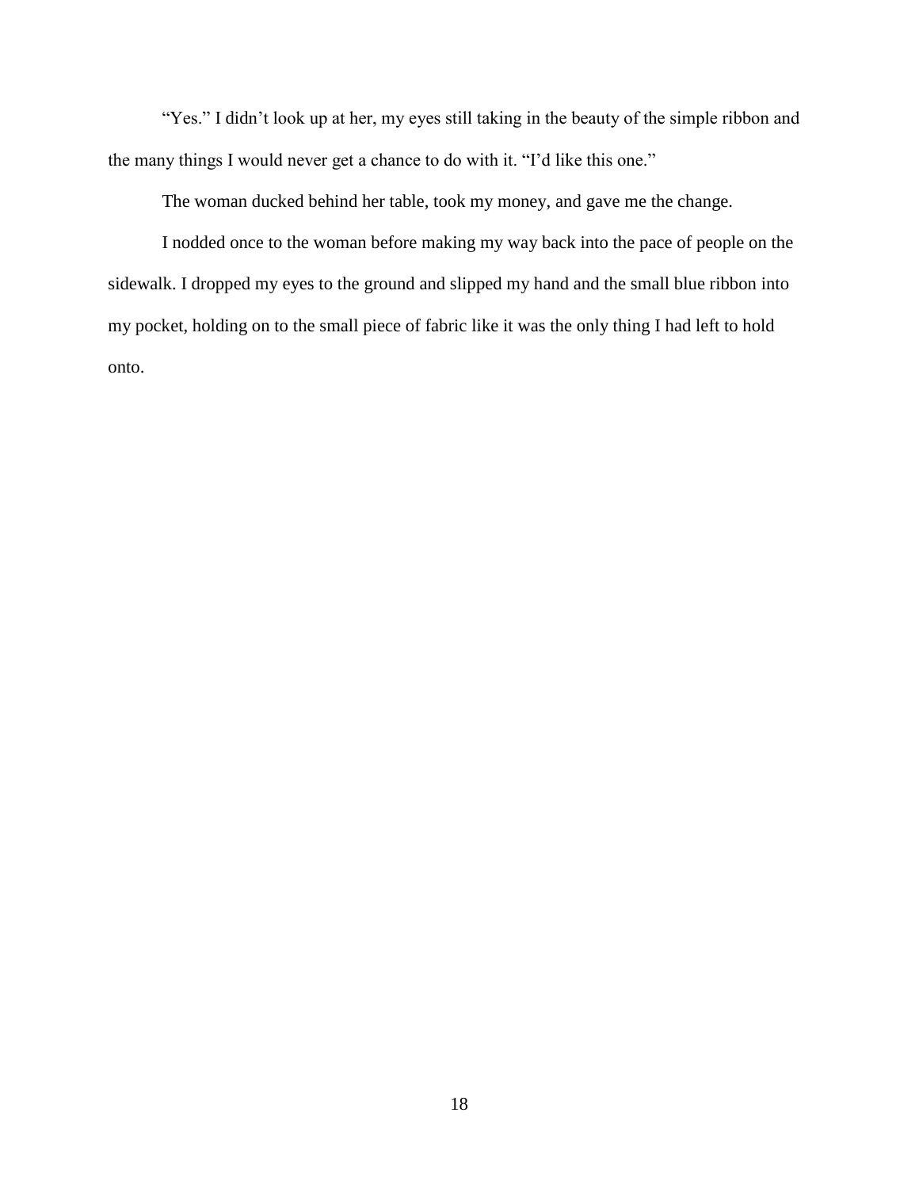"Yes." I didn't look up at her, my eyes still taking in the beauty of the simple ribbon and the many things I would never get a chance to do with it. "I'd like this one."

The woman ducked behind her table, took my money, and gave me the change.

I nodded once to the woman before making my way back into the pace of people on the sidewalk. I dropped my eyes to the ground and slipped my hand and the small blue ribbon into my pocket, holding on to the small piece of fabric like it was the only thing I had left to hold onto.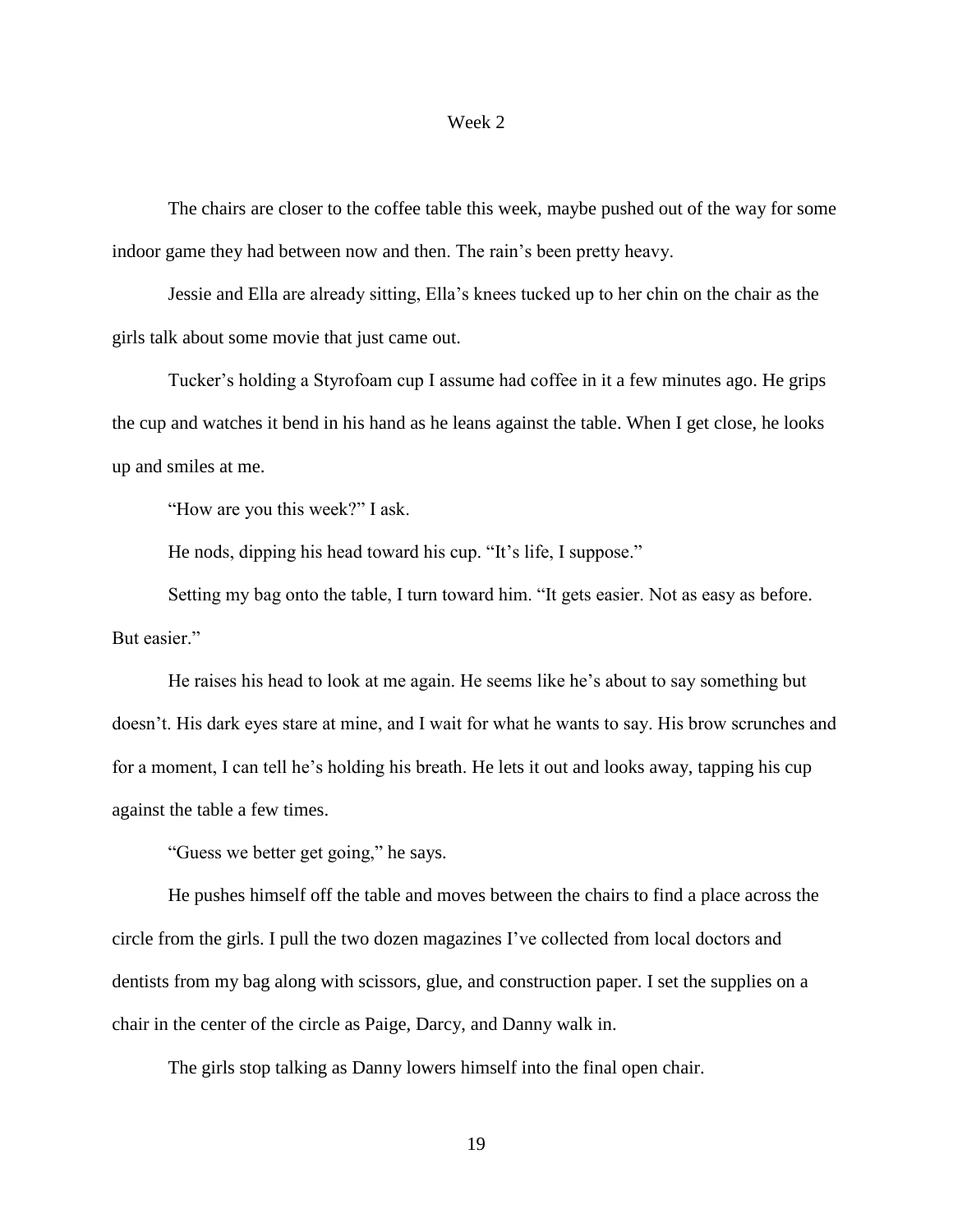# Week 2

The chairs are closer to the coffee table this week, maybe pushed out of the way for some indoor game they had between now and then. The rain's been pretty heavy.

Jessie and Ella are already sitting, Ella's knees tucked up to her chin on the chair as the girls talk about some movie that just came out.

Tucker's holding a Styrofoam cup I assume had coffee in it a few minutes ago. He grips the cup and watches it bend in his hand as he leans against the table. When I get close, he looks up and smiles at me.

"How are you this week?" I ask.

He nods, dipping his head toward his cup. "It's life, I suppose."

Setting my bag onto the table, I turn toward him. "It gets easier. Not as easy as before. But easier."

He raises his head to look at me again. He seems like he's about to say something but doesn't. His dark eyes stare at mine, and I wait for what he wants to say. His brow scrunches and for a moment, I can tell he's holding his breath. He lets it out and looks away, tapping his cup against the table a few times.

"Guess we better get going," he says.

He pushes himself off the table and moves between the chairs to find a place across the circle from the girls. I pull the two dozen magazines I've collected from local doctors and dentists from my bag along with scissors, glue, and construction paper. I set the supplies on a chair in the center of the circle as Paige, Darcy, and Danny walk in.

The girls stop talking as Danny lowers himself into the final open chair.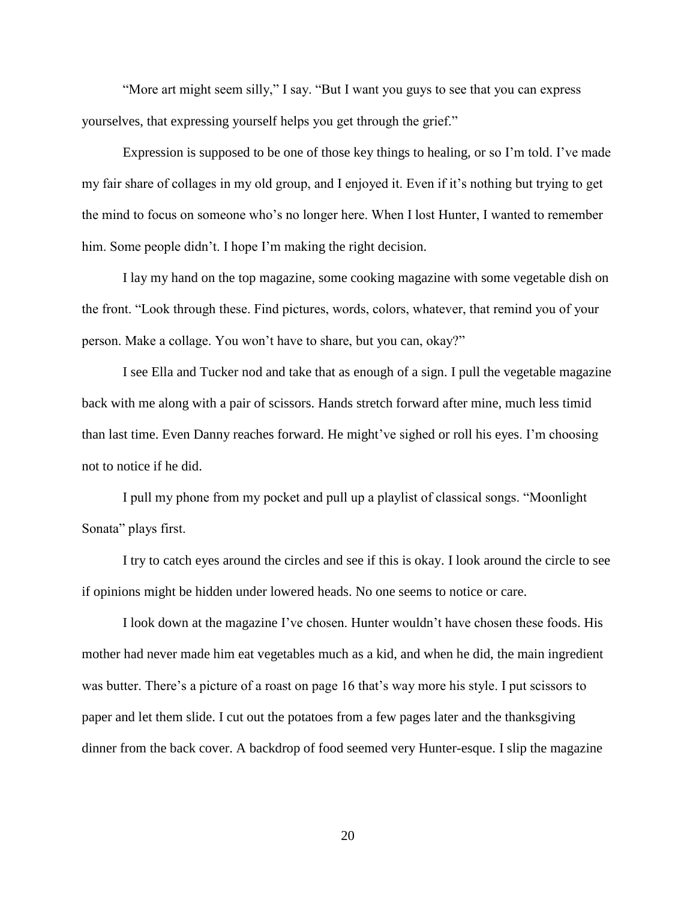"More art might seem silly," I say. "But I want you guys to see that you can express yourselves, that expressing yourself helps you get through the grief."

Expression is supposed to be one of those key things to healing, or so I'm told. I've made my fair share of collages in my old group, and I enjoyed it. Even if it's nothing but trying to get the mind to focus on someone who's no longer here. When I lost Hunter, I wanted to remember him. Some people didn't. I hope I'm making the right decision.

I lay my hand on the top magazine, some cooking magazine with some vegetable dish on the front. "Look through these. Find pictures, words, colors, whatever, that remind you of your person. Make a collage. You won't have to share, but you can, okay?"

I see Ella and Tucker nod and take that as enough of a sign. I pull the vegetable magazine back with me along with a pair of scissors. Hands stretch forward after mine, much less timid than last time. Even Danny reaches forward. He might've sighed or roll his eyes. I'm choosing not to notice if he did.

I pull my phone from my pocket and pull up a playlist of classical songs. "Moonlight Sonata" plays first.

I try to catch eyes around the circles and see if this is okay. I look around the circle to see if opinions might be hidden under lowered heads. No one seems to notice or care.

I look down at the magazine I've chosen. Hunter wouldn't have chosen these foods. His mother had never made him eat vegetables much as a kid, and when he did, the main ingredient was butter. There's a picture of a roast on page 16 that's way more his style. I put scissors to paper and let them slide. I cut out the potatoes from a few pages later and the thanksgiving dinner from the back cover. A backdrop of food seemed very Hunter-esque. I slip the magazine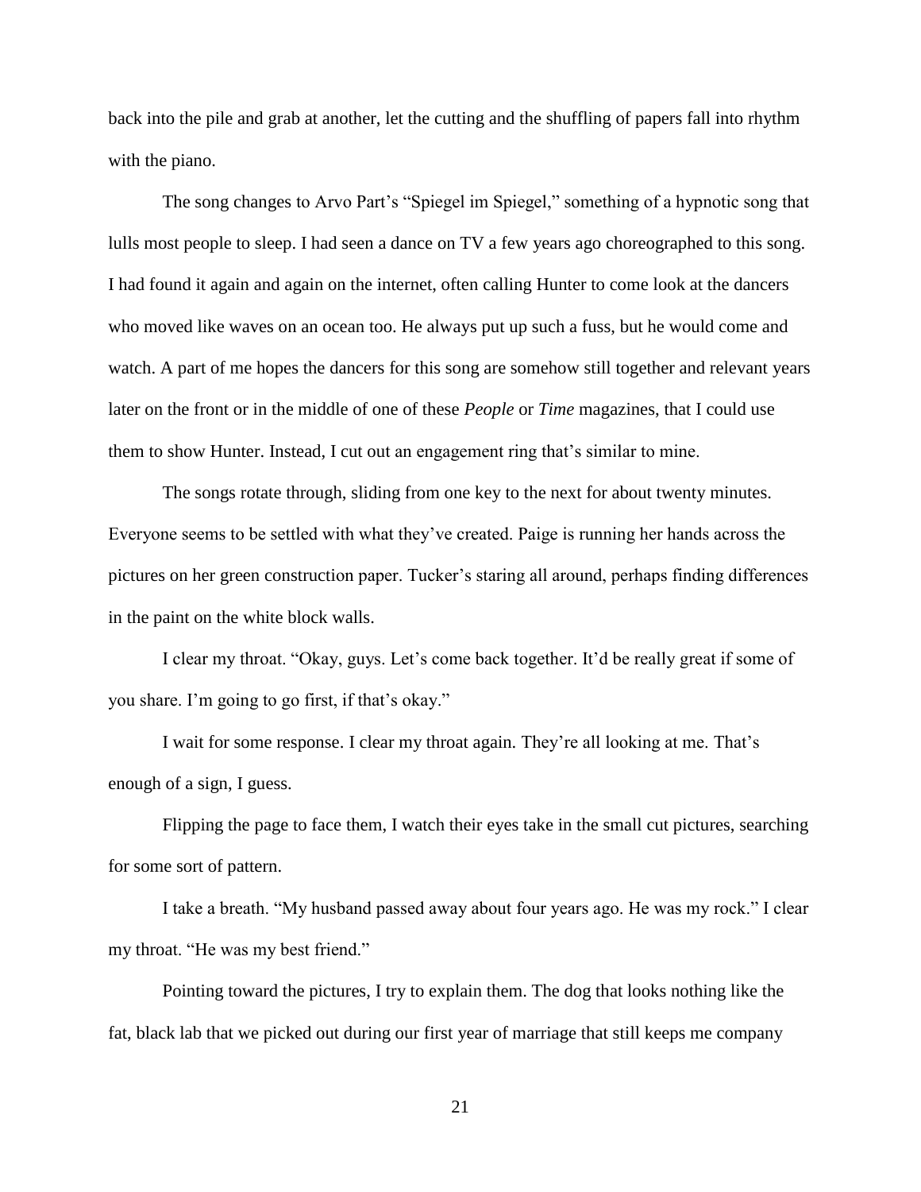back into the pile and grab at another, let the cutting and the shuffling of papers fall into rhythm with the piano.

The song changes to Arvo Part's "Spiegel im Spiegel," something of a hypnotic song that lulls most people to sleep. I had seen a dance on TV a few years ago choreographed to this song. I had found it again and again on the internet, often calling Hunter to come look at the dancers who moved like waves on an ocean too. He always put up such a fuss, but he would come and watch. A part of me hopes the dancers for this song are somehow still together and relevant years later on the front or in the middle of one of these *People* or *Time* magazines, that I could use them to show Hunter. Instead, I cut out an engagement ring that's similar to mine.

The songs rotate through, sliding from one key to the next for about twenty minutes. Everyone seems to be settled with what they've created. Paige is running her hands across the pictures on her green construction paper. Tucker's staring all around, perhaps finding differences in the paint on the white block walls.

I clear my throat. "Okay, guys. Let's come back together. It'd be really great if some of you share. I'm going to go first, if that's okay."

I wait for some response. I clear my throat again. They're all looking at me. That's enough of a sign, I guess.

Flipping the page to face them, I watch their eyes take in the small cut pictures, searching for some sort of pattern.

I take a breath. "My husband passed away about four years ago. He was my rock." I clear my throat. "He was my best friend."

Pointing toward the pictures, I try to explain them. The dog that looks nothing like the fat, black lab that we picked out during our first year of marriage that still keeps me company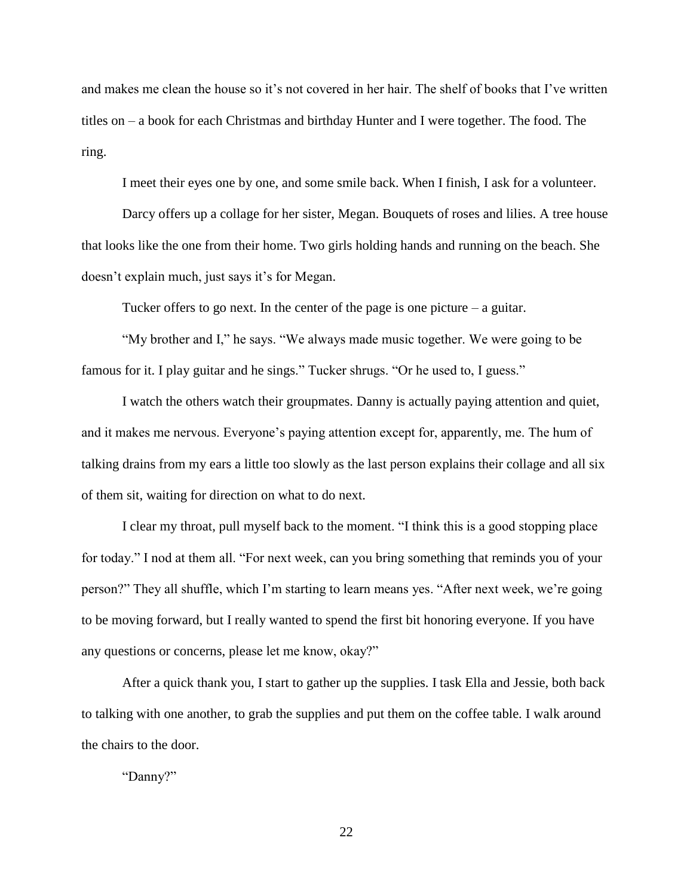and makes me clean the house so it's not covered in her hair. The shelf of books that I've written titles on – a book for each Christmas and birthday Hunter and I were together. The food. The ring.

I meet their eyes one by one, and some smile back. When I finish, I ask for a volunteer.

Darcy offers up a collage for her sister, Megan. Bouquets of roses and lilies. A tree house that looks like the one from their home. Two girls holding hands and running on the beach. She doesn't explain much, just says it's for Megan.

Tucker offers to go next. In the center of the page is one picture – a guitar.

"My brother and I," he says. "We always made music together. We were going to be famous for it. I play guitar and he sings." Tucker shrugs. "Or he used to, I guess."

I watch the others watch their groupmates. Danny is actually paying attention and quiet, and it makes me nervous. Everyone's paying attention except for, apparently, me. The hum of talking drains from my ears a little too slowly as the last person explains their collage and all six of them sit, waiting for direction on what to do next.

I clear my throat, pull myself back to the moment. "I think this is a good stopping place for today." I nod at them all. "For next week, can you bring something that reminds you of your person?" They all shuffle, which I'm starting to learn means yes. "After next week, we're going to be moving forward, but I really wanted to spend the first bit honoring everyone. If you have any questions or concerns, please let me know, okay?"

After a quick thank you, I start to gather up the supplies. I task Ella and Jessie, both back to talking with one another, to grab the supplies and put them on the coffee table. I walk around the chairs to the door.

"Danny?"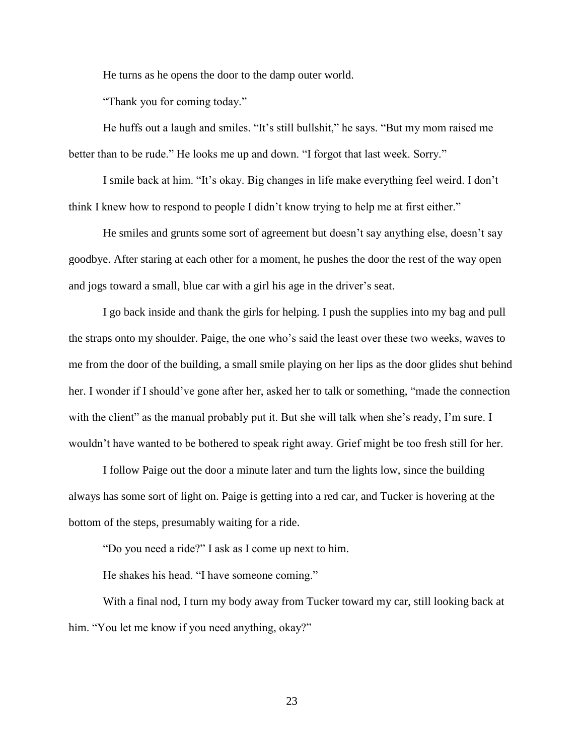He turns as he opens the door to the damp outer world.

"Thank you for coming today."

He huffs out a laugh and smiles. "It's still bullshit," he says. "But my mom raised me better than to be rude." He looks me up and down. "I forgot that last week. Sorry."

I smile back at him. "It's okay. Big changes in life make everything feel weird. I don't think I knew how to respond to people I didn't know trying to help me at first either."

He smiles and grunts some sort of agreement but doesn't say anything else, doesn't say goodbye. After staring at each other for a moment, he pushes the door the rest of the way open and jogs toward a small, blue car with a girl his age in the driver's seat.

I go back inside and thank the girls for helping. I push the supplies into my bag and pull the straps onto my shoulder. Paige, the one who's said the least over these two weeks, waves to me from the door of the building, a small smile playing on her lips as the door glides shut behind her. I wonder if I should've gone after her, asked her to talk or something, "made the connection with the client" as the manual probably put it. But she will talk when she's ready, I'm sure. I wouldn't have wanted to be bothered to speak right away. Grief might be too fresh still for her.

I follow Paige out the door a minute later and turn the lights low, since the building always has some sort of light on. Paige is getting into a red car, and Tucker is hovering at the bottom of the steps, presumably waiting for a ride.

"Do you need a ride?" I ask as I come up next to him.

He shakes his head. "I have someone coming."

With a final nod, I turn my body away from Tucker toward my car, still looking back at him. "You let me know if you need anything, okay?"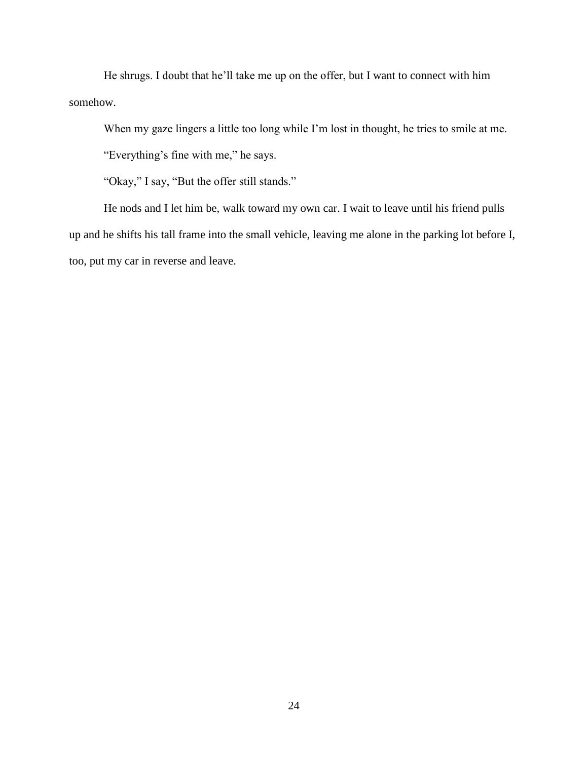He shrugs. I doubt that he'll take me up on the offer, but I want to connect with him somehow.

When my gaze lingers a little too long while I'm lost in thought, he tries to smile at me.

"Everything's fine with me," he says.

"Okay," I say, "But the offer still stands."

He nods and I let him be, walk toward my own car. I wait to leave until his friend pulls up and he shifts his tall frame into the small vehicle, leaving me alone in the parking lot before I, too, put my car in reverse and leave.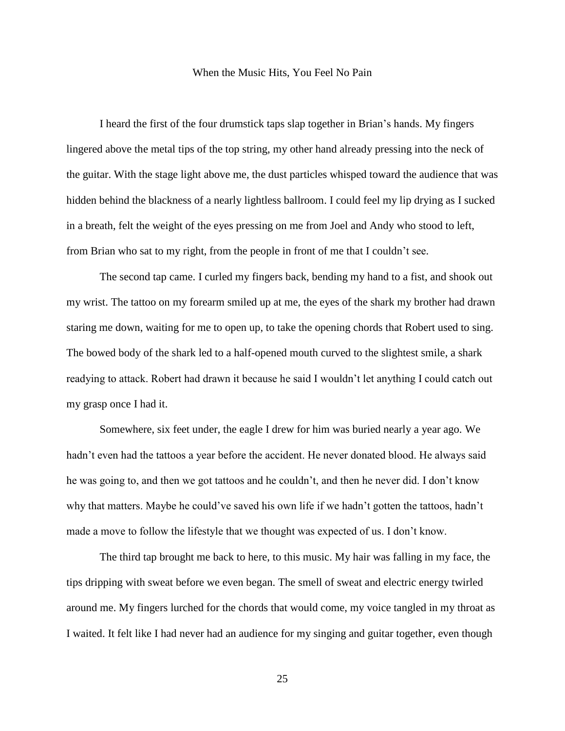# When the Music Hits, You Feel No Pain

I heard the first of the four drumstick taps slap together in Brian's hands. My fingers lingered above the metal tips of the top string, my other hand already pressing into the neck of the guitar. With the stage light above me, the dust particles whisped toward the audience that was hidden behind the blackness of a nearly lightless ballroom. I could feel my lip drying as I sucked in a breath, felt the weight of the eyes pressing on me from Joel and Andy who stood to left, from Brian who sat to my right, from the people in front of me that I couldn't see.

The second tap came. I curled my fingers back, bending my hand to a fist, and shook out my wrist. The tattoo on my forearm smiled up at me, the eyes of the shark my brother had drawn staring me down, waiting for me to open up, to take the opening chords that Robert used to sing. The bowed body of the shark led to a half-opened mouth curved to the slightest smile, a shark readying to attack. Robert had drawn it because he said I wouldn't let anything I could catch out my grasp once I had it.

Somewhere, six feet under, the eagle I drew for him was buried nearly a year ago. We hadn't even had the tattoos a year before the accident. He never donated blood. He always said he was going to, and then we got tattoos and he couldn't, and then he never did. I don't know why that matters. Maybe he could've saved his own life if we hadn't gotten the tattoos, hadn't made a move to follow the lifestyle that we thought was expected of us. I don't know.

The third tap brought me back to here, to this music. My hair was falling in my face, the tips dripping with sweat before we even began. The smell of sweat and electric energy twirled around me. My fingers lurched for the chords that would come, my voice tangled in my throat as I waited. It felt like I had never had an audience for my singing and guitar together, even though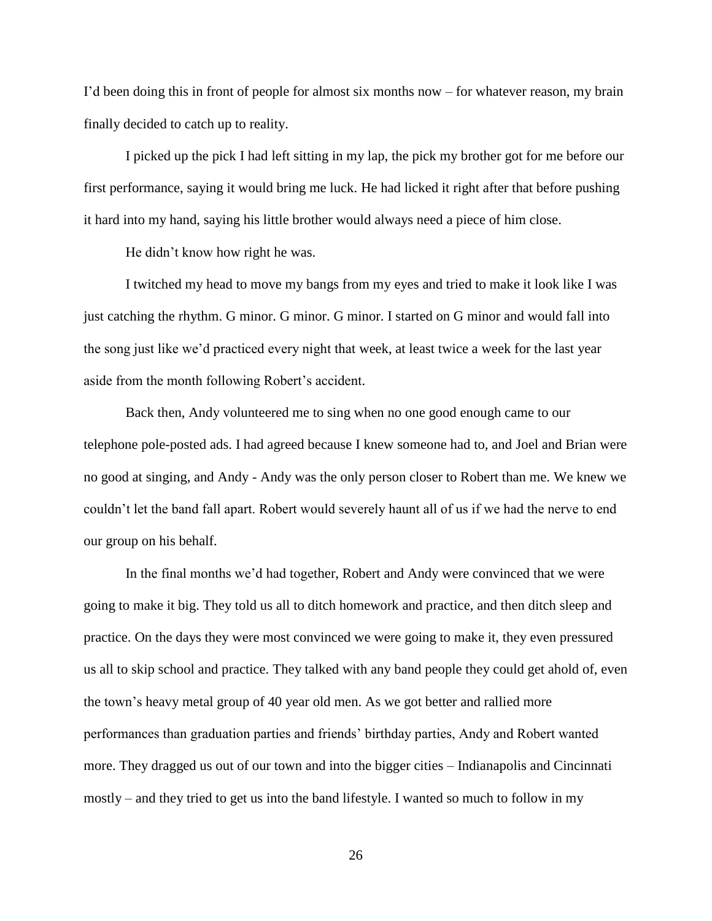I'd been doing this in front of people for almost six months now – for whatever reason, my brain finally decided to catch up to reality.

I picked up the pick I had left sitting in my lap, the pick my brother got for me before our first performance, saying it would bring me luck. He had licked it right after that before pushing it hard into my hand, saying his little brother would always need a piece of him close.

He didn't know how right he was.

I twitched my head to move my bangs from my eyes and tried to make it look like I was just catching the rhythm. G minor. G minor. G minor. I started on G minor and would fall into the song just like we'd practiced every night that week, at least twice a week for the last year aside from the month following Robert's accident.

Back then, Andy volunteered me to sing when no one good enough came to our telephone pole-posted ads. I had agreed because I knew someone had to, and Joel and Brian were no good at singing, and Andy - Andy was the only person closer to Robert than me. We knew we couldn't let the band fall apart. Robert would severely haunt all of us if we had the nerve to end our group on his behalf.

In the final months we'd had together, Robert and Andy were convinced that we were going to make it big. They told us all to ditch homework and practice, and then ditch sleep and practice. On the days they were most convinced we were going to make it, they even pressured us all to skip school and practice. They talked with any band people they could get ahold of, even the town's heavy metal group of 40 year old men. As we got better and rallied more performances than graduation parties and friends' birthday parties, Andy and Robert wanted more. They dragged us out of our town and into the bigger cities – Indianapolis and Cincinnati mostly – and they tried to get us into the band lifestyle. I wanted so much to follow in my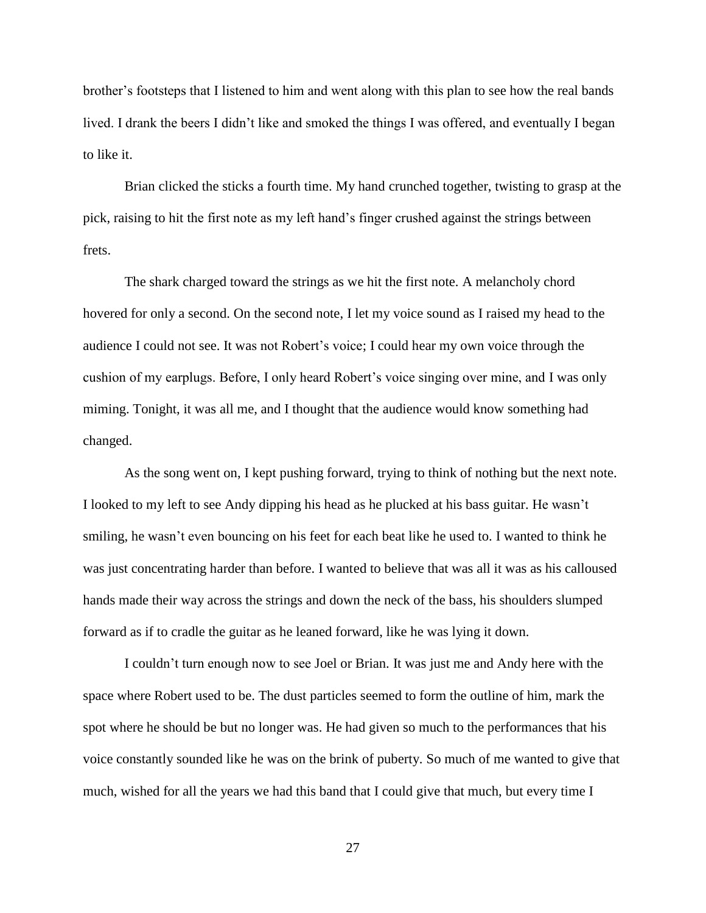brother's footsteps that I listened to him and went along with this plan to see how the real bands lived. I drank the beers I didn't like and smoked the things I was offered, and eventually I began to like it.

Brian clicked the sticks a fourth time. My hand crunched together, twisting to grasp at the pick, raising to hit the first note as my left hand's finger crushed against the strings between frets.

The shark charged toward the strings as we hit the first note. A melancholy chord hovered for only a second. On the second note, I let my voice sound as I raised my head to the audience I could not see. It was not Robert's voice; I could hear my own voice through the cushion of my earplugs. Before, I only heard Robert's voice singing over mine, and I was only miming. Tonight, it was all me, and I thought that the audience would know something had changed.

As the song went on, I kept pushing forward, trying to think of nothing but the next note. I looked to my left to see Andy dipping his head as he plucked at his bass guitar. He wasn't smiling, he wasn't even bouncing on his feet for each beat like he used to. I wanted to think he was just concentrating harder than before. I wanted to believe that was all it was as his calloused hands made their way across the strings and down the neck of the bass, his shoulders slumped forward as if to cradle the guitar as he leaned forward, like he was lying it down.

I couldn't turn enough now to see Joel or Brian. It was just me and Andy here with the space where Robert used to be. The dust particles seemed to form the outline of him, mark the spot where he should be but no longer was. He had given so much to the performances that his voice constantly sounded like he was on the brink of puberty. So much of me wanted to give that much, wished for all the years we had this band that I could give that much, but every time I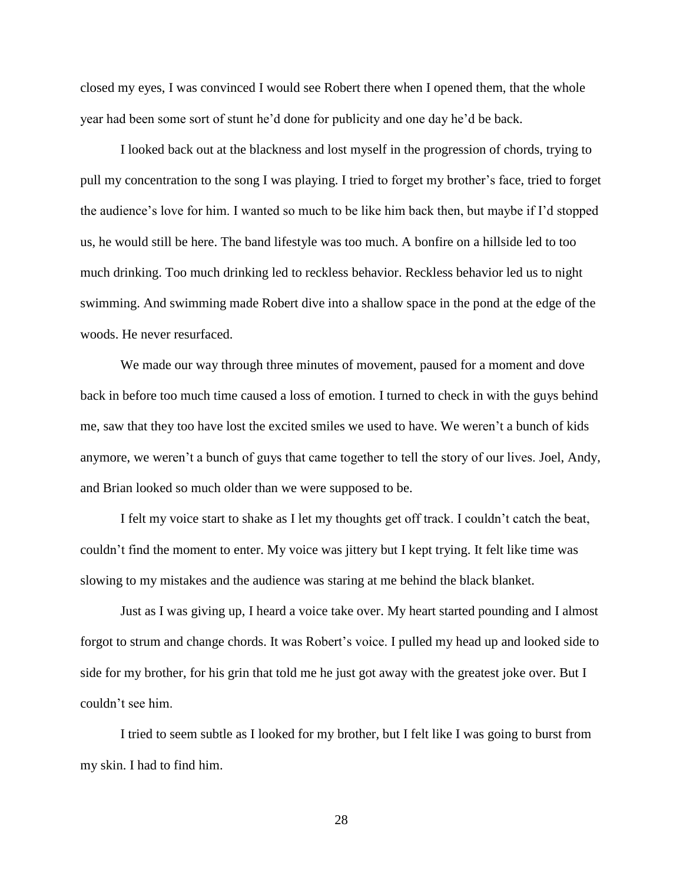closed my eyes, I was convinced I would see Robert there when I opened them, that the whole year had been some sort of stunt he'd done for publicity and one day he'd be back.

I looked back out at the blackness and lost myself in the progression of chords, trying to pull my concentration to the song I was playing. I tried to forget my brother's face, tried to forget the audience's love for him. I wanted so much to be like him back then, but maybe if I'd stopped us, he would still be here. The band lifestyle was too much. A bonfire on a hillside led to too much drinking. Too much drinking led to reckless behavior. Reckless behavior led us to night swimming. And swimming made Robert dive into a shallow space in the pond at the edge of the woods. He never resurfaced.

We made our way through three minutes of movement, paused for a moment and dove back in before too much time caused a loss of emotion. I turned to check in with the guys behind me, saw that they too have lost the excited smiles we used to have. We weren't a bunch of kids anymore, we weren't a bunch of guys that came together to tell the story of our lives. Joel, Andy, and Brian looked so much older than we were supposed to be.

I felt my voice start to shake as I let my thoughts get off track. I couldn't catch the beat, couldn't find the moment to enter. My voice was jittery but I kept trying. It felt like time was slowing to my mistakes and the audience was staring at me behind the black blanket.

Just as I was giving up, I heard a voice take over. My heart started pounding and I almost forgot to strum and change chords. It was Robert's voice. I pulled my head up and looked side to side for my brother, for his grin that told me he just got away with the greatest joke over. But I couldn't see him.

I tried to seem subtle as I looked for my brother, but I felt like I was going to burst from my skin. I had to find him.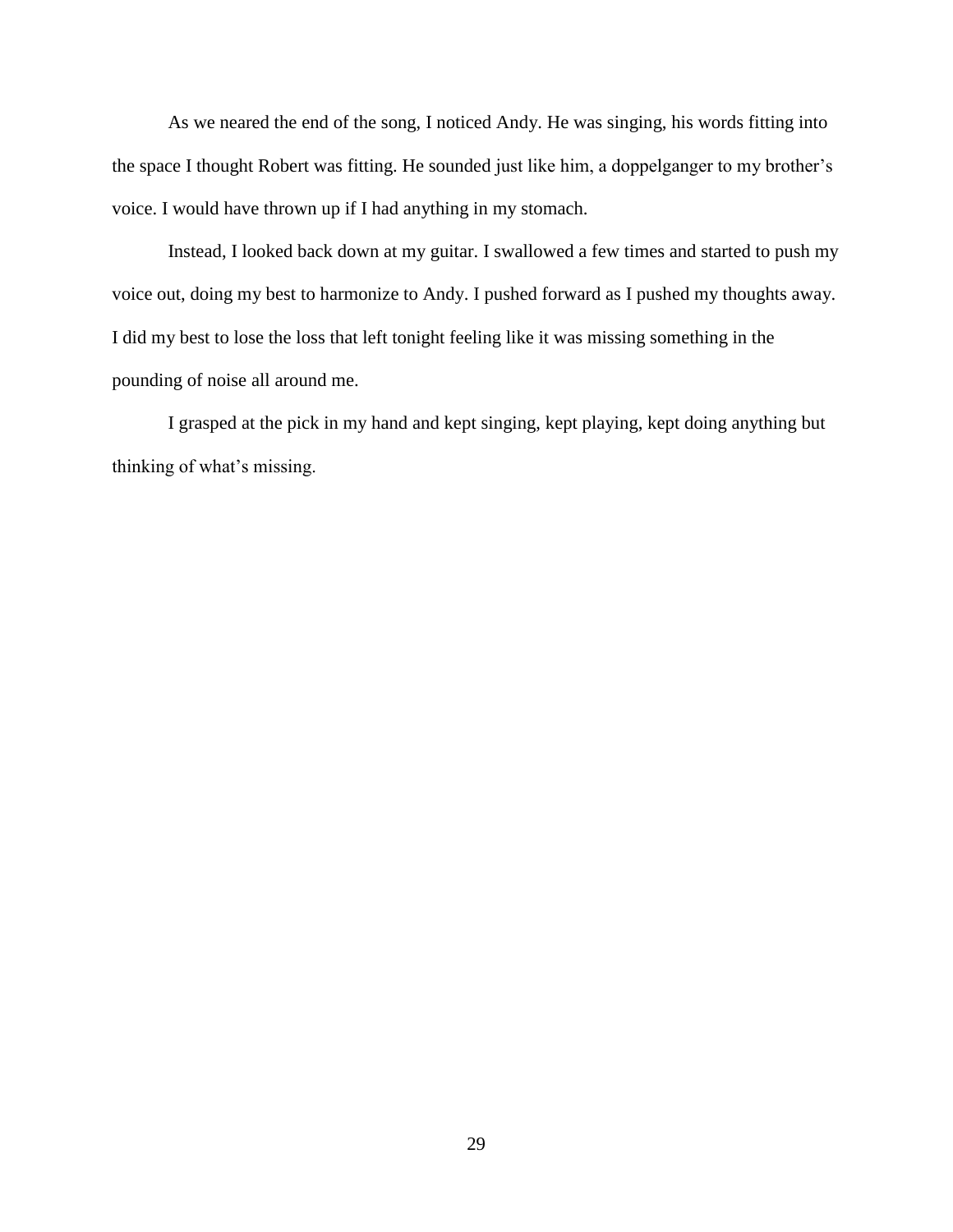As we neared the end of the song, I noticed Andy. He was singing, his words fitting into the space I thought Robert was fitting. He sounded just like him, a doppelganger to my brother's voice. I would have thrown up if I had anything in my stomach.

Instead, I looked back down at my guitar. I swallowed a few times and started to push my voice out, doing my best to harmonize to Andy. I pushed forward as I pushed my thoughts away. I did my best to lose the loss that left tonight feeling like it was missing something in the pounding of noise all around me.

I grasped at the pick in my hand and kept singing, kept playing, kept doing anything but thinking of what's missing.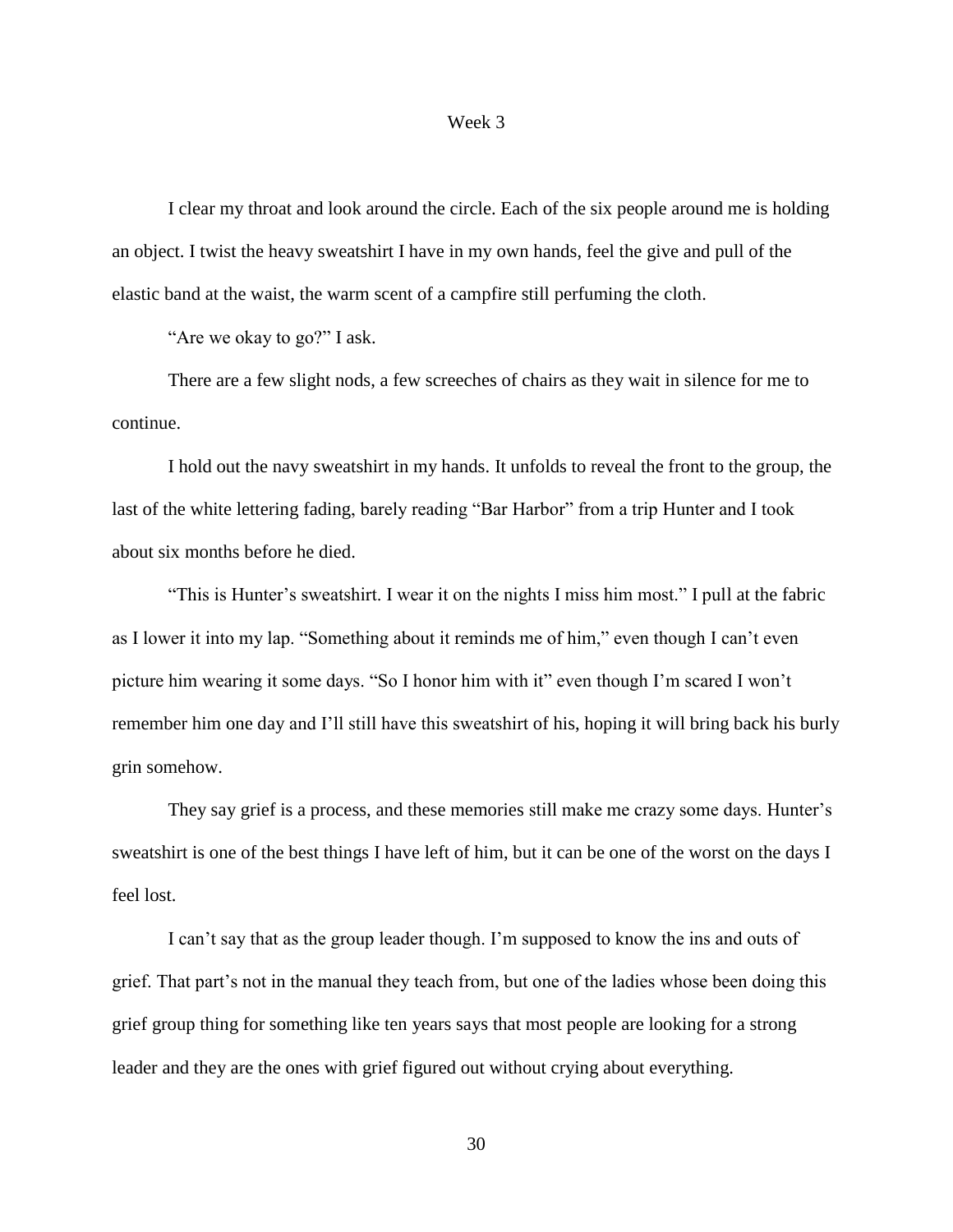Week 3

I clear my throat and look around the circle. Each of the six people around me is holding an object. I twist the heavy sweatshirt I have in my own hands, feel the give and pull of the elastic band at the waist, the warm scent of a campfire still perfuming the cloth.

"Are we okay to go?" I ask.

There are a few slight nods, a few screeches of chairs as they wait in silence for me to continue.

I hold out the navy sweatshirt in my hands. It unfolds to reveal the front to the group, the last of the white lettering fading, barely reading "Bar Harbor" from a trip Hunter and I took about six months before he died.

"This is Hunter's sweatshirt. I wear it on the nights I miss him most." I pull at the fabric as I lower it into my lap. "Something about it reminds me of him," even though I can't even picture him wearing it some days. "So I honor him with it" even though I'm scared I won't remember him one day and I'll still have this sweatshirt of his, hoping it will bring back his burly grin somehow.

They say grief is a process, and these memories still make me crazy some days. Hunter's sweatshirt is one of the best things I have left of him, but it can be one of the worst on the days I feel lost.

I can't say that as the group leader though. I'm supposed to know the ins and outs of grief. That part's not in the manual they teach from, but one of the ladies whose been doing this grief group thing for something like ten years says that most people are looking for a strong leader and they are the ones with grief figured out without crying about everything.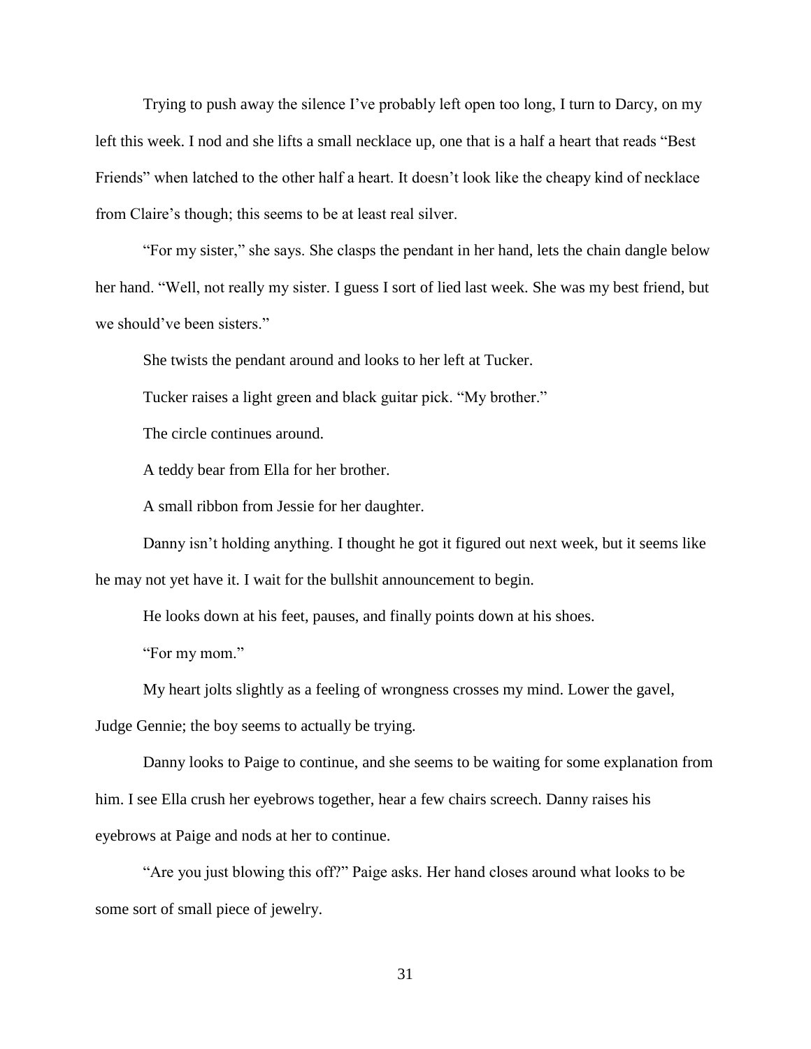Trying to push away the silence I've probably left open too long, I turn to Darcy, on my left this week. I nod and she lifts a small necklace up, one that is a half a heart that reads "Best Friends" when latched to the other half a heart. It doesn't look like the cheapy kind of necklace from Claire's though; this seems to be at least real silver.

"For my sister," she says. She clasps the pendant in her hand, lets the chain dangle below her hand. "Well, not really my sister. I guess I sort of lied last week. She was my best friend, but we should've been sisters."

She twists the pendant around and looks to her left at Tucker.

Tucker raises a light green and black guitar pick. "My brother."

The circle continues around.

A teddy bear from Ella for her brother.

A small ribbon from Jessie for her daughter.

Danny isn't holding anything. I thought he got it figured out next week, but it seems like he may not yet have it. I wait for the bullshit announcement to begin.

He looks down at his feet, pauses, and finally points down at his shoes.

"For my mom."

My heart jolts slightly as a feeling of wrongness crosses my mind. Lower the gavel, Judge Gennie; the boy seems to actually be trying.

Danny looks to Paige to continue, and she seems to be waiting for some explanation from him. I see Ella crush her eyebrows together, hear a few chairs screech. Danny raises his eyebrows at Paige and nods at her to continue.

"Are you just blowing this off?" Paige asks. Her hand closes around what looks to be some sort of small piece of jewelry.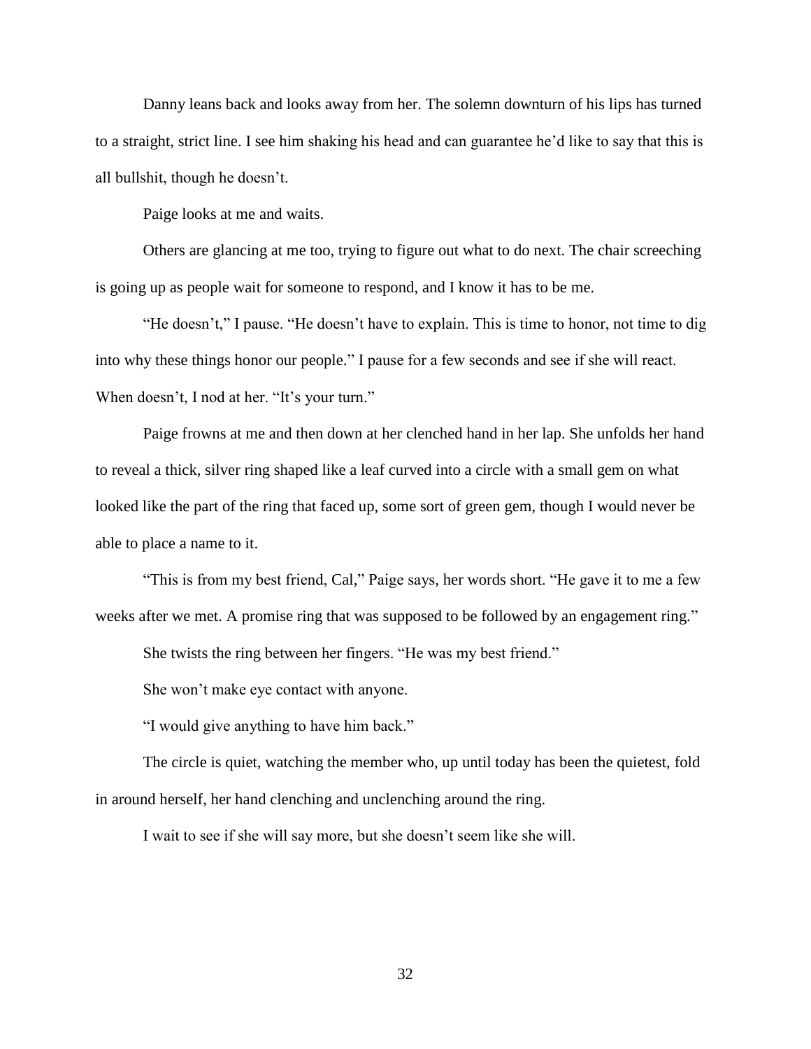Danny leans back and looks away from her. The solemn downturn of his lips has turned to a straight, strict line. I see him shaking his head and can guarantee he'd like to say that this is all bullshit, though he doesn't.

Paige looks at me and waits.

Others are glancing at me too, trying to figure out what to do next. The chair screeching is going up as people wait for someone to respond, and I know it has to be me.

"He doesn't," I pause. "He doesn't have to explain. This is time to honor, not time to dig into why these things honor our people." I pause for a few seconds and see if she will react. When doesn't, I nod at her. "It's your turn."

Paige frowns at me and then down at her clenched hand in her lap. She unfolds her hand to reveal a thick, silver ring shaped like a leaf curved into a circle with a small gem on what looked like the part of the ring that faced up, some sort of green gem, though I would never be able to place a name to it.

"This is from my best friend, Cal," Paige says, her words short. "He gave it to me a few weeks after we met. A promise ring that was supposed to be followed by an engagement ring."

She twists the ring between her fingers. "He was my best friend."

She won't make eye contact with anyone.

"I would give anything to have him back."

The circle is quiet, watching the member who, up until today has been the quietest, fold in around herself, her hand clenching and unclenching around the ring.

I wait to see if she will say more, but she doesn't seem like she will.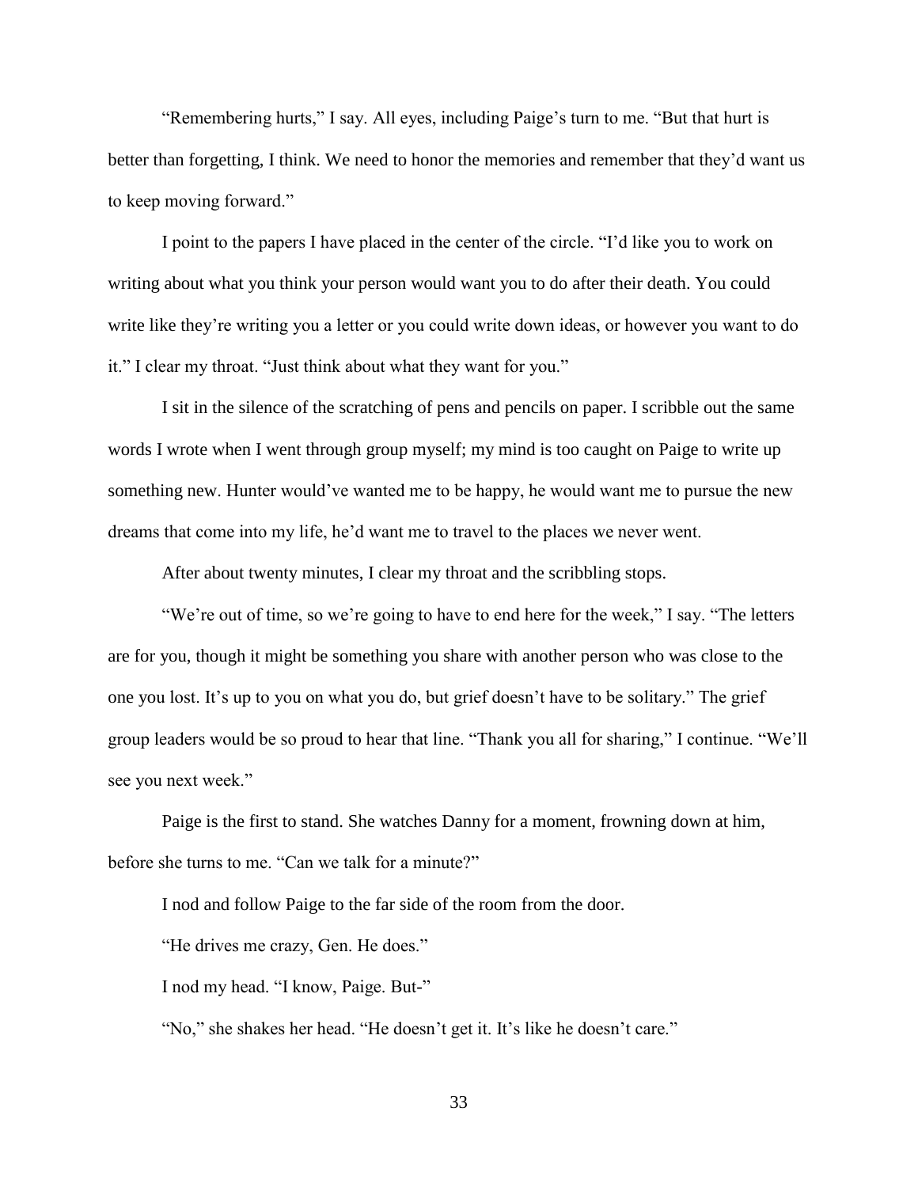"Remembering hurts," I say. All eyes, including Paige's turn to me. "But that hurt is better than forgetting, I think. We need to honor the memories and remember that they'd want us to keep moving forward."

I point to the papers I have placed in the center of the circle. "I'd like you to work on writing about what you think your person would want you to do after their death. You could write like they're writing you a letter or you could write down ideas, or however you want to do it." I clear my throat. "Just think about what they want for you."

I sit in the silence of the scratching of pens and pencils on paper. I scribble out the same words I wrote when I went through group myself; my mind is too caught on Paige to write up something new. Hunter would've wanted me to be happy, he would want me to pursue the new dreams that come into my life, he'd want me to travel to the places we never went.

After about twenty minutes, I clear my throat and the scribbling stops.

"We're out of time, so we're going to have to end here for the week," I say. "The letters are for you, though it might be something you share with another person who was close to the one you lost. It's up to you on what you do, but grief doesn't have to be solitary." The grief group leaders would be so proud to hear that line. "Thank you all for sharing," I continue. "We'll see you next week."

Paige is the first to stand. She watches Danny for a moment, frowning down at him, before she turns to me. "Can we talk for a minute?"

I nod and follow Paige to the far side of the room from the door.

"He drives me crazy, Gen. He does."

I nod my head. "I know, Paige. But-"

"No," she shakes her head. "He doesn't get it. It's like he doesn't care."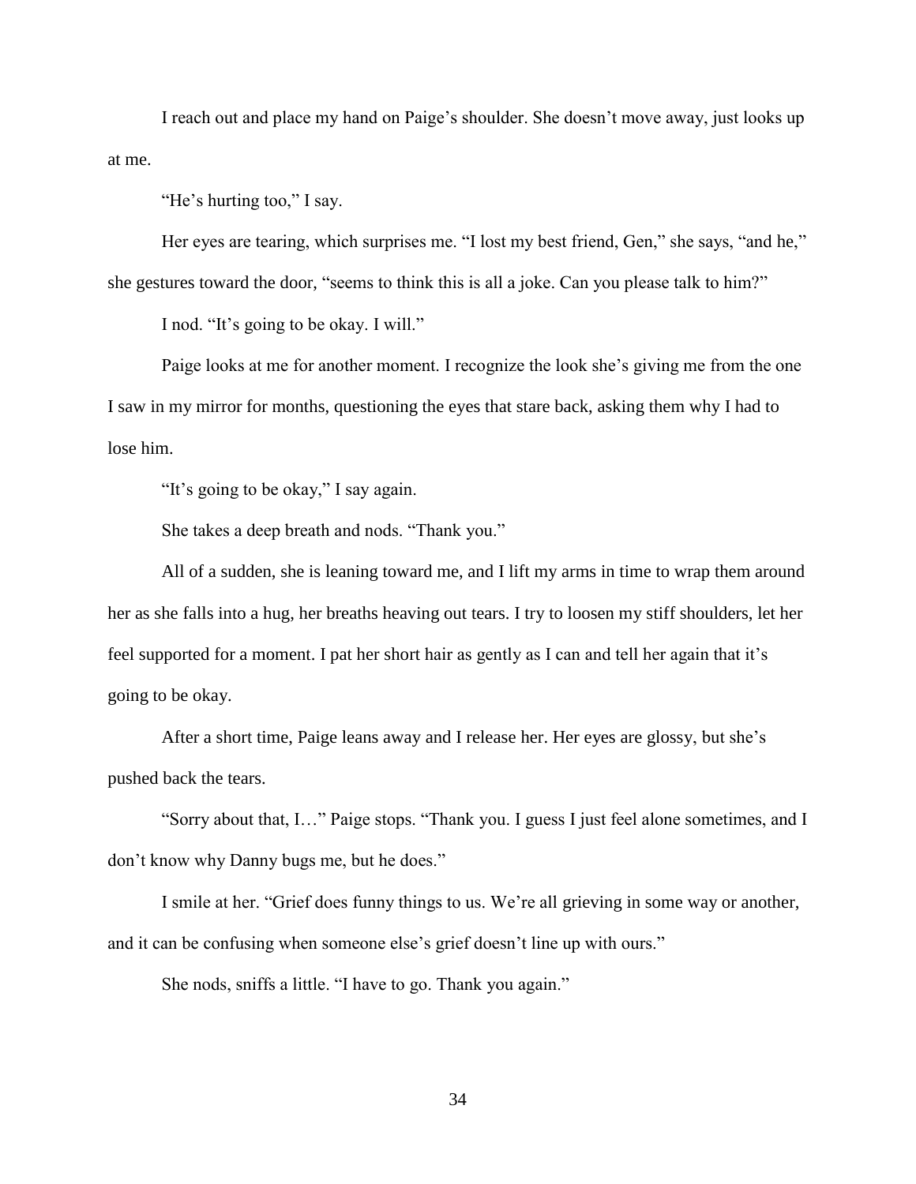I reach out and place my hand on Paige's shoulder. She doesn't move away, just looks up at me.

"He's hurting too," I say.

Her eyes are tearing, which surprises me. "I lost my best friend, Gen," she says, "and he," she gestures toward the door, "seems to think this is all a joke. Can you please talk to him?"

I nod. "It's going to be okay. I will."

Paige looks at me for another moment. I recognize the look she's giving me from the one I saw in my mirror for months, questioning the eyes that stare back, asking them why I had to lose him.

"It's going to be okay," I say again.

She takes a deep breath and nods. "Thank you."

All of a sudden, she is leaning toward me, and I lift my arms in time to wrap them around her as she falls into a hug, her breaths heaving out tears. I try to loosen my stiff shoulders, let her feel supported for a moment. I pat her short hair as gently as I can and tell her again that it's going to be okay.

After a short time, Paige leans away and I release her. Her eyes are glossy, but she's pushed back the tears.

"Sorry about that, I…" Paige stops. "Thank you. I guess I just feel alone sometimes, and I don't know why Danny bugs me, but he does."

I smile at her. "Grief does funny things to us. We're all grieving in some way or another, and it can be confusing when someone else's grief doesn't line up with ours."

She nods, sniffs a little. "I have to go. Thank you again."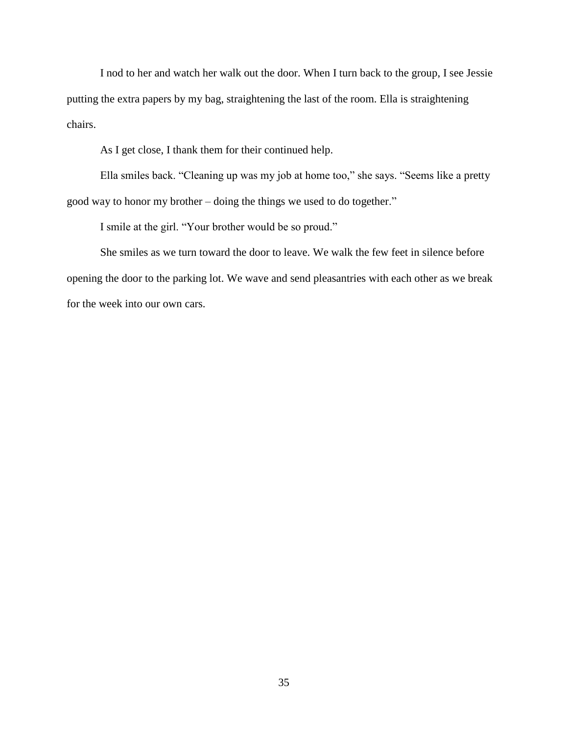I nod to her and watch her walk out the door. When I turn back to the group, I see Jessie putting the extra papers by my bag, straightening the last of the room. Ella is straightening chairs.

As I get close, I thank them for their continued help.

Ella smiles back. "Cleaning up was my job at home too," she says. "Seems like a pretty good way to honor my brother – doing the things we used to do together."

I smile at the girl. "Your brother would be so proud."

She smiles as we turn toward the door to leave. We walk the few feet in silence before opening the door to the parking lot. We wave and send pleasantries with each other as we break for the week into our own cars.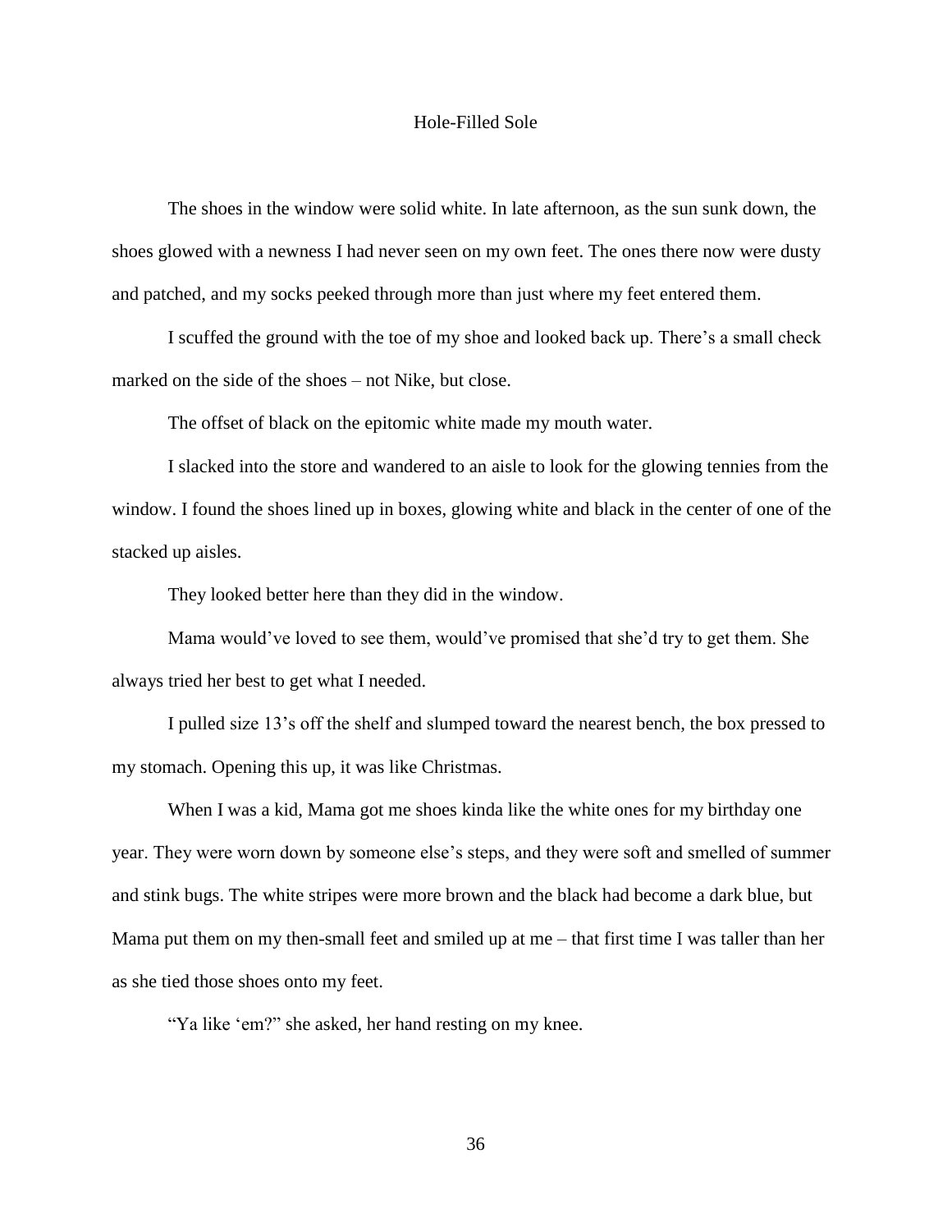# Hole-Filled Sole

The shoes in the window were solid white. In late afternoon, as the sun sunk down, the shoes glowed with a newness I had never seen on my own feet. The ones there now were dusty and patched, and my socks peeked through more than just where my feet entered them.

I scuffed the ground with the toe of my shoe and looked back up. There's a small check marked on the side of the shoes – not Nike, but close.

The offset of black on the epitomic white made my mouth water.

I slacked into the store and wandered to an aisle to look for the glowing tennies from the window. I found the shoes lined up in boxes, glowing white and black in the center of one of the stacked up aisles.

They looked better here than they did in the window.

Mama would've loved to see them, would've promised that she'd try to get them. She always tried her best to get what I needed.

I pulled size 13's off the shelf and slumped toward the nearest bench, the box pressed to my stomach. Opening this up, it was like Christmas.

When I was a kid, Mama got me shoes kinda like the white ones for my birthday one year. They were worn down by someone else's steps, and they were soft and smelled of summer and stink bugs. The white stripes were more brown and the black had become a dark blue, but Mama put them on my then-small feet and smiled up at me – that first time I was taller than her as she tied those shoes onto my feet.

"Ya like 'em?" she asked, her hand resting on my knee.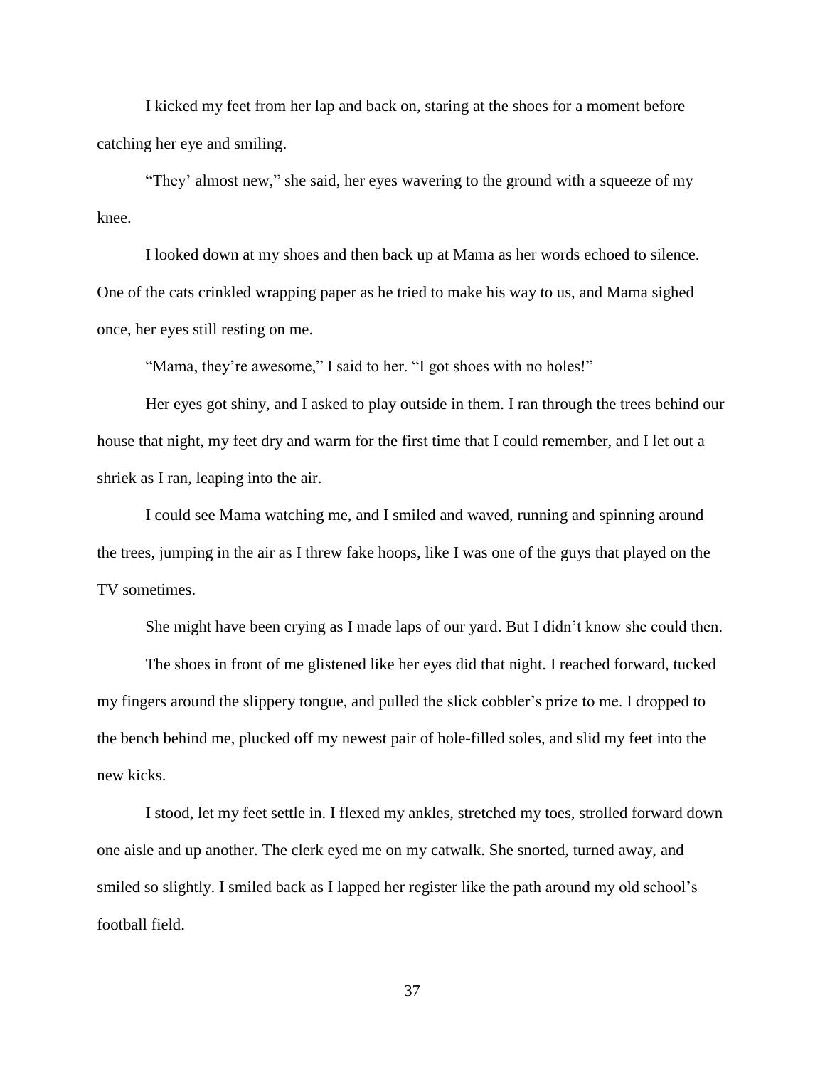I kicked my feet from her lap and back on, staring at the shoes for a moment before catching her eye and smiling.

"They' almost new," she said, her eyes wavering to the ground with a squeeze of my knee.

I looked down at my shoes and then back up at Mama as her words echoed to silence. One of the cats crinkled wrapping paper as he tried to make his way to us, and Mama sighed once, her eyes still resting on me.

"Mama, they're awesome," I said to her. "I got shoes with no holes!"

Her eyes got shiny, and I asked to play outside in them. I ran through the trees behind our house that night, my feet dry and warm for the first time that I could remember, and I let out a shriek as I ran, leaping into the air.

I could see Mama watching me, and I smiled and waved, running and spinning around the trees, jumping in the air as I threw fake hoops, like I was one of the guys that played on the TV sometimes.

She might have been crying as I made laps of our yard. But I didn't know she could then.

The shoes in front of me glistened like her eyes did that night. I reached forward, tucked my fingers around the slippery tongue, and pulled the slick cobbler's prize to me. I dropped to the bench behind me, plucked off my newest pair of hole-filled soles, and slid my feet into the new kicks.

I stood, let my feet settle in. I flexed my ankles, stretched my toes, strolled forward down one aisle and up another. The clerk eyed me on my catwalk. She snorted, turned away, and smiled so slightly. I smiled back as I lapped her register like the path around my old school's football field.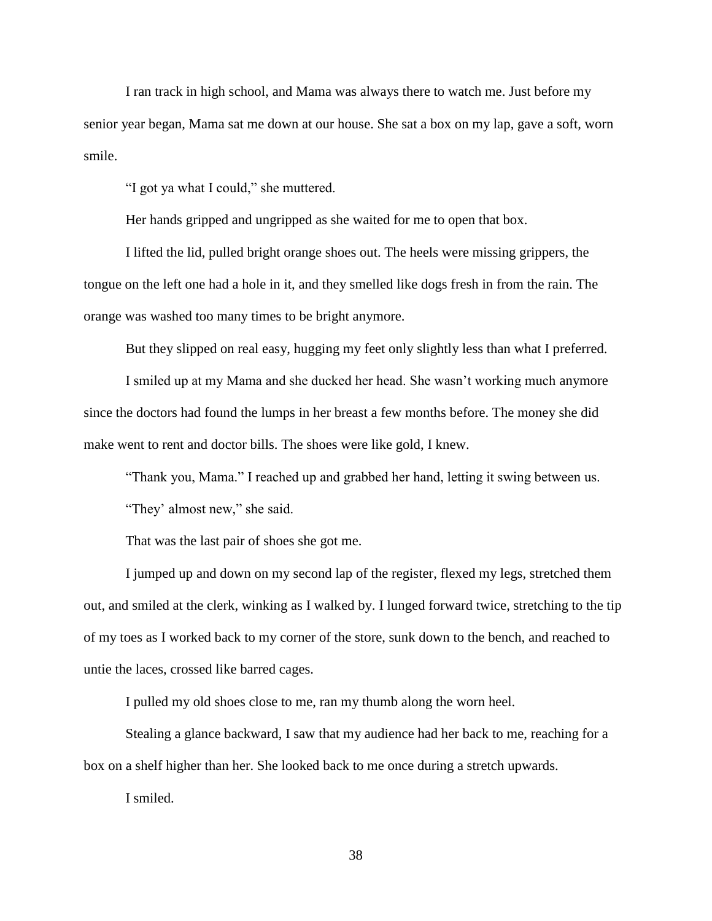I ran track in high school, and Mama was always there to watch me. Just before my senior year began, Mama sat me down at our house. She sat a box on my lap, gave a soft, worn smile.

"I got ya what I could," she muttered.

Her hands gripped and ungripped as she waited for me to open that box.

I lifted the lid, pulled bright orange shoes out. The heels were missing grippers, the tongue on the left one had a hole in it, and they smelled like dogs fresh in from the rain. The orange was washed too many times to be bright anymore.

But they slipped on real easy, hugging my feet only slightly less than what I preferred.

I smiled up at my Mama and she ducked her head. She wasn't working much anymore since the doctors had found the lumps in her breast a few months before. The money she did make went to rent and doctor bills. The shoes were like gold, I knew.

"Thank you, Mama." I reached up and grabbed her hand, letting it swing between us.

"They' almost new," she said.

That was the last pair of shoes she got me.

I jumped up and down on my second lap of the register, flexed my legs, stretched them out, and smiled at the clerk, winking as I walked by. I lunged forward twice, stretching to the tip of my toes as I worked back to my corner of the store, sunk down to the bench, and reached to untie the laces, crossed like barred cages.

I pulled my old shoes close to me, ran my thumb along the worn heel.

Stealing a glance backward, I saw that my audience had her back to me, reaching for a box on a shelf higher than her. She looked back to me once during a stretch upwards.

I smiled.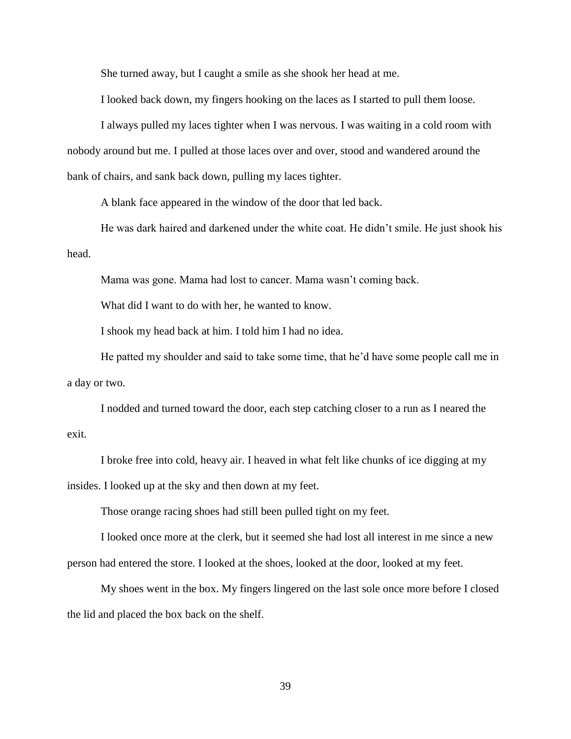She turned away, but I caught a smile as she shook her head at me.

I looked back down, my fingers hooking on the laces as I started to pull them loose.

I always pulled my laces tighter when I was nervous. I was waiting in a cold room with nobody around but me. I pulled at those laces over and over, stood and wandered around the bank of chairs, and sank back down, pulling my laces tighter.

A blank face appeared in the window of the door that led back.

He was dark haired and darkened under the white coat. He didn't smile. He just shook his head.

Mama was gone. Mama had lost to cancer. Mama wasn't coming back.

What did I want to do with her, he wanted to know.

I shook my head back at him. I told him I had no idea.

He patted my shoulder and said to take some time, that he'd have some people call me in a day or two.

I nodded and turned toward the door, each step catching closer to a run as I neared the exit.

I broke free into cold, heavy air. I heaved in what felt like chunks of ice digging at my insides. I looked up at the sky and then down at my feet.

Those orange racing shoes had still been pulled tight on my feet.

I looked once more at the clerk, but it seemed she had lost all interest in me since a new person had entered the store. I looked at the shoes, looked at the door, looked at my feet.

My shoes went in the box. My fingers lingered on the last sole once more before I closed the lid and placed the box back on the shelf.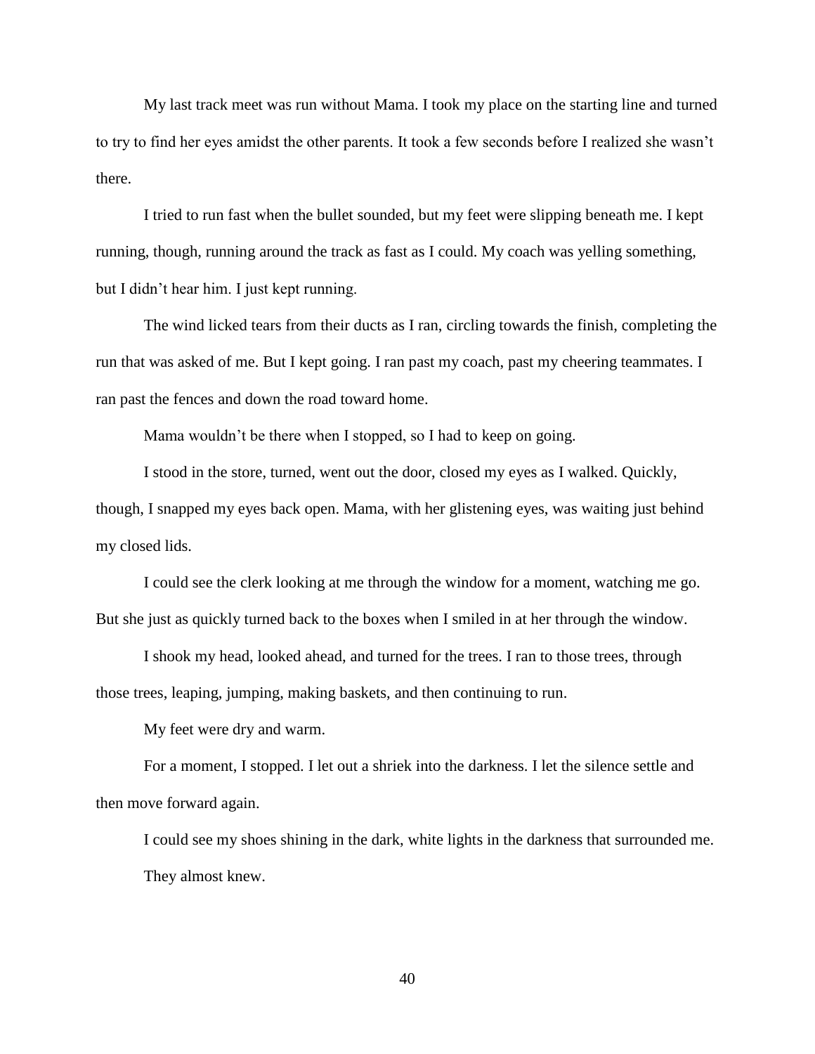My last track meet was run without Mama. I took my place on the starting line and turned to try to find her eyes amidst the other parents. It took a few seconds before I realized she wasn't there.

I tried to run fast when the bullet sounded, but my feet were slipping beneath me. I kept running, though, running around the track as fast as I could. My coach was yelling something, but I didn't hear him. I just kept running.

The wind licked tears from their ducts as I ran, circling towards the finish, completing the run that was asked of me. But I kept going. I ran past my coach, past my cheering teammates. I ran past the fences and down the road toward home.

Mama wouldn't be there when I stopped, so I had to keep on going.

I stood in the store, turned, went out the door, closed my eyes as I walked. Quickly, though, I snapped my eyes back open. Mama, with her glistening eyes, was waiting just behind my closed lids.

I could see the clerk looking at me through the window for a moment, watching me go. But she just as quickly turned back to the boxes when I smiled in at her through the window.

I shook my head, looked ahead, and turned for the trees. I ran to those trees, through those trees, leaping, jumping, making baskets, and then continuing to run.

My feet were dry and warm.

For a moment, I stopped. I let out a shriek into the darkness. I let the silence settle and then move forward again.

I could see my shoes shining in the dark, white lights in the darkness that surrounded me.

They almost knew.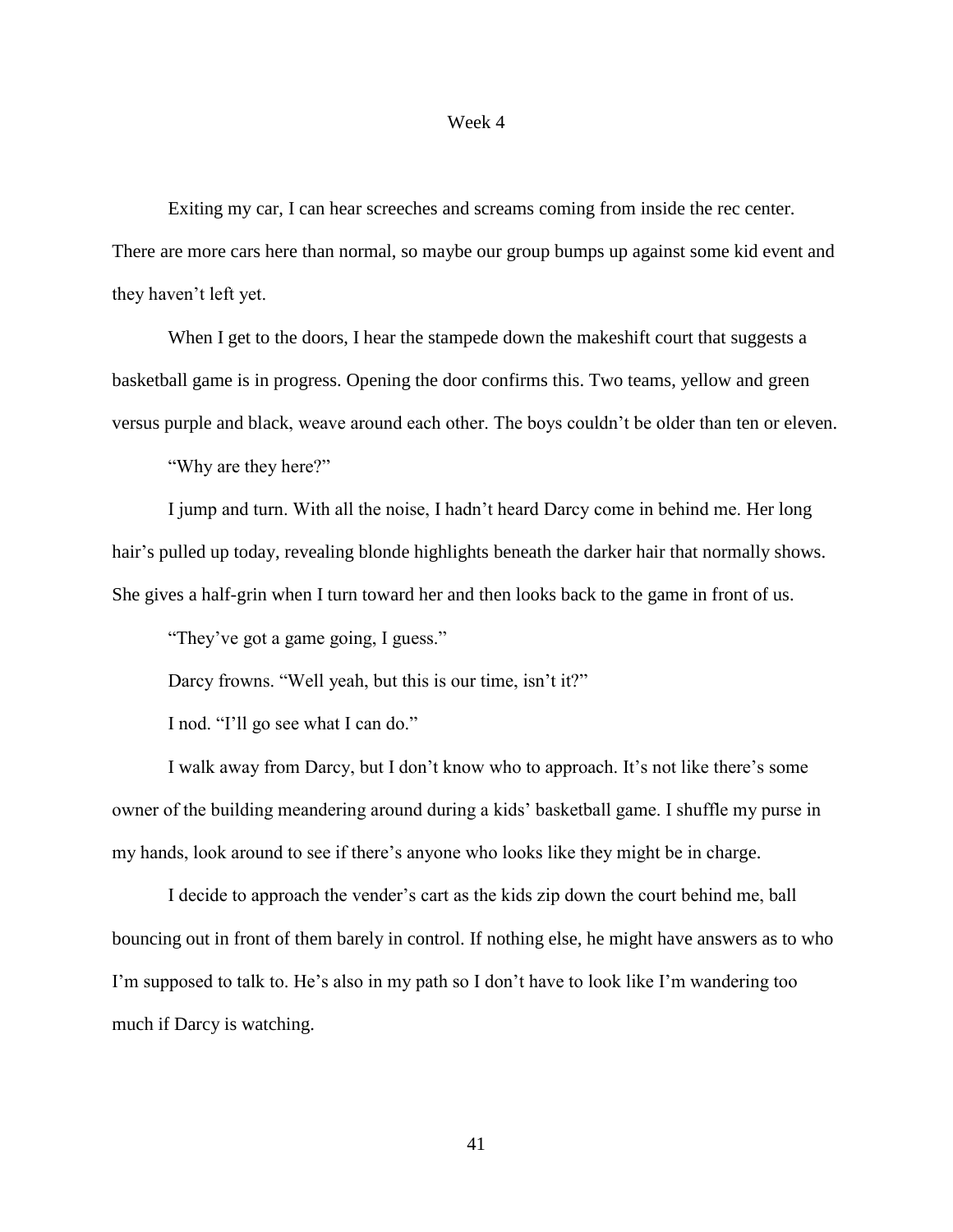# Week 4

Exiting my car, I can hear screeches and screams coming from inside the rec center. There are more cars here than normal, so maybe our group bumps up against some kid event and they haven't left yet.

When I get to the doors, I hear the stampede down the makeshift court that suggests a basketball game is in progress. Opening the door confirms this. Two teams, yellow and green versus purple and black, weave around each other. The boys couldn't be older than ten or eleven.

"Why are they here?"

I jump and turn. With all the noise, I hadn't heard Darcy come in behind me. Her long hair's pulled up today, revealing blonde highlights beneath the darker hair that normally shows. She gives a half-grin when I turn toward her and then looks back to the game in front of us.

"They've got a game going, I guess."

Darcy frowns. "Well yeah, but this is our time, isn't it?"

I nod. "I'll go see what I can do."

I walk away from Darcy, but I don't know who to approach. It's not like there's some owner of the building meandering around during a kids' basketball game. I shuffle my purse in my hands, look around to see if there's anyone who looks like they might be in charge.

I decide to approach the vender's cart as the kids zip down the court behind me, ball bouncing out in front of them barely in control. If nothing else, he might have answers as to who I'm supposed to talk to. He's also in my path so I don't have to look like I'm wandering too much if Darcy is watching.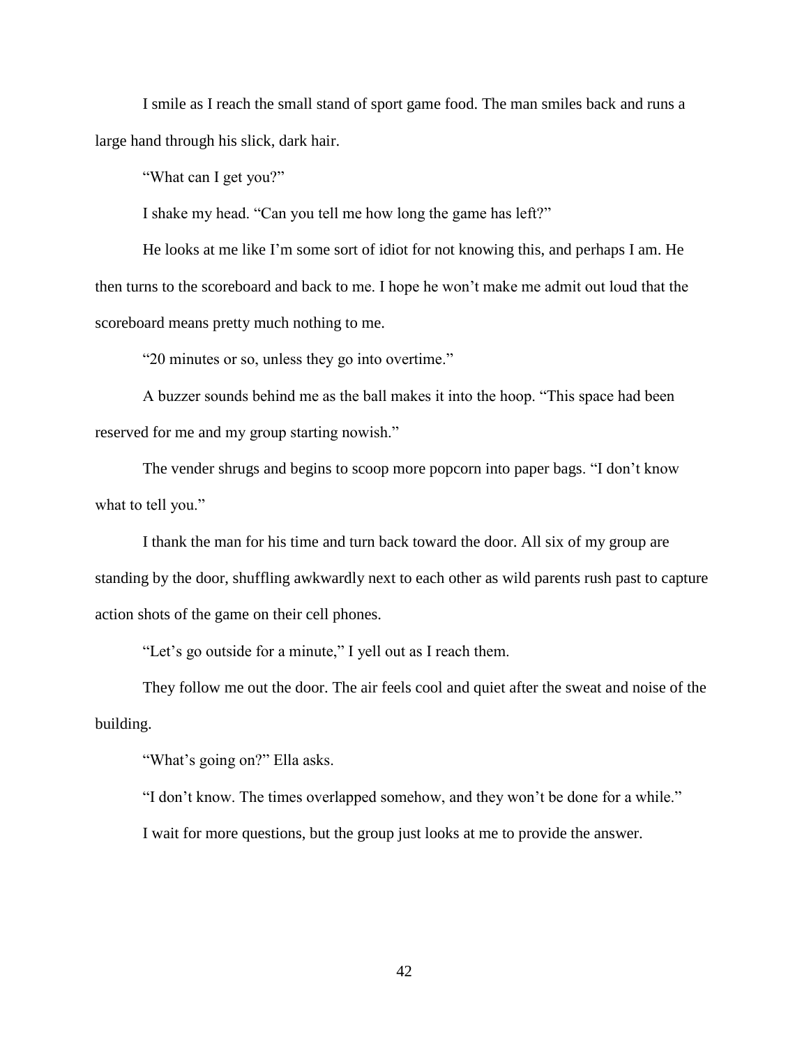I smile as I reach the small stand of sport game food. The man smiles back and runs a large hand through his slick, dark hair.

"What can I get you?"

I shake my head. "Can you tell me how long the game has left?"

He looks at me like I'm some sort of idiot for not knowing this, and perhaps I am. He then turns to the scoreboard and back to me. I hope he won't make me admit out loud that the scoreboard means pretty much nothing to me.

"20 minutes or so, unless they go into overtime."

A buzzer sounds behind me as the ball makes it into the hoop. "This space had been reserved for me and my group starting nowish."

The vender shrugs and begins to scoop more popcorn into paper bags. "I don't know what to tell you."

I thank the man for his time and turn back toward the door. All six of my group are standing by the door, shuffling awkwardly next to each other as wild parents rush past to capture action shots of the game on their cell phones.

"Let's go outside for a minute," I yell out as I reach them.

They follow me out the door. The air feels cool and quiet after the sweat and noise of the building.

"What's going on?" Ella asks.

"I don't know. The times overlapped somehow, and they won't be done for a while."

I wait for more questions, but the group just looks at me to provide the answer.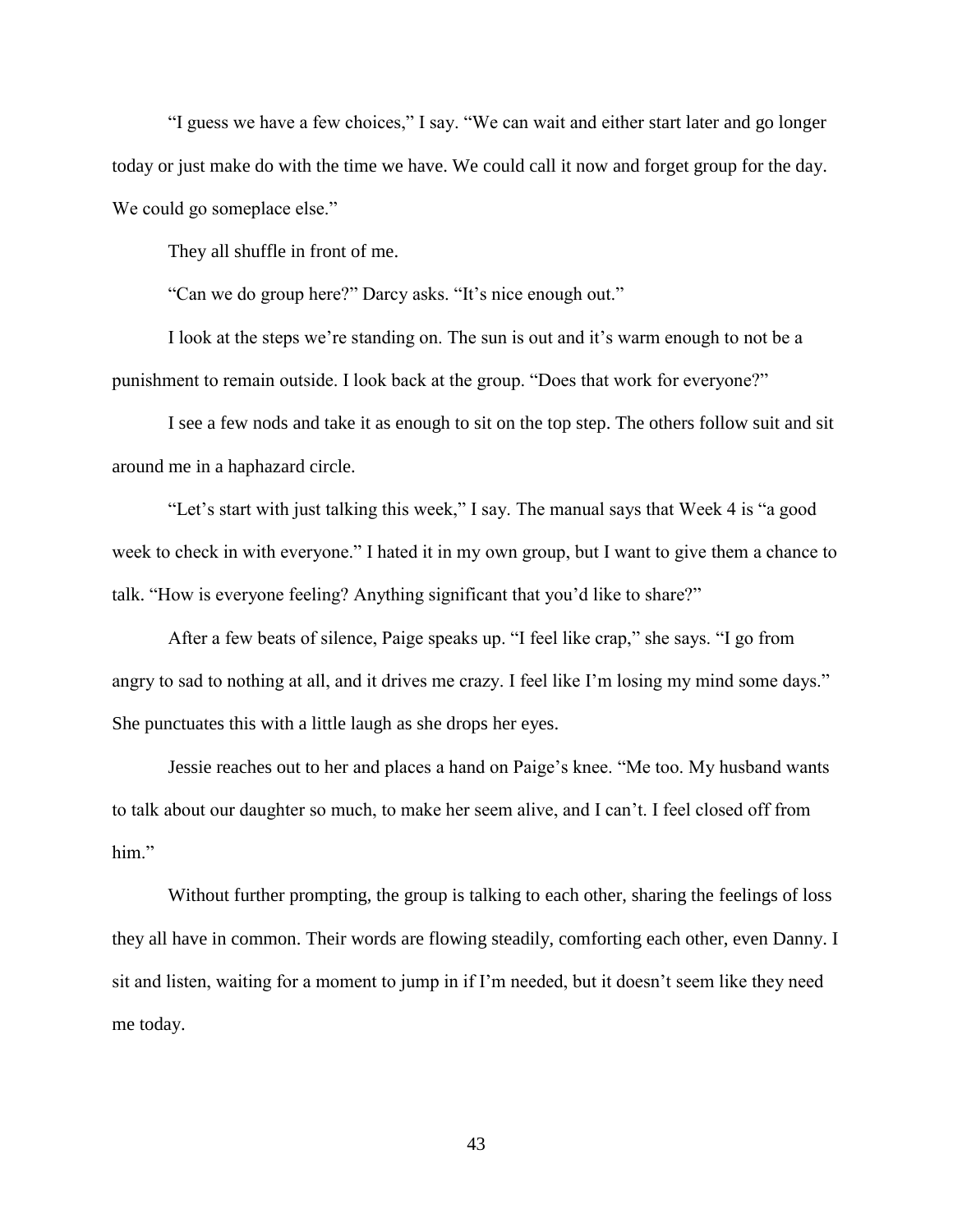"I guess we have a few choices," I say. "We can wait and either start later and go longer today or just make do with the time we have. We could call it now and forget group for the day. We could go someplace else."

They all shuffle in front of me.

"Can we do group here?" Darcy asks. "It's nice enough out."

I look at the steps we're standing on. The sun is out and it's warm enough to not be a punishment to remain outside. I look back at the group. "Does that work for everyone?"

I see a few nods and take it as enough to sit on the top step. The others follow suit and sit around me in a haphazard circle.

"Let's start with just talking this week," I say. The manual says that Week 4 is "a good week to check in with everyone." I hated it in my own group, but I want to give them a chance to talk. "How is everyone feeling? Anything significant that you'd like to share?"

After a few beats of silence, Paige speaks up. "I feel like crap," she says. "I go from angry to sad to nothing at all, and it drives me crazy. I feel like I'm losing my mind some days." She punctuates this with a little laugh as she drops her eyes.

Jessie reaches out to her and places a hand on Paige's knee. "Me too. My husband wants to talk about our daughter so much, to make her seem alive, and I can't. I feel closed off from him."

Without further prompting, the group is talking to each other, sharing the feelings of loss they all have in common. Their words are flowing steadily, comforting each other, even Danny. I sit and listen, waiting for a moment to jump in if I'm needed, but it doesn't seem like they need me today.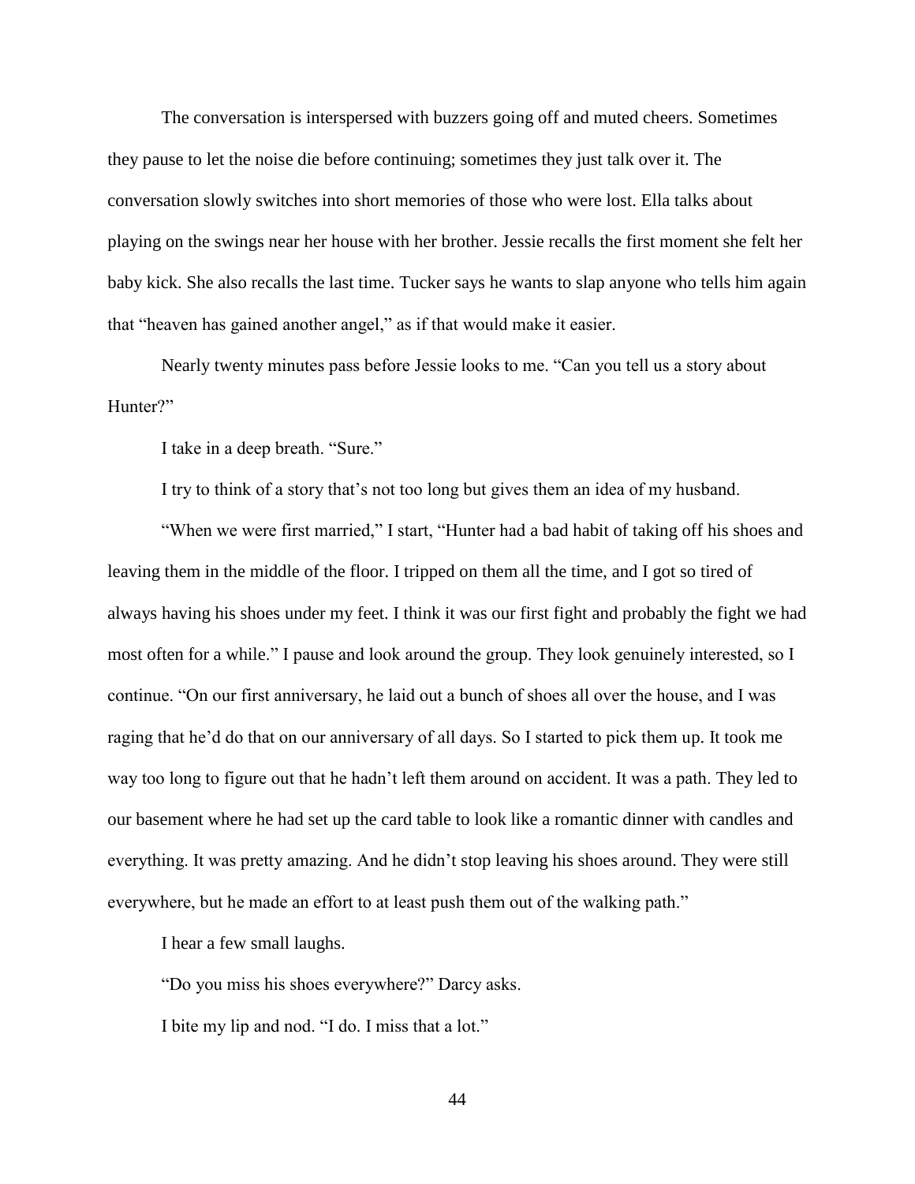The conversation is interspersed with buzzers going off and muted cheers. Sometimes they pause to let the noise die before continuing; sometimes they just talk over it. The conversation slowly switches into short memories of those who were lost. Ella talks about playing on the swings near her house with her brother. Jessie recalls the first moment she felt her baby kick. She also recalls the last time. Tucker says he wants to slap anyone who tells him again that "heaven has gained another angel," as if that would make it easier.

Nearly twenty minutes pass before Jessie looks to me. "Can you tell us a story about Hunter?"

I take in a deep breath. "Sure."

I try to think of a story that's not too long but gives them an idea of my husband.

"When we were first married," I start, "Hunter had a bad habit of taking off his shoes and leaving them in the middle of the floor. I tripped on them all the time, and I got so tired of always having his shoes under my feet. I think it was our first fight and probably the fight we had most often for a while." I pause and look around the group. They look genuinely interested, so I continue. "On our first anniversary, he laid out a bunch of shoes all over the house, and I was raging that he'd do that on our anniversary of all days. So I started to pick them up. It took me way too long to figure out that he hadn't left them around on accident. It was a path. They led to our basement where he had set up the card table to look like a romantic dinner with candles and everything. It was pretty amazing. And he didn't stop leaving his shoes around. They were still everywhere, but he made an effort to at least push them out of the walking path."

I hear a few small laughs.

"Do you miss his shoes everywhere?" Darcy asks.

I bite my lip and nod. "I do. I miss that a lot."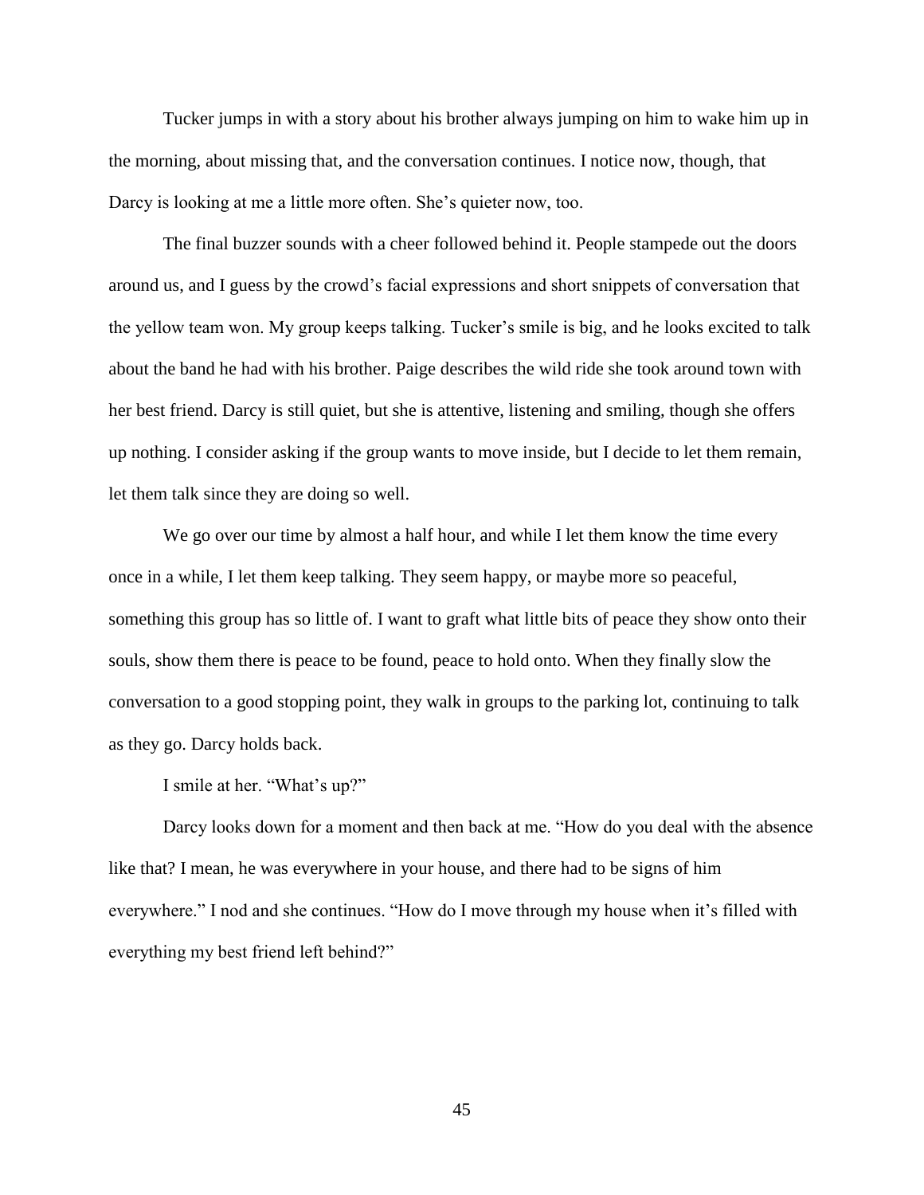Tucker jumps in with a story about his brother always jumping on him to wake him up in the morning, about missing that, and the conversation continues. I notice now, though, that Darcy is looking at me a little more often. She's quieter now, too.

The final buzzer sounds with a cheer followed behind it. People stampede out the doors around us, and I guess by the crowd's facial expressions and short snippets of conversation that the yellow team won. My group keeps talking. Tucker's smile is big, and he looks excited to talk about the band he had with his brother. Paige describes the wild ride she took around town with her best friend. Darcy is still quiet, but she is attentive, listening and smiling, though she offers up nothing. I consider asking if the group wants to move inside, but I decide to let them remain, let them talk since they are doing so well.

We go over our time by almost a half hour, and while I let them know the time every once in a while, I let them keep talking. They seem happy, or maybe more so peaceful, something this group has so little of. I want to graft what little bits of peace they show onto their souls, show them there is peace to be found, peace to hold onto. When they finally slow the conversation to a good stopping point, they walk in groups to the parking lot, continuing to talk as they go. Darcy holds back.

I smile at her. "What's up?"

Darcy looks down for a moment and then back at me. "How do you deal with the absence like that? I mean, he was everywhere in your house, and there had to be signs of him everywhere." I nod and she continues. "How do I move through my house when it's filled with everything my best friend left behind?"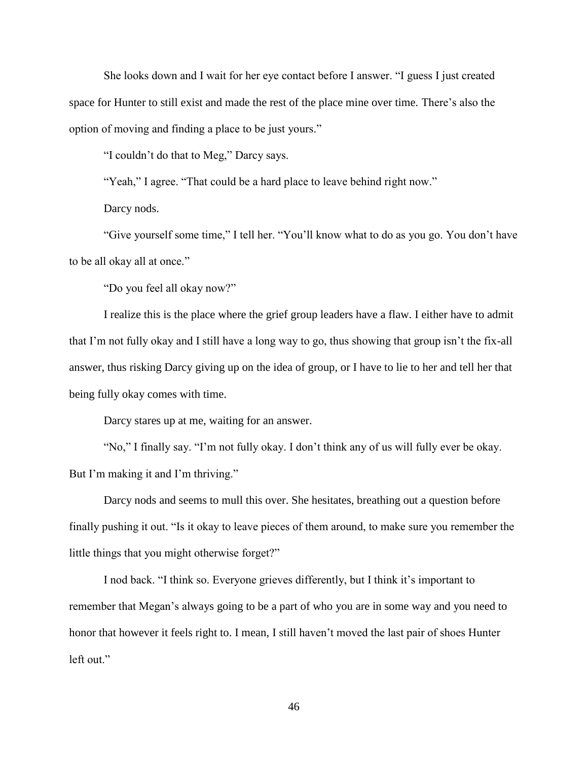She looks down and I wait for her eye contact before I answer. "I guess I just created space for Hunter to still exist and made the rest of the place mine over time. There's also the option of moving and finding a place to be just yours."

"I couldn't do that to Meg," Darcy says.

"Yeah," I agree. "That could be a hard place to leave behind right now."

Darcy nods.

"Give yourself some time," I tell her. "You'll know what to do as you go. You don't have to be all okay all at once."

"Do you feel all okay now?"

I realize this is the place where the grief group leaders have a flaw. I either have to admit that I'm not fully okay and I still have a long way to go, thus showing that group isn't the fix-all answer, thus risking Darcy giving up on the idea of group, or I have to lie to her and tell her that being fully okay comes with time.

Darcy stares up at me, waiting for an answer.

"No," I finally say. "I'm not fully okay. I don't think any of us will fully ever be okay. But I'm making it and I'm thriving."

Darcy nods and seems to mull this over. She hesitates, breathing out a question before finally pushing it out. "Is it okay to leave pieces of them around, to make sure you remember the little things that you might otherwise forget?"

I nod back. "I think so. Everyone grieves differently, but I think it's important to remember that Megan's always going to be a part of who you are in some way and you need to honor that however it feels right to. I mean, I still haven't moved the last pair of shoes Hunter left out."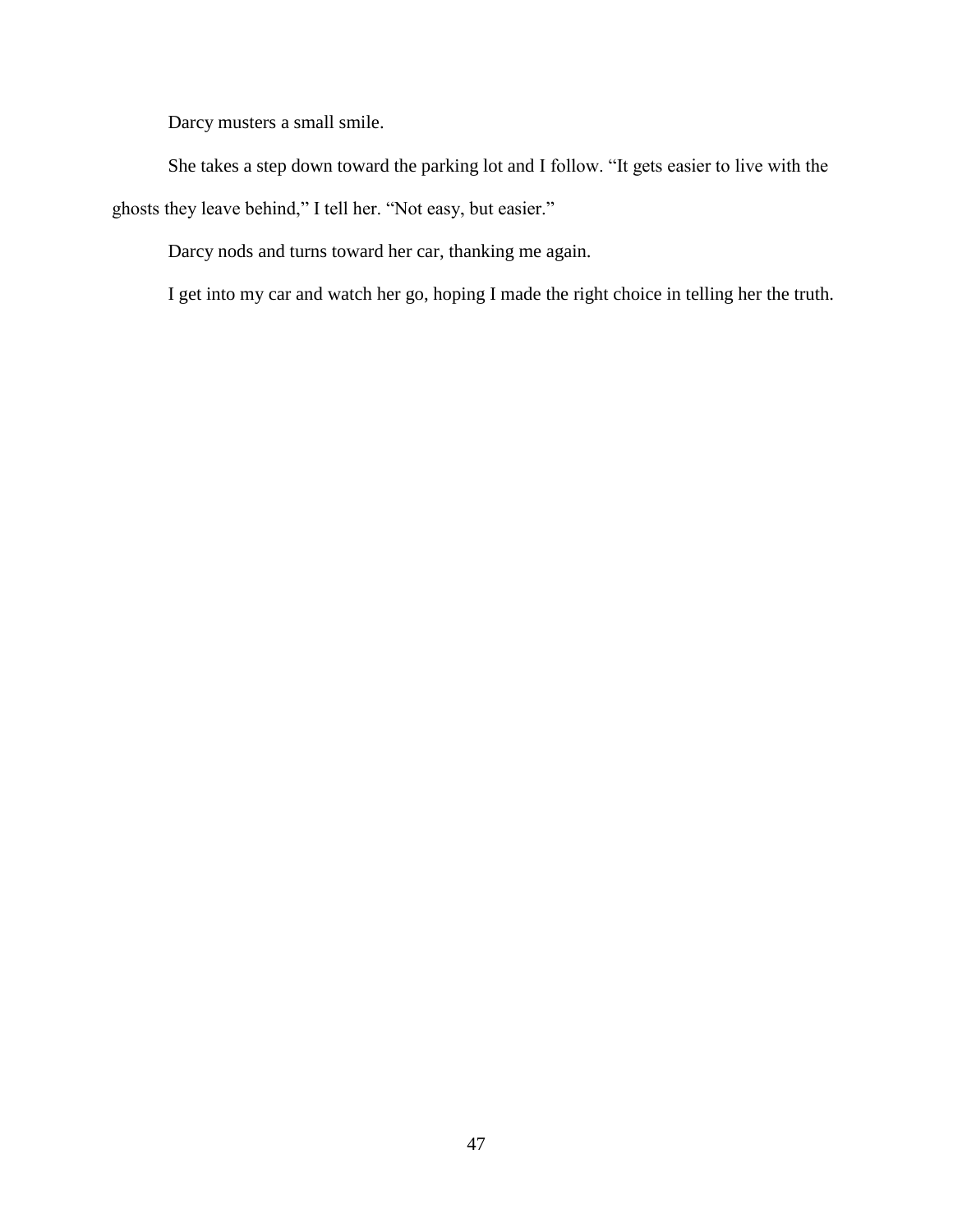Darcy musters a small smile.

She takes a step down toward the parking lot and I follow. "It gets easier to live with the ghosts they leave behind," I tell her. "Not easy, but easier."

Darcy nods and turns toward her car, thanking me again.

I get into my car and watch her go, hoping I made the right choice in telling her the truth.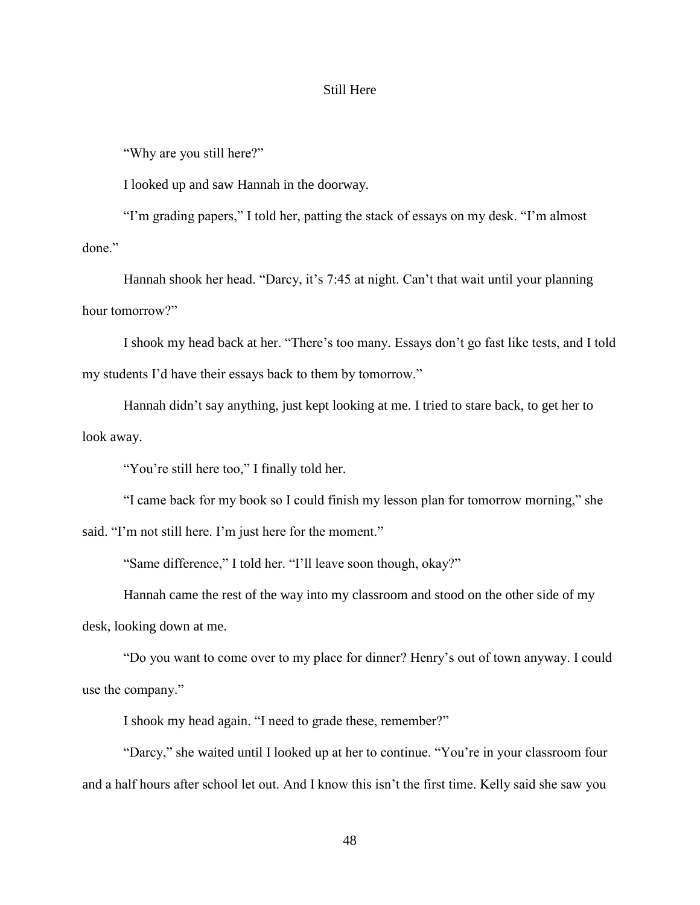# Still Here

"Why are you still here?"

I looked up and saw Hannah in the doorway.

"I'm grading papers," I told her, patting the stack of essays on my desk. "I'm almost done."

Hannah shook her head. "Darcy, it's 7:45 at night. Can't that wait until your planning hour tomorrow?"

I shook my head back at her. "There's too many. Essays don't go fast like tests, and I told my students I'd have their essays back to them by tomorrow."

Hannah didn't say anything, just kept looking at me. I tried to stare back, to get her to look away.

"You're still here too," I finally told her.

"I came back for my book so I could finish my lesson plan for tomorrow morning," she said. "I'm not still here. I'm just here for the moment."

"Same difference," I told her. "I'll leave soon though, okay?"

Hannah came the rest of the way into my classroom and stood on the other side of my desk, looking down at me.

"Do you want to come over to my place for dinner? Henry's out of town anyway. I could use the company."

I shook my head again. "I need to grade these, remember?"

"Darcy," she waited until I looked up at her to continue. "You're in your classroom four and a half hours after school let out. And I know this isn't the first time. Kelly said she saw you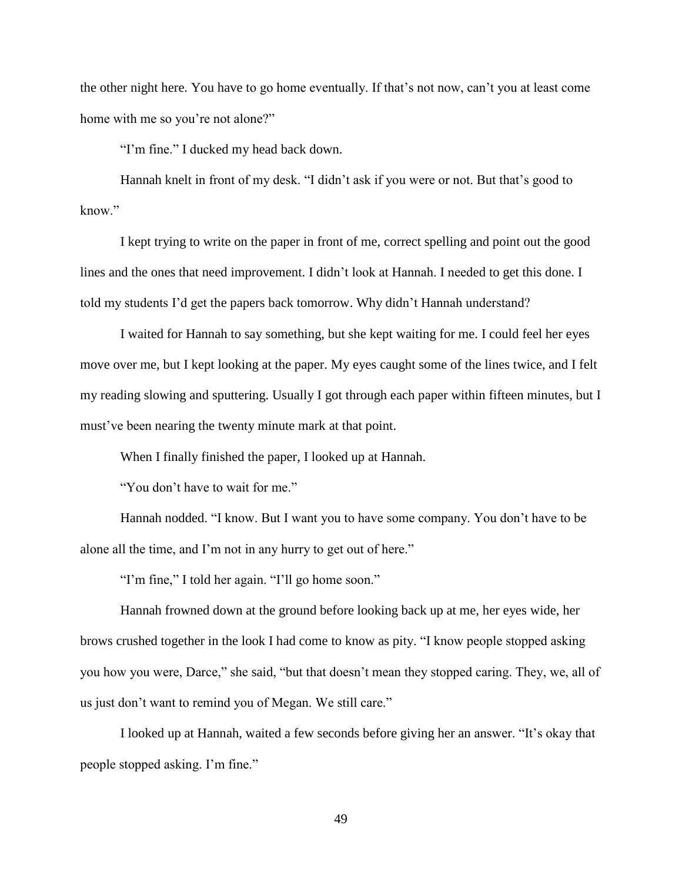the other night here. You have to go home eventually. If that's not now, can't you at least come home with me so you're not alone?"

"I'm fine." I ducked my head back down.

Hannah knelt in front of my desk. "I didn't ask if you were or not. But that's good to know."

I kept trying to write on the paper in front of me, correct spelling and point out the good lines and the ones that need improvement. I didn't look at Hannah. I needed to get this done. I told my students I'd get the papers back tomorrow. Why didn't Hannah understand?

I waited for Hannah to say something, but she kept waiting for me. I could feel her eyes move over me, but I kept looking at the paper. My eyes caught some of the lines twice, and I felt my reading slowing and sputtering. Usually I got through each paper within fifteen minutes, but I must've been nearing the twenty minute mark at that point.

When I finally finished the paper, I looked up at Hannah.

"You don't have to wait for me."

Hannah nodded. "I know. But I want you to have some company. You don't have to be alone all the time, and I'm not in any hurry to get out of here."

"I'm fine," I told her again. "I'll go home soon."

Hannah frowned down at the ground before looking back up at me, her eyes wide, her brows crushed together in the look I had come to know as pity. "I know people stopped asking you how you were, Darce," she said, "but that doesn't mean they stopped caring. They, we, all of us just don't want to remind you of Megan. We still care."

I looked up at Hannah, waited a few seconds before giving her an answer. "It's okay that people stopped asking. I'm fine."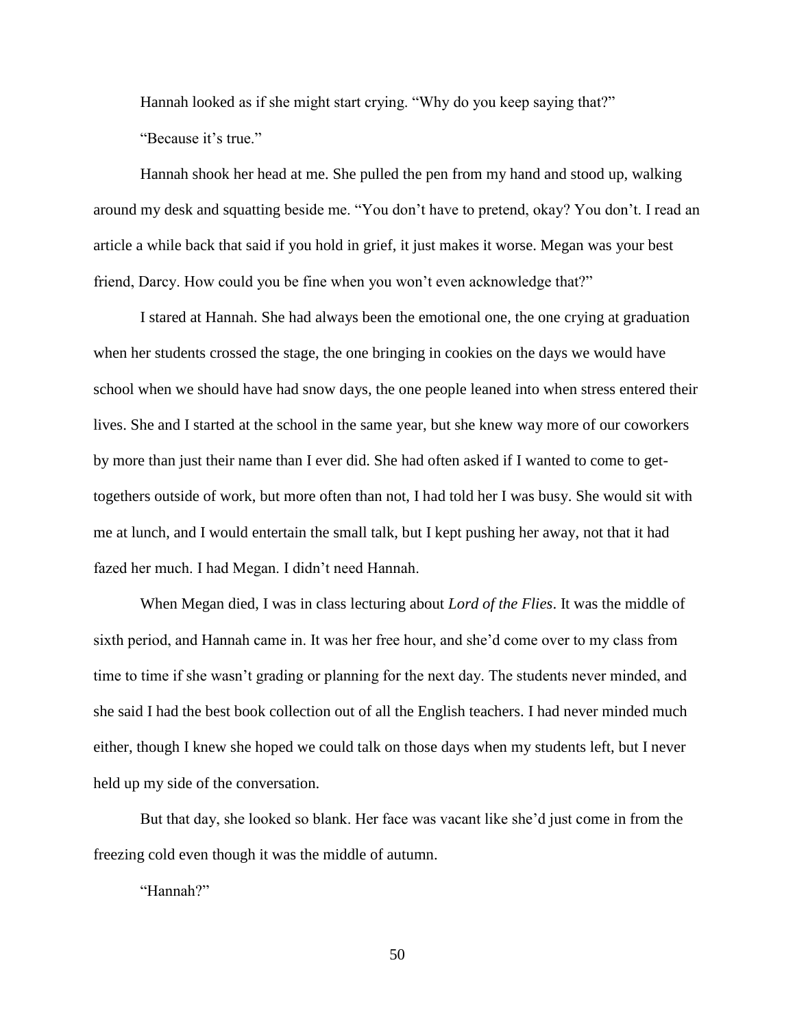Hannah looked as if she might start crying. "Why do you keep saying that?"

"Because it's true."

Hannah shook her head at me. She pulled the pen from my hand and stood up, walking around my desk and squatting beside me. "You don't have to pretend, okay? You don't. I read an article a while back that said if you hold in grief, it just makes it worse. Megan was your best friend, Darcy. How could you be fine when you won't even acknowledge that?"

I stared at Hannah. She had always been the emotional one, the one crying at graduation when her students crossed the stage, the one bringing in cookies on the days we would have school when we should have had snow days, the one people leaned into when stress entered their lives. She and I started at the school in the same year, but she knew way more of our coworkers by more than just their name than I ever did. She had often asked if I wanted to come to get-togethers outside of work, but more often than not, I had told her I was busy. She would sit with me at lunch, and I would entertain the small talk, but I kept pushing her away, not that it had fazed her much. I had Megan. I didn't need Hannah.

When Megan died, I was in class lecturing about *Lord of the Flies*. It was the middle of sixth period, and Hannah came in. It was her free hour, and she'd come over to my class from time to time if she wasn't grading or planning for the next day. The students never minded, and she said I had the best book collection out of all the English teachers. I had never minded much either, though I knew she hoped we could talk on those days when my students left, but I never held up my side of the conversation.

But that day, she looked so blank. Her face was vacant like she'd just come in from the freezing cold even though it was the middle of autumn.

"Hannah?"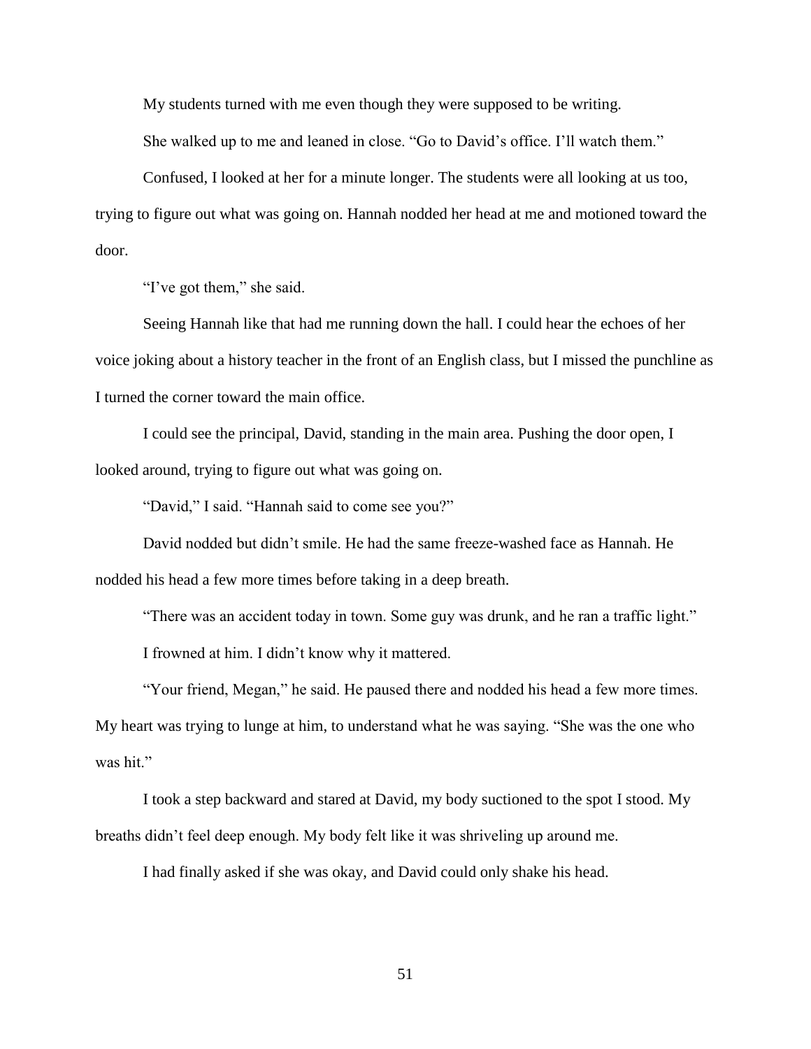My students turned with me even though they were supposed to be writing.

She walked up to me and leaned in close. “Go to David’s office. I’ll watch them.”

Confused, I looked at her for a minute longer. The students were all looking at us too, trying to figure out what was going on. Hannah nodded her head at me and motioned toward the door.

“I’ve got them,” she said.

Seeing Hannah like that had me running down the hall. I could hear the echoes of her voice joking about a history teacher in the front of an English class, but I missed the punchline as I turned the corner toward the main office.

I could see the principal, David, standing in the main area. Pushing the door open, I looked around, trying to figure out what was going on.

“David,” I said. “Hannah said to come see you?”

David nodded but didn’t smile. He had the same freeze-washed face as Hannah. He nodded his head a few more times before taking in a deep breath.

“There was an accident today in town. Some guy was drunk, and he ran a traffic light.”

I frowned at him. I didn’t know why it mattered.

“Your friend, Megan,” he said. He paused there and nodded his head a few more times. My heart was trying to lunge at him, to understand what he was saying. “She was the one who was hit.”

I took a step backward and stared at David, my body suctioned to the spot I stood. My breaths didn’t feel deep enough. My body felt like it was shriveling up around me.

I had finally asked if she was okay, and David could only shake his head.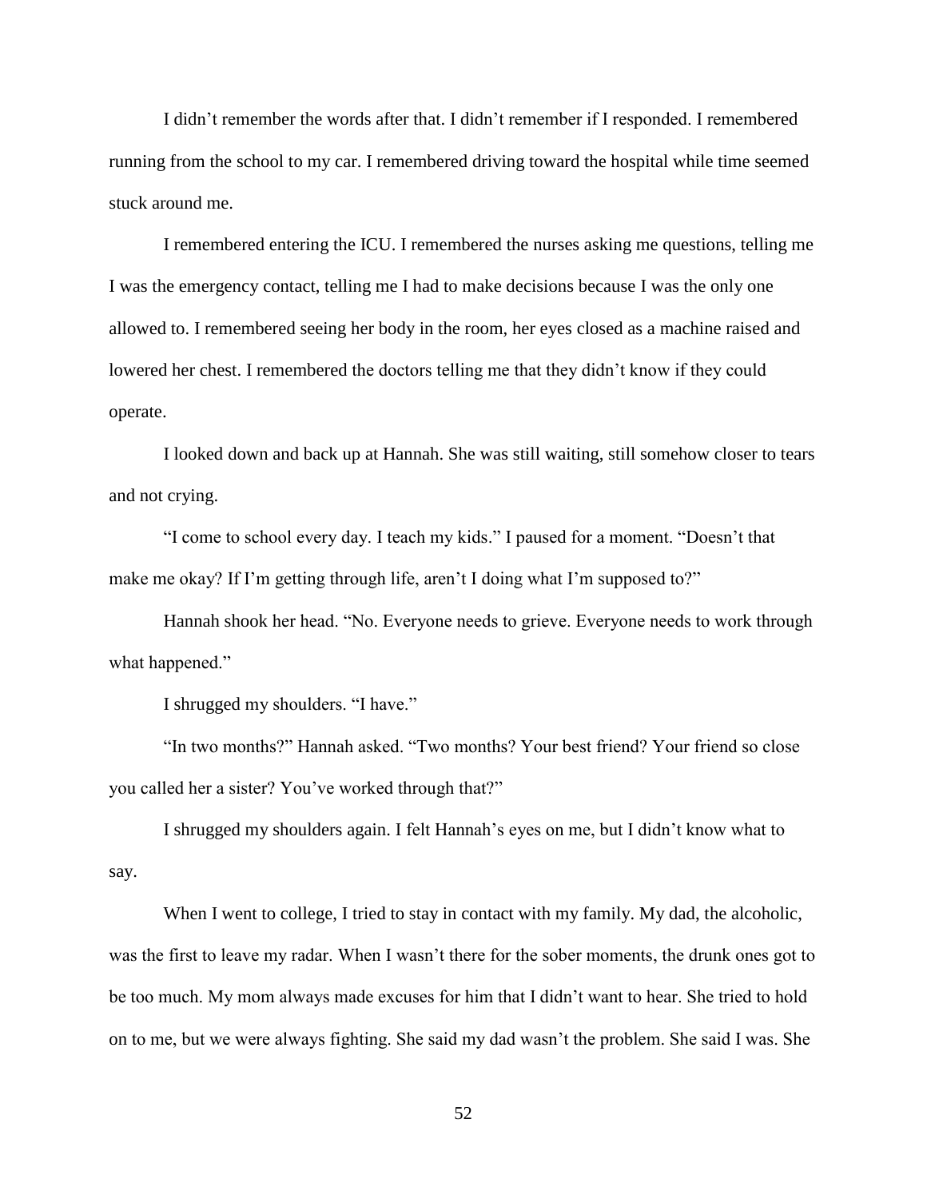I didn't remember the words after that. I didn't remember if I responded. I remembered running from the school to my car. I remembered driving toward the hospital while time seemed stuck around me.

I remembered entering the ICU. I remembered the nurses asking me questions, telling me I was the emergency contact, telling me I had to make decisions because I was the only one allowed to. I remembered seeing her body in the room, her eyes closed as a machine raised and lowered her chest. I remembered the doctors telling me that they didn't know if they could operate.

I looked down and back up at Hannah. She was still waiting, still somehow closer to tears and not crying.

"I come to school every day. I teach my kids." I paused for a moment. "Doesn't that make me okay? If I'm getting through life, aren't I doing what I'm supposed to?"

Hannah shook her head. "No. Everyone needs to grieve. Everyone needs to work through what happened."

I shrugged my shoulders. "I have."

"In two months?" Hannah asked. "Two months? Your best friend? Your friend so close you called her a sister? You've worked through that?"

I shrugged my shoulders again. I felt Hannah's eyes on me, but I didn't know what to say.

When I went to college, I tried to stay in contact with my family. My dad, the alcoholic, was the first to leave my radar. When I wasn't there for the sober moments, the drunk ones got to be too much. My mom always made excuses for him that I didn't want to hear. She tried to hold on to me, but we were always fighting. She said my dad wasn't the problem. She said I was. She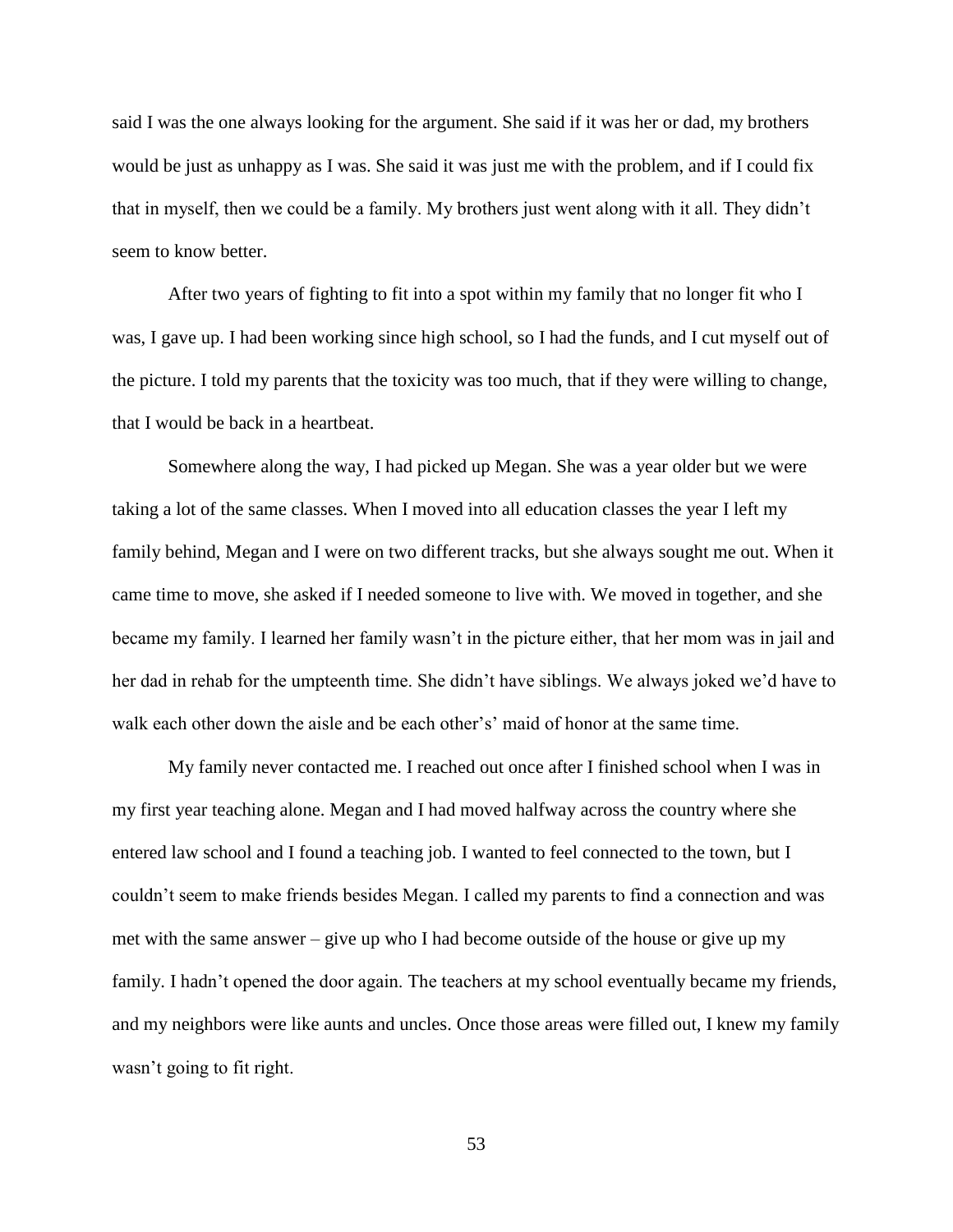said I was the one always looking for the argument. She said if it was her or dad, my brothers would be just as unhappy as I was. She said it was just me with the problem, and if I could fix that in myself, then we could be a family. My brothers just went along with it all. They didn't seem to know better.

After two years of fighting to fit into a spot within my family that no longer fit who I was, I gave up. I had been working since high school, so I had the funds, and I cut myself out of the picture. I told my parents that the toxicity was too much, that if they were willing to change, that I would be back in a heartbeat.

Somewhere along the way, I had picked up Megan. She was a year older but we were taking a lot of the same classes. When I moved into all education classes the year I left my family behind, Megan and I were on two different tracks, but she always sought me out. When it came time to move, she asked if I needed someone to live with. We moved in together, and she became my family. I learned her family wasn't in the picture either, that her mom was in jail and her dad in rehab for the umpteenth time. She didn't have siblings. We always joked we'd have to walk each other down the aisle and be each other's' maid of honor at the same time.

My family never contacted me. I reached out once after I finished school when I was in my first year teaching alone. Megan and I had moved halfway across the country where she entered law school and I found a teaching job. I wanted to feel connected to the town, but I couldn't seem to make friends besides Megan. I called my parents to find a connection and was met with the same answer – give up who I had become outside of the house or give up my family. I hadn't opened the door again. The teachers at my school eventually became my friends, and my neighbors were like aunts and uncles. Once those areas were filled out, I knew my family wasn't going to fit right.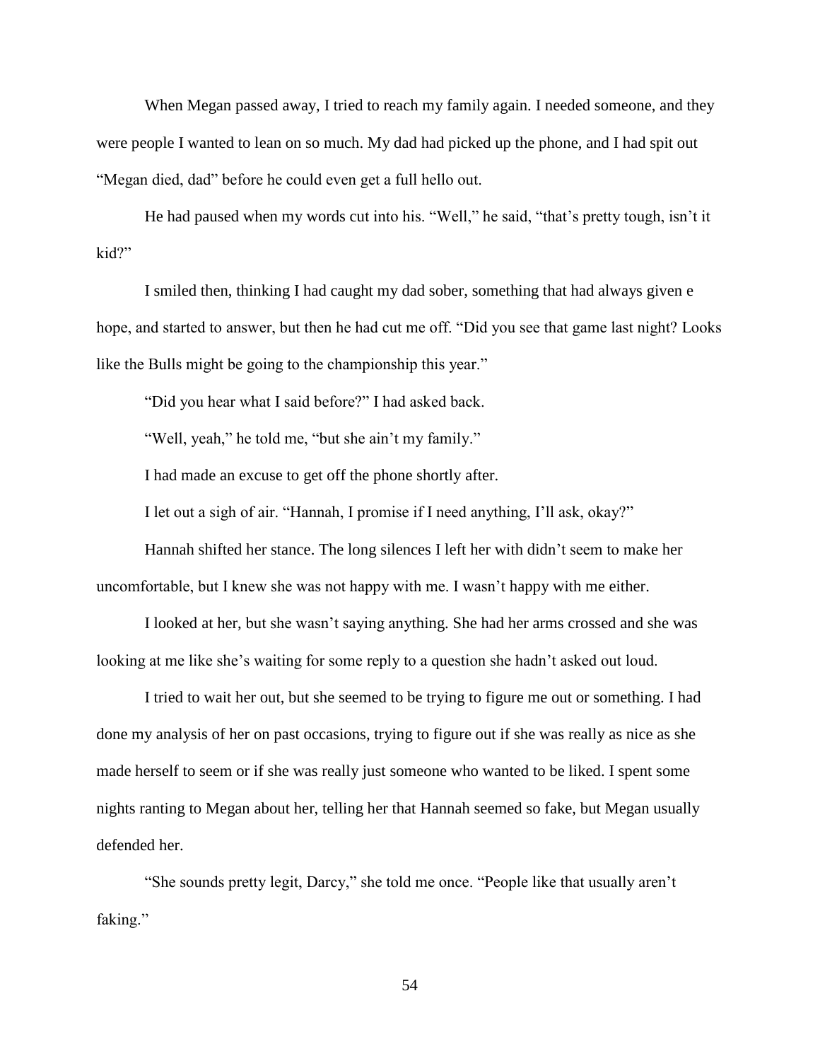When Megan passed away, I tried to reach my family again. I needed someone, and they were people I wanted to lean on so much. My dad had picked up the phone, and I had spit out "Megan died, dad" before he could even get a full hello out.

He had paused when my words cut into his. "Well," he said, "that's pretty tough, isn't it kid?"

I smiled then, thinking I had caught my dad sober, something that had always given e hope, and started to answer, but then he had cut me off. "Did you see that game last night? Looks like the Bulls might be going to the championship this year."

"Did you hear what I said before?" I had asked back.

"Well, yeah," he told me, "but she ain't my family."

I had made an excuse to get off the phone shortly after.

I let out a sigh of air. "Hannah, I promise if I need anything, I'll ask, okay?"

Hannah shifted her stance. The long silences I left her with didn't seem to make her uncomfortable, but I knew she was not happy with me. I wasn't happy with me either.

I looked at her, but she wasn't saying anything. She had her arms crossed and she was looking at me like she's waiting for some reply to a question she hadn't asked out loud.

I tried to wait her out, but she seemed to be trying to figure me out or something. I had done my analysis of her on past occasions, trying to figure out if she was really as nice as she made herself to seem or if she was really just someone who wanted to be liked. I spent some nights ranting to Megan about her, telling her that Hannah seemed so fake, but Megan usually defended her.

"She sounds pretty legit, Darcy," she told me once. "People like that usually aren't faking."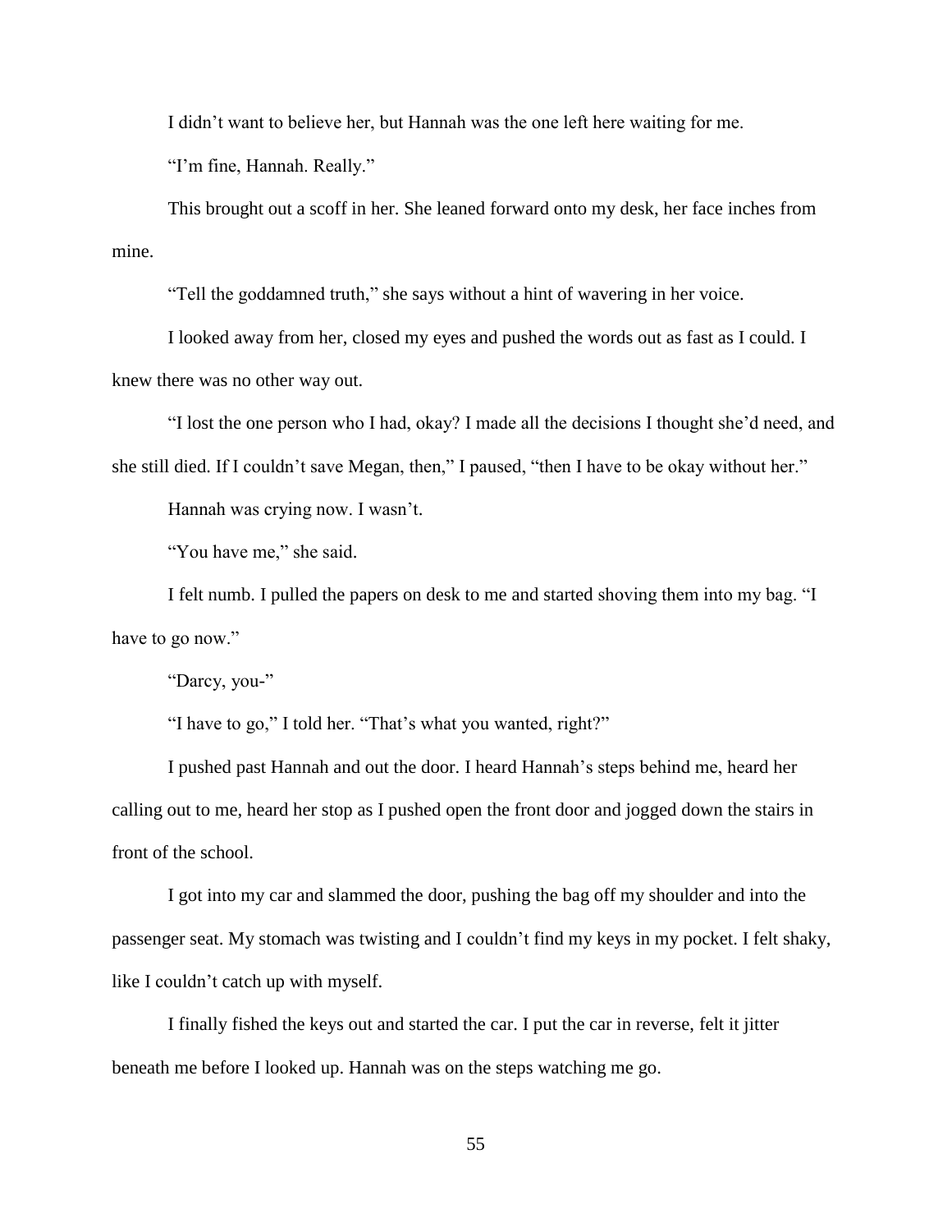I didn't want to believe her, but Hannah was the one left here waiting for me.

"I'm fine, Hannah. Really."

This brought out a scoff in her. She leaned forward onto my desk, her face inches from mine.

"Tell the goddamned truth," she says without a hint of wavering in her voice.

I looked away from her, closed my eyes and pushed the words out as fast as I could. I knew there was no other way out.

"I lost the one person who I had, okay? I made all the decisions I thought she'd need, and she still died. If I couldn't save Megan, then," I paused, "then I have to be okay without her."

Hannah was crying now. I wasn't.

"You have me," she said.

I felt numb. I pulled the papers on desk to me and started shoving them into my bag. "I have to go now."

"Darcy, you-"

"I have to go," I told her. "That's what you wanted, right?"

I pushed past Hannah and out the door. I heard Hannah's steps behind me, heard her calling out to me, heard her stop as I pushed open the front door and jogged down the stairs in front of the school.

I got into my car and slammed the door, pushing the bag off my shoulder and into the passenger seat. My stomach was twisting and I couldn't find my keys in my pocket. I felt shaky, like I couldn't catch up with myself.

I finally fished the keys out and started the car. I put the car in reverse, felt it jitter beneath me before I looked up. Hannah was on the steps watching me go.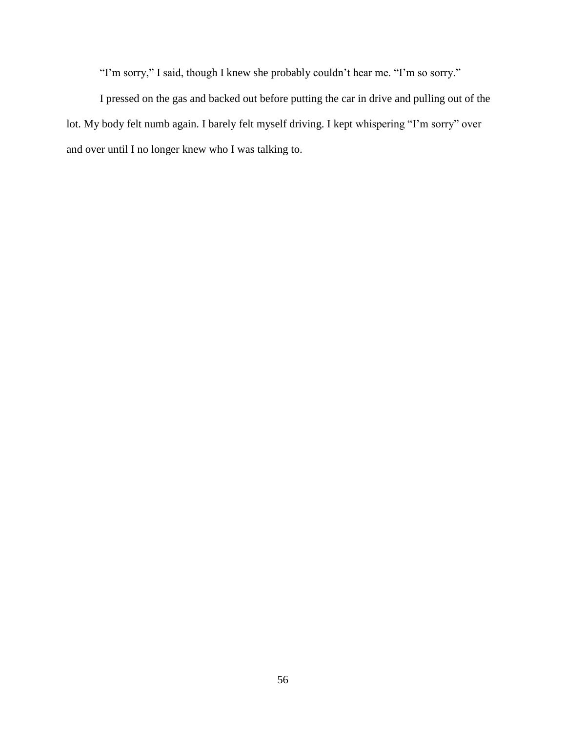"I'm sorry," I said, though I knew she probably couldn't hear me. "I'm so sorry."

I pressed on the gas and backed out before putting the car in drive and pulling out of the lot. My body felt numb again. I barely felt myself driving. I kept whispering "I'm sorry" over and over until I no longer knew who I was talking to.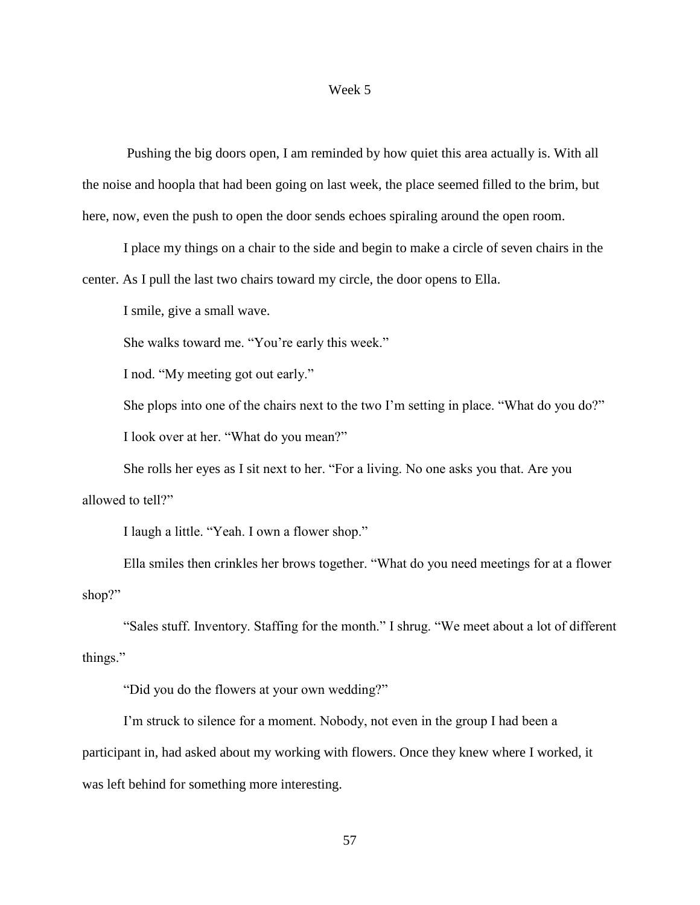# Week 5

Pushing the big doors open, I am reminded by how quiet this area actually is. With all the noise and hoopla that had been going on last week, the place seemed filled to the brim, but here, now, even the push to open the door sends echoes spiraling around the open room.

I place my things on a chair to the side and begin to make a circle of seven chairs in the center. As I pull the last two chairs toward my circle, the door opens to Ella.

I smile, give a small wave.

She walks toward me. "You're early this week."

I nod. "My meeting got out early."

She plops into one of the chairs next to the two I'm setting in place. "What do you do?"

I look over at her. "What do you mean?"

She rolls her eyes as I sit next to her. "For a living. No one asks you that. Are you allowed to tell?"

I laugh a little. "Yeah. I own a flower shop."

Ella smiles then crinkles her brows together. "What do you need meetings for at a flower shop?"

"Sales stuff. Inventory. Staffing for the month." I shrug. "We meet about a lot of different things."

"Did you do the flowers at your own wedding?"

I'm struck to silence for a moment. Nobody, not even in the group I had been a participant in, had asked about my working with flowers. Once they knew where I worked, it was left behind for something more interesting.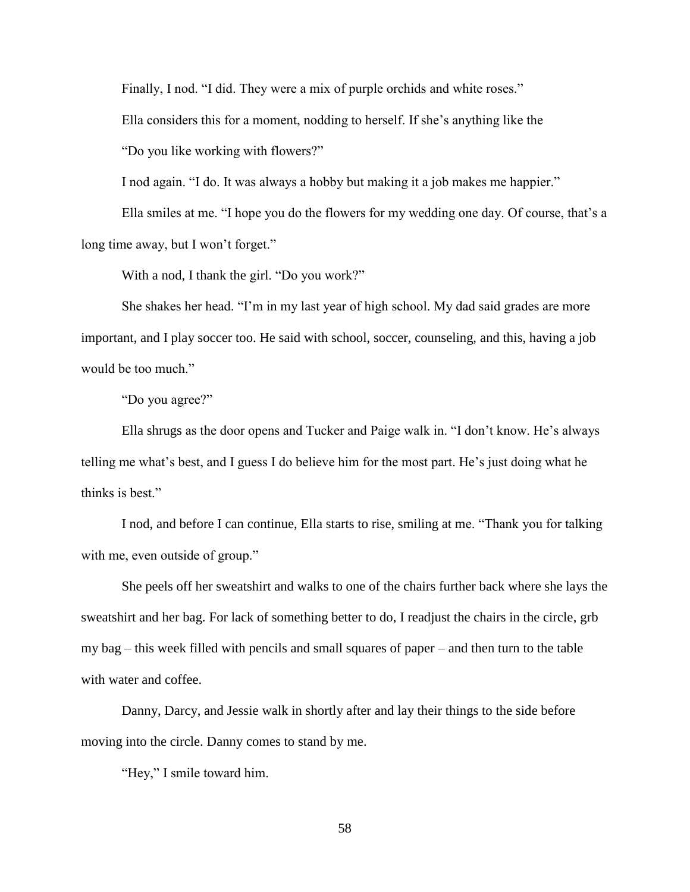Finally, I nod. "I did. They were a mix of purple orchids and white roses."

Ella considers this for a moment, nodding to herself. If she's anything like the

"Do you like working with flowers?"

I nod again. "I do. It was always a hobby but making it a job makes me happier."

Ella smiles at me. "I hope you do the flowers for my wedding one day. Of course, that's a long time away, but I won't forget."

With a nod, I thank the girl. "Do you work?"

She shakes her head. "I'm in my last year of high school. My dad said grades are more important, and I play soccer too. He said with school, soccer, counseling, and this, having a job would be too much."

"Do you agree?"

Ella shrugs as the door opens and Tucker and Paige walk in. "I don't know. He's always telling me what's best, and I guess I do believe him for the most part. He's just doing what he thinks is best."

I nod, and before I can continue, Ella starts to rise, smiling at me. "Thank you for talking with me, even outside of group."

She peels off her sweatshirt and walks to one of the chairs further back where she lays the sweatshirt and her bag. For lack of something better to do, I readjust the chairs in the circle, grb my bag – this week filled with pencils and small squares of paper – and then turn to the table with water and coffee.

Danny, Darcy, and Jessie walk in shortly after and lay their things to the side before moving into the circle. Danny comes to stand by me.

"Hey," I smile toward him.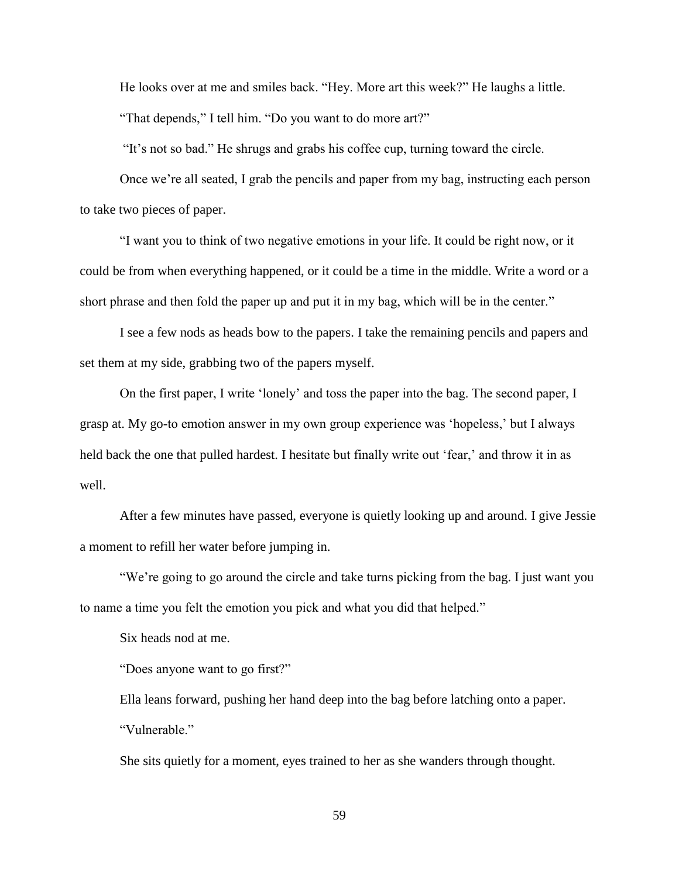He looks over at me and smiles back. "Hey. More art this week?" He laughs a little.

"That depends," I tell him. "Do you want to do more art?"

"It's not so bad." He shrugs and grabs his coffee cup, turning toward the circle.

Once we're all seated, I grab the pencils and paper from my bag, instructing each person to take two pieces of paper.

"I want you to think of two negative emotions in your life. It could be right now, or it could be from when everything happened, or it could be a time in the middle. Write a word or a short phrase and then fold the paper up and put it in my bag, which will be in the center."

I see a few nods as heads bow to the papers. I take the remaining pencils and papers and set them at my side, grabbing two of the papers myself.

On the first paper, I write 'lonely' and toss the paper into the bag. The second paper, I grasp at. My go-to emotion answer in my own group experience was 'hopeless,' but I always held back the one that pulled hardest. I hesitate but finally write out 'fear,' and throw it in as well.

After a few minutes have passed, everyone is quietly looking up and around. I give Jessie a moment to refill her water before jumping in.

"We're going to go around the circle and take turns picking from the bag. I just want you to name a time you felt the emotion you pick and what you did that helped."

Six heads nod at me.

"Does anyone want to go first?"

Ella leans forward, pushing her hand deep into the bag before latching onto a paper.

"Vulnerable."

She sits quietly for a moment, eyes trained to her as she wanders through thought.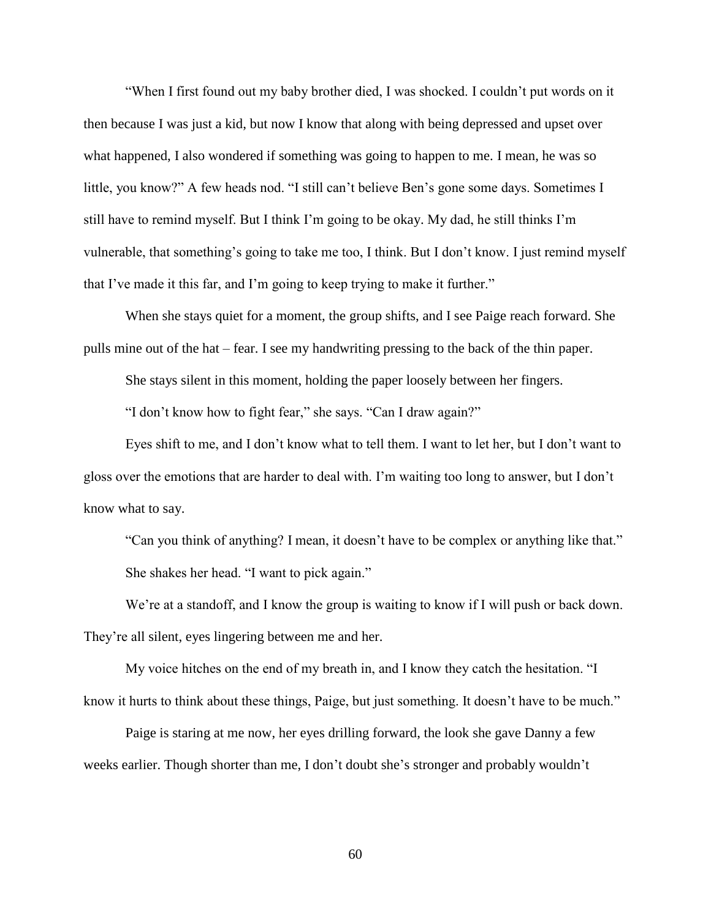"When I first found out my baby brother died, I was shocked. I couldn't put words on it then because I was just a kid, but now I know that along with being depressed and upset over what happened, I also wondered if something was going to happen to me. I mean, he was so little, you know?" A few heads nod. "I still can't believe Ben's gone some days. Sometimes I still have to remind myself. But I think I'm going to be okay. My dad, he still thinks I'm vulnerable, that something's going to take me too, I think. But I don't know. I just remind myself that I've made it this far, and I'm going to keep trying to make it further."

When she stays quiet for a moment, the group shifts, and I see Paige reach forward. She pulls mine out of the hat – fear. I see my handwriting pressing to the back of the thin paper.

She stays silent in this moment, holding the paper loosely between her fingers.

"I don't know how to fight fear," she says. "Can I draw again?"

Eyes shift to me, and I don't know what to tell them. I want to let her, but I don't want to gloss over the emotions that are harder to deal with. I'm waiting too long to answer, but I don't know what to say.

"Can you think of anything? I mean, it doesn't have to be complex or anything like that."

She shakes her head. "I want to pick again."

We're at a standoff, and I know the group is waiting to know if I will push or back down. They're all silent, eyes lingering between me and her.

My voice hitches on the end of my breath in, and I know they catch the hesitation. "I know it hurts to think about these things, Paige, but just something. It doesn't have to be much."

Paige is staring at me now, her eyes drilling forward, the look she gave Danny a few weeks earlier. Though shorter than me, I don't doubt she's stronger and probably wouldn't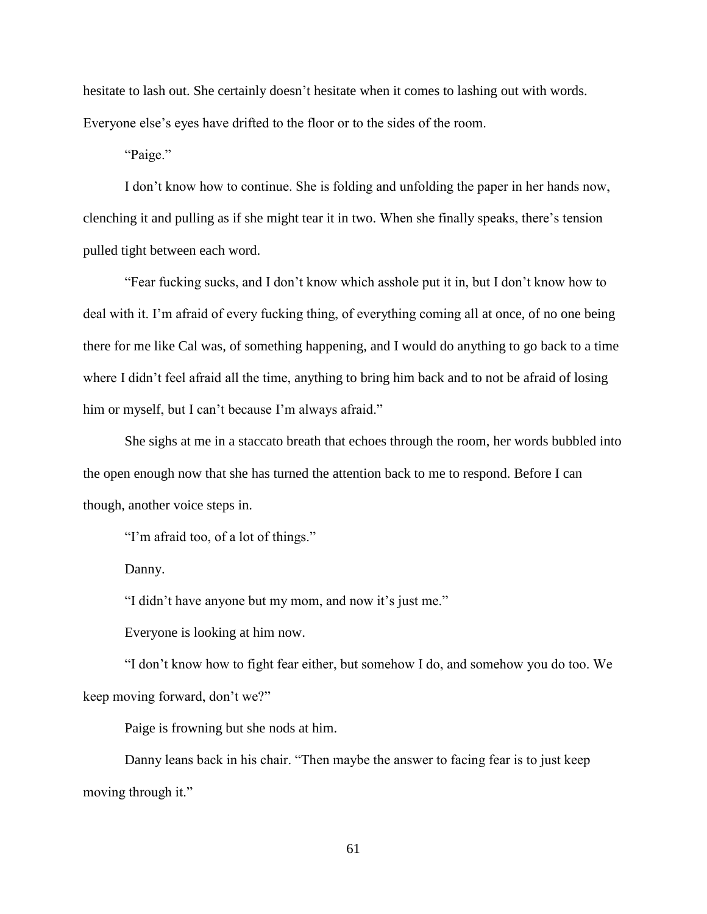hesitate to lash out. She certainly doesn't hesitate when it comes to lashing out with words. Everyone else's eyes have drifted to the floor or to the sides of the room.

"Paige."

I don't know how to continue. She is folding and unfolding the paper in her hands now, clenching it and pulling as if she might tear it in two. When she finally speaks, there's tension pulled tight between each word.

"Fear fucking sucks, and I don't know which asshole put it in, but I don't know how to deal with it. I'm afraid of every fucking thing, of everything coming all at once, of no one being there for me like Cal was, of something happening, and I would do anything to go back to a time where I didn't feel afraid all the time, anything to bring him back and to not be afraid of losing him or myself, but I can't because I'm always afraid."

She sighs at me in a staccato breath that echoes through the room, her words bubbled into the open enough now that she has turned the attention back to me to respond. Before I can though, another voice steps in.

"I'm afraid too, of a lot of things."

Danny.

"I didn't have anyone but my mom, and now it's just me."

Everyone is looking at him now.

"I don't know how to fight fear either, but somehow I do, and somehow you do too. We keep moving forward, don't we?"

Paige is frowning but she nods at him.

Danny leans back in his chair. "Then maybe the answer to facing fear is to just keep moving through it."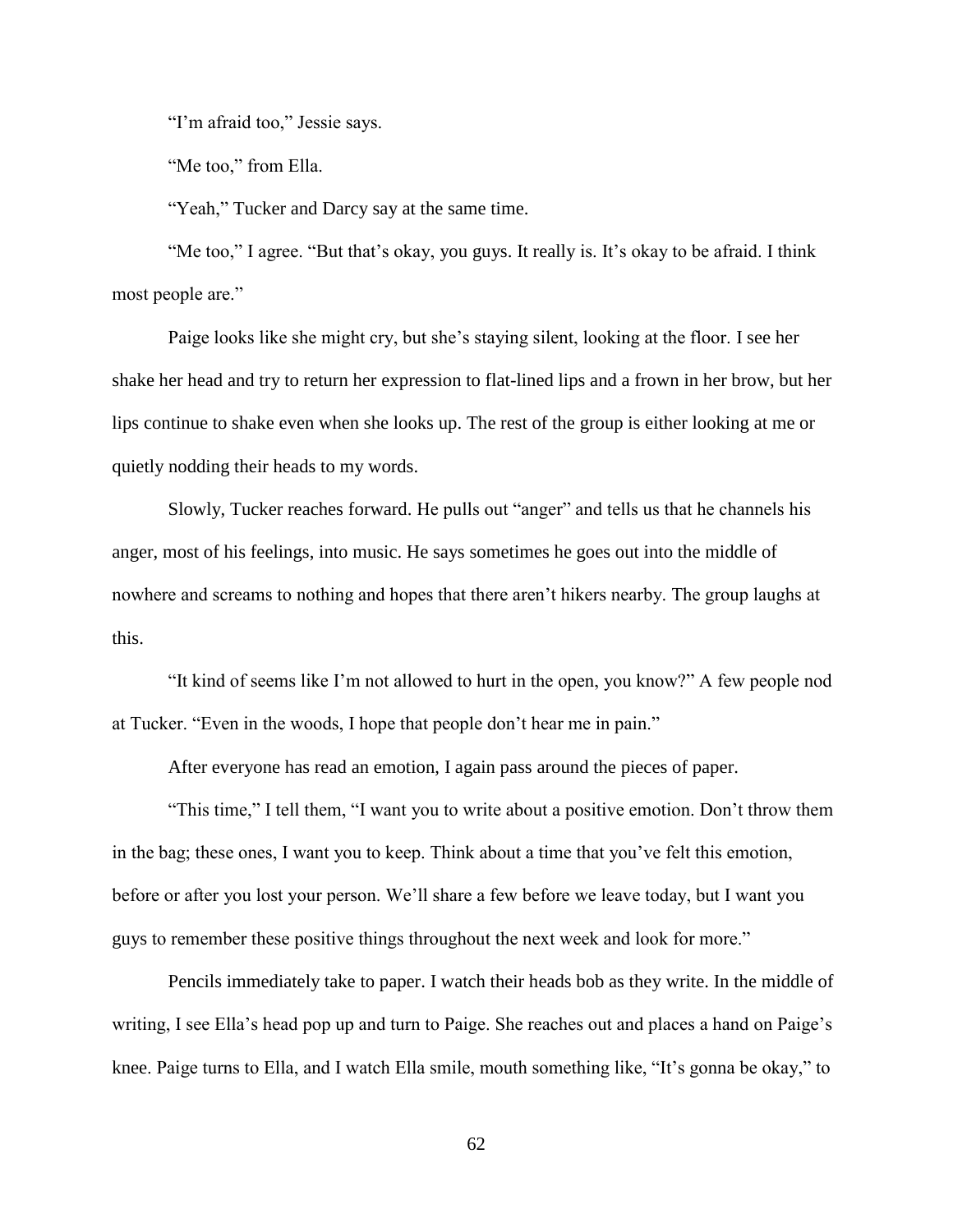"I'm afraid too," Jessie says.

"Me too," from Ella.

"Yeah," Tucker and Darcy say at the same time.

"Me too," I agree. "But that's okay, you guys. It really is. It's okay to be afraid. I think most people are."

Paige looks like she might cry, but she's staying silent, looking at the floor. I see her shake her head and try to return her expression to flat-lined lips and a frown in her brow, but her lips continue to shake even when she looks up. The rest of the group is either looking at me or quietly nodding their heads to my words.

Slowly, Tucker reaches forward. He pulls out "anger" and tells us that he channels his anger, most of his feelings, into music. He says sometimes he goes out into the middle of nowhere and screams to nothing and hopes that there aren't hikers nearby. The group laughs at this.

"It kind of seems like I'm not allowed to hurt in the open, you know?" A few people nod at Tucker. "Even in the woods, I hope that people don't hear me in pain."

After everyone has read an emotion, I again pass around the pieces of paper.

"This time," I tell them, "I want you to write about a positive emotion. Don't throw them in the bag; these ones, I want you to keep. Think about a time that you've felt this emotion, before or after you lost your person. We'll share a few before we leave today, but I want you guys to remember these positive things throughout the next week and look for more."

Pencils immediately take to paper. I watch their heads bob as they write. In the middle of writing, I see Ella's head pop up and turn to Paige. She reaches out and places a hand on Paige's knee. Paige turns to Ella, and I watch Ella smile, mouth something like, "It's gonna be okay," to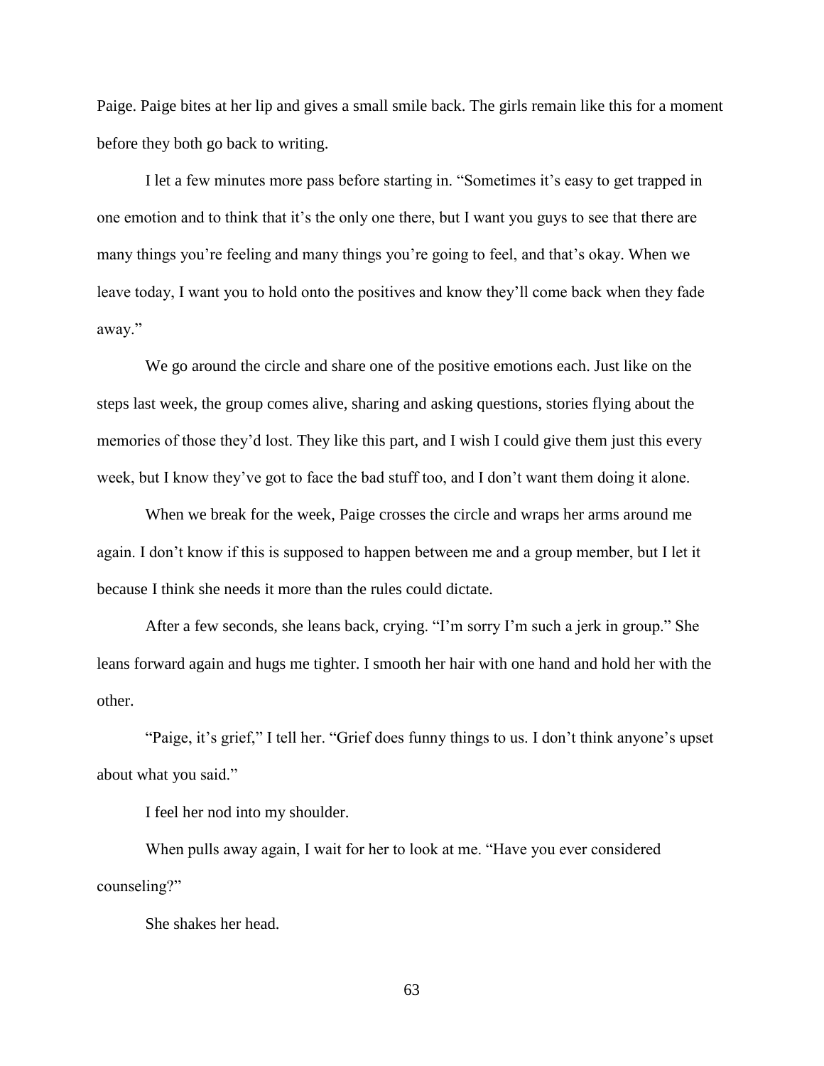Paige. Paige bites at her lip and gives a small smile back. The girls remain like this for a moment before they both go back to writing.

I let a few minutes more pass before starting in. "Sometimes it's easy to get trapped in one emotion and to think that it's the only one there, but I want you guys to see that there are many things you're feeling and many things you're going to feel, and that's okay. When we leave today, I want you to hold onto the positives and know they'll come back when they fade away."

We go around the circle and share one of the positive emotions each. Just like on the steps last week, the group comes alive, sharing and asking questions, stories flying about the memories of those they'd lost. They like this part, and I wish I could give them just this every week, but I know they've got to face the bad stuff too, and I don't want them doing it alone.

When we break for the week, Paige crosses the circle and wraps her arms around me again. I don't know if this is supposed to happen between me and a group member, but I let it because I think she needs it more than the rules could dictate.

After a few seconds, she leans back, crying. "I'm sorry I'm such a jerk in group." She leans forward again and hugs me tighter. I smooth her hair with one hand and hold her with the other.

"Paige, it's grief," I tell her. "Grief does funny things to us. I don't think anyone's upset about what you said."

I feel her nod into my shoulder.

When pulls away again, I wait for her to look at me. "Have you ever considered counseling?"

She shakes her head.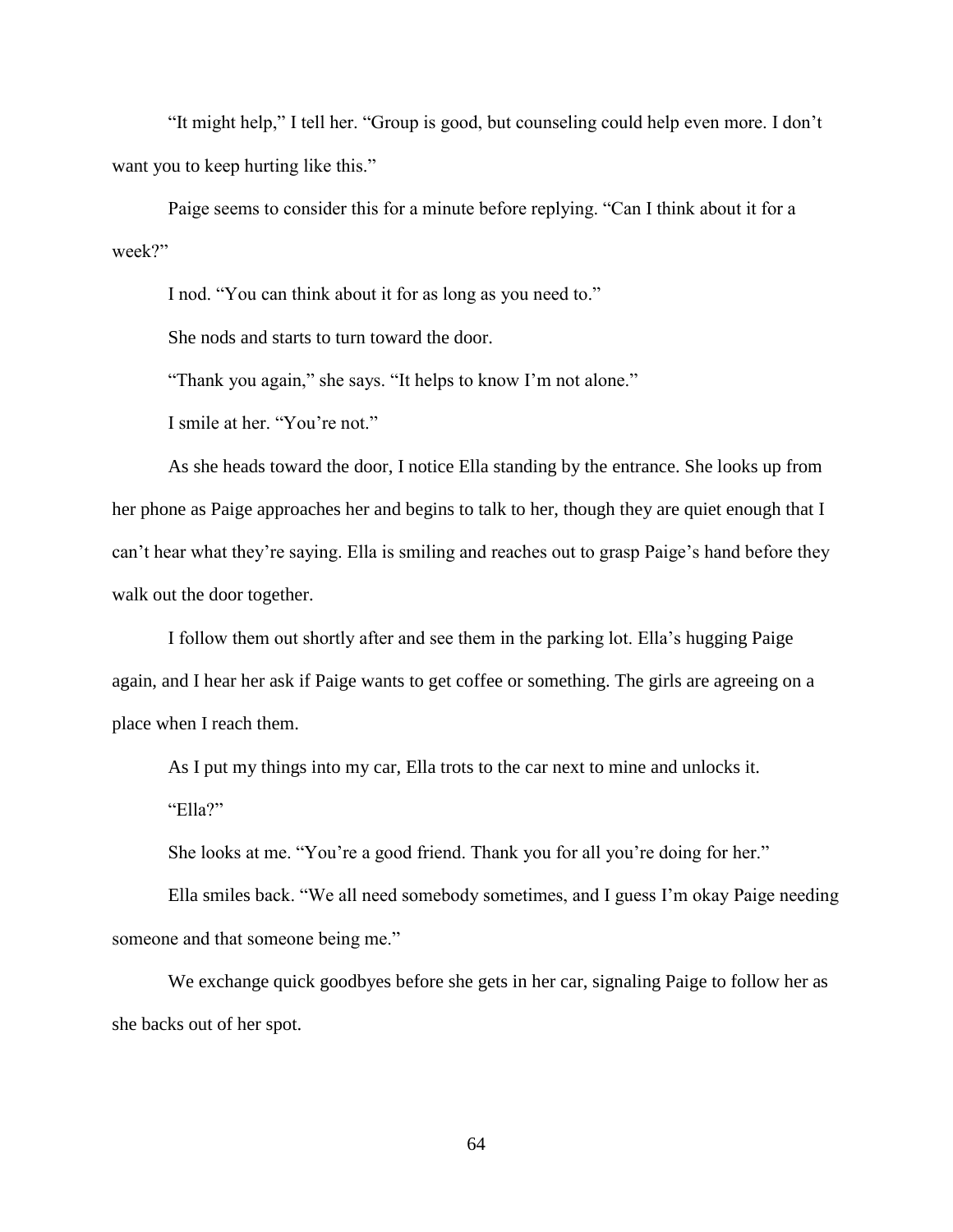"It might help," I tell her. "Group is good, but counseling could help even more. I don't want you to keep hurting like this."

Paige seems to consider this for a minute before replying. "Can I think about it for a week?"

I nod. "You can think about it for as long as you need to."

She nods and starts to turn toward the door.

"Thank you again," she says. "It helps to know I'm not alone."

I smile at her. "You're not."

As she heads toward the door, I notice Ella standing by the entrance. She looks up from her phone as Paige approaches her and begins to talk to her, though they are quiet enough that I can't hear what they're saying. Ella is smiling and reaches out to grasp Paige's hand before they walk out the door together.

I follow them out shortly after and see them in the parking lot. Ella's hugging Paige again, and I hear her ask if Paige wants to get coffee or something. The girls are agreeing on a place when I reach them.

As I put my things into my car, Ella trots to the car next to mine and unlocks it.

"Ella?"

She looks at me. "You're a good friend. Thank you for all you're doing for her."

Ella smiles back. "We all need somebody sometimes, and I guess I'm okay Paige needing someone and that someone being me."

We exchange quick goodbyes before she gets in her car, signaling Paige to follow her as she backs out of her spot.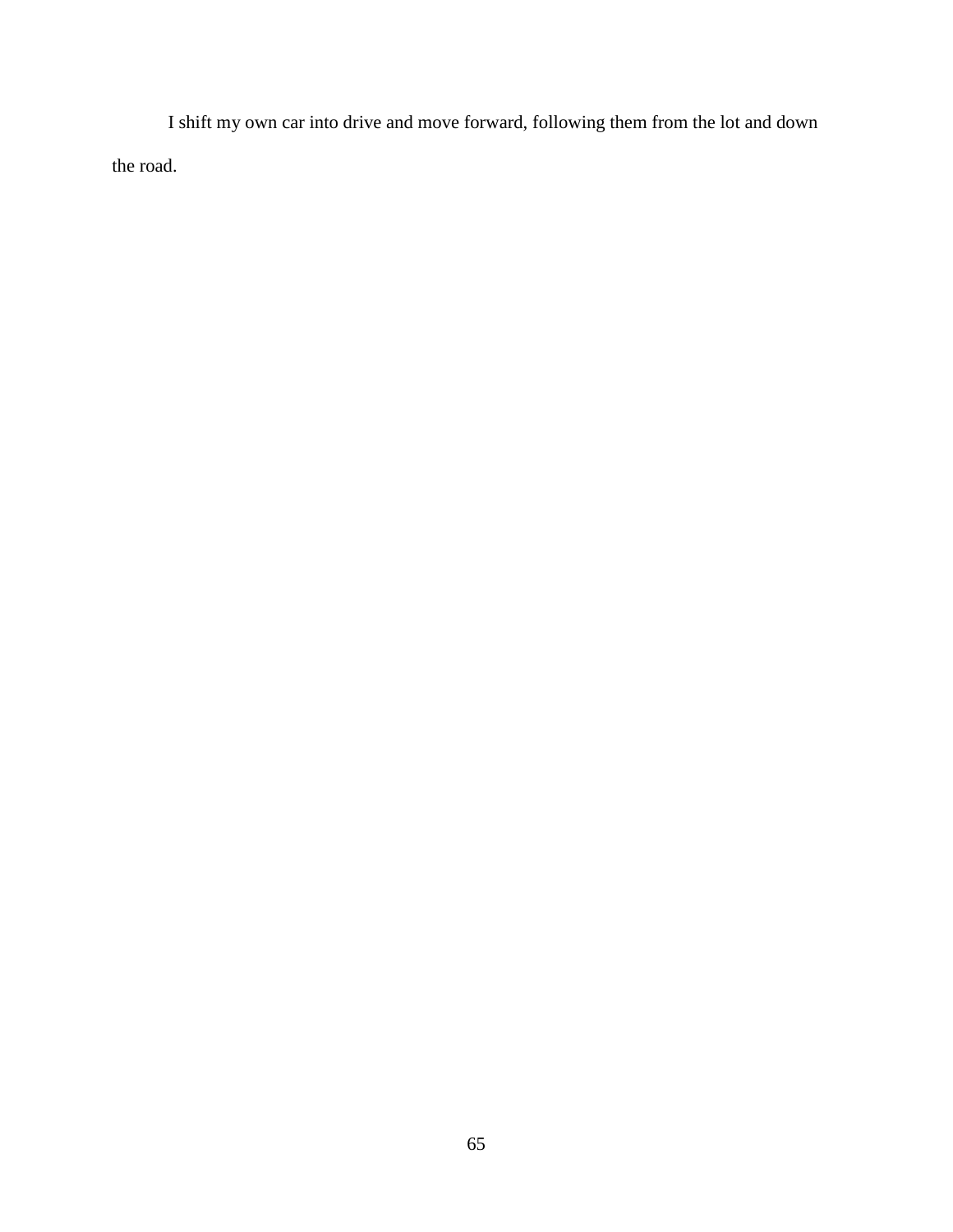I shift my own car into drive and move forward, following them from the lot and down the road.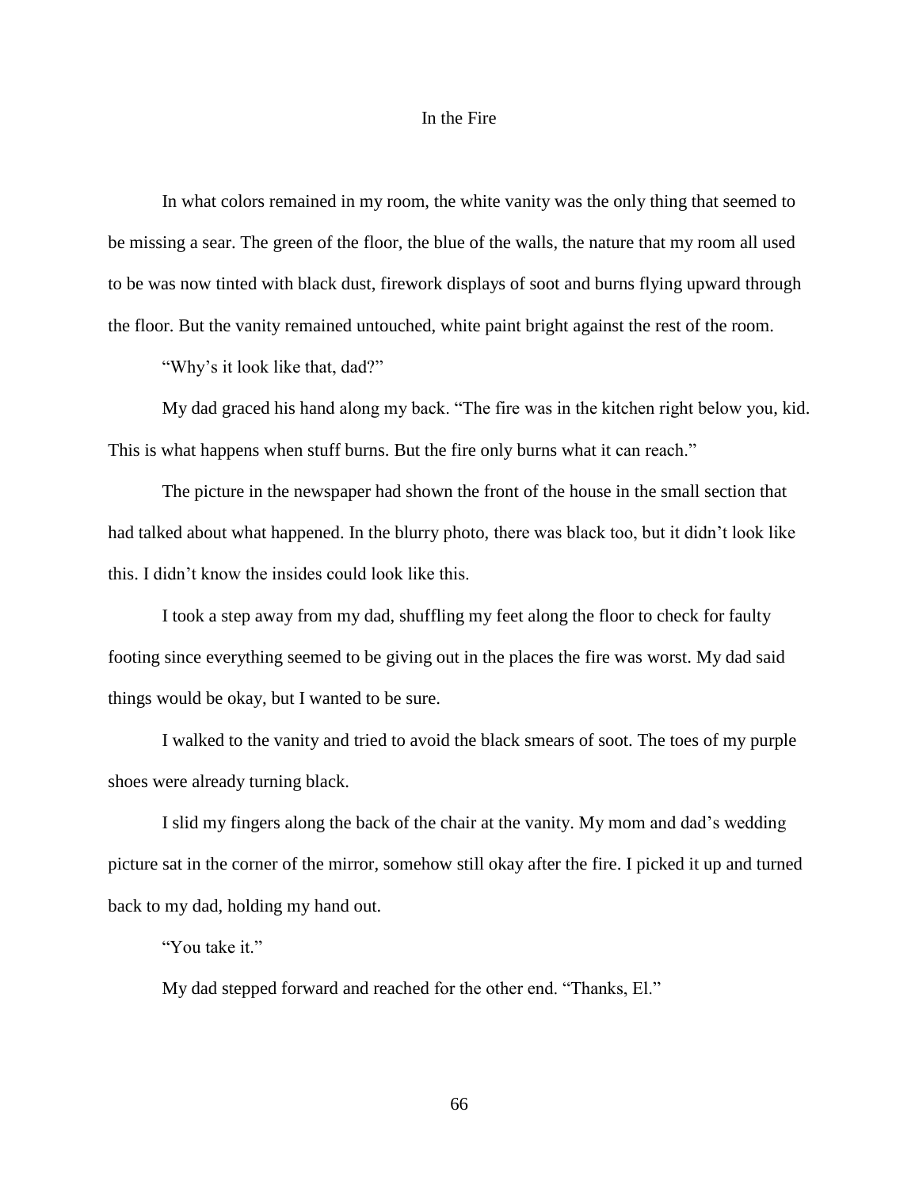# In the Fire

In what colors remained in my room, the white vanity was the only thing that seemed to be missing a sear. The green of the floor, the blue of the walls, the nature that my room all used to be was now tinted with black dust, firework displays of soot and burns flying upward through the floor. But the vanity remained untouched, white paint bright against the rest of the room.

"Why's it look like that, dad?"

My dad graced his hand along my back. "The fire was in the kitchen right below you, kid. This is what happens when stuff burns. But the fire only burns what it can reach."

The picture in the newspaper had shown the front of the house in the small section that had talked about what happened. In the blurry photo, there was black too, but it didn't look like this. I didn't know the insides could look like this.

I took a step away from my dad, shuffling my feet along the floor to check for faulty footing since everything seemed to be giving out in the places the fire was worst. My dad said things would be okay, but I wanted to be sure.

I walked to the vanity and tried to avoid the black smears of soot. The toes of my purple shoes were already turning black.

I slid my fingers along the back of the chair at the vanity. My mom and dad's wedding picture sat in the corner of the mirror, somehow still okay after the fire. I picked it up and turned back to my dad, holding my hand out.

"You take it."

My dad stepped forward and reached for the other end. "Thanks, El."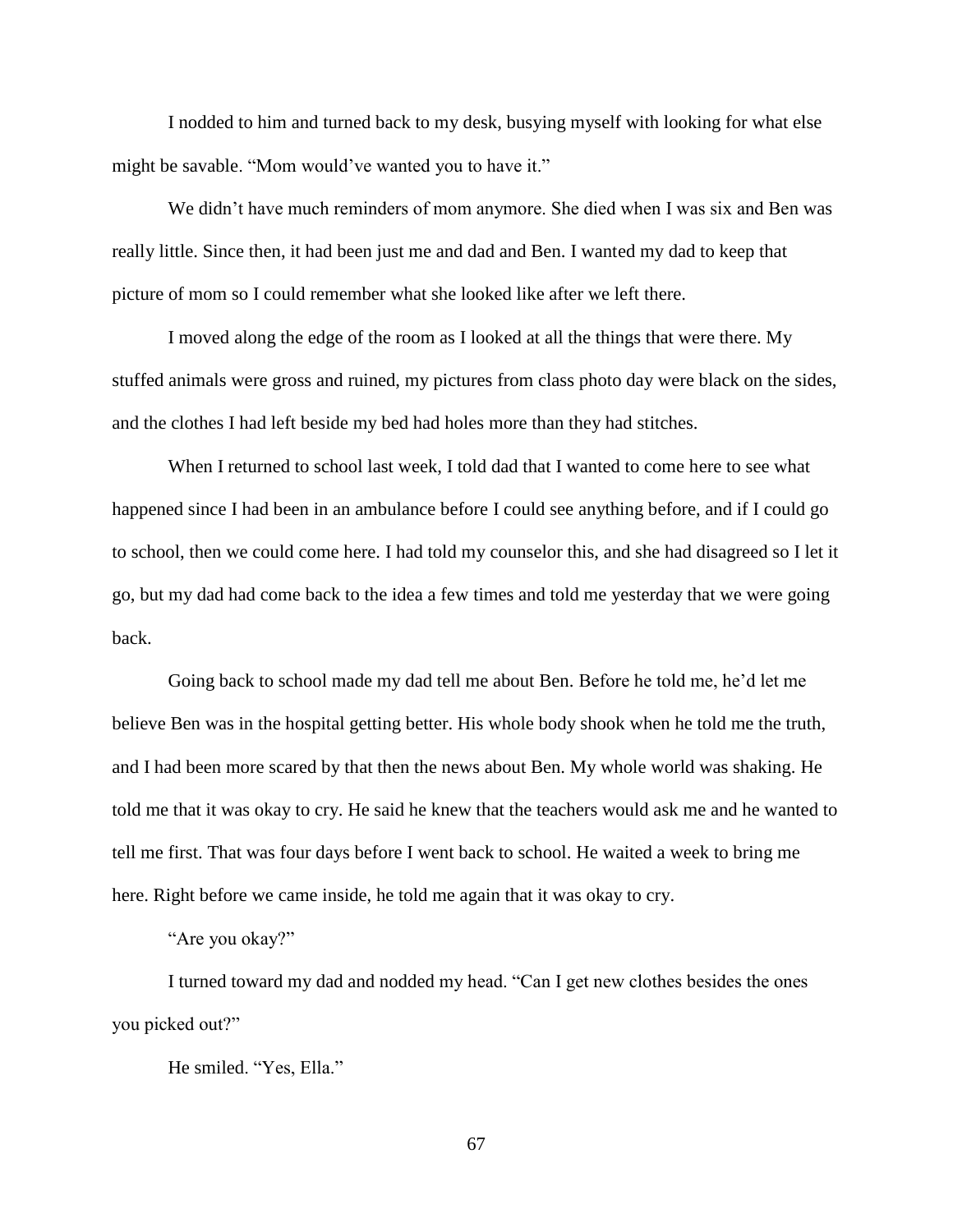I nodded to him and turned back to my desk, busying myself with looking for what else might be savable. "Mom would've wanted you to have it."

We didn't have much reminders of mom anymore. She died when I was six and Ben was really little. Since then, it had been just me and dad and Ben. I wanted my dad to keep that picture of mom so I could remember what she looked like after we left there.

I moved along the edge of the room as I looked at all the things that were there. My stuffed animals were gross and ruined, my pictures from class photo day were black on the sides, and the clothes I had left beside my bed had holes more than they had stitches.

When I returned to school last week, I told dad that I wanted to come here to see what happened since I had been in an ambulance before I could see anything before, and if I could go to school, then we could come here. I had told my counselor this, and she had disagreed so I let it go, but my dad had come back to the idea a few times and told me yesterday that we were going back.

Going back to school made my dad tell me about Ben. Before he told me, he'd let me believe Ben was in the hospital getting better. His whole body shook when he told me the truth, and I had been more scared by that then the news about Ben. My whole world was shaking. He told me that it was okay to cry. He said he knew that the teachers would ask me and he wanted to tell me first. That was four days before I went back to school. He waited a week to bring me here. Right before we came inside, he told me again that it was okay to cry.

"Are you okay?"

I turned toward my dad and nodded my head. "Can I get new clothes besides the ones you picked out?"

He smiled. "Yes, Ella."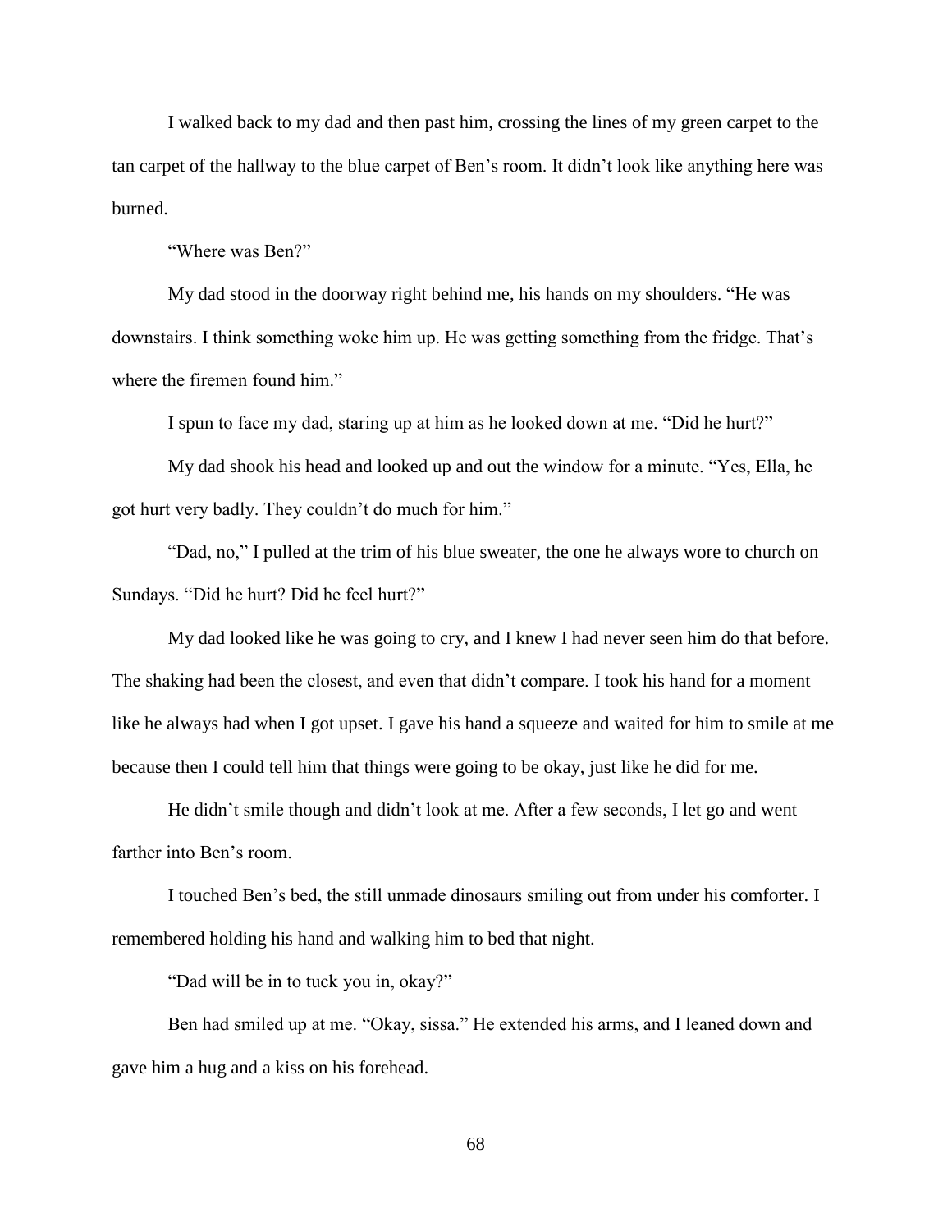I walked back to my dad and then past him, crossing the lines of my green carpet to the tan carpet of the hallway to the blue carpet of Ben's room. It didn't look like anything here was burned.

"Where was Ben?"

My dad stood in the doorway right behind me, his hands on my shoulders. "He was downstairs. I think something woke him up. He was getting something from the fridge. That's where the firemen found him."

I spun to face my dad, staring up at him as he looked down at me. "Did he hurt?"

My dad shook his head and looked up and out the window for a minute. "Yes, Ella, he got hurt very badly. They couldn't do much for him."

"Dad, no," I pulled at the trim of his blue sweater, the one he always wore to church on Sundays. "Did he hurt? Did he feel hurt?"

My dad looked like he was going to cry, and I knew I had never seen him do that before. The shaking had been the closest, and even that didn't compare. I took his hand for a moment like he always had when I got upset. I gave his hand a squeeze and waited for him to smile at me because then I could tell him that things were going to be okay, just like he did for me.

He didn't smile though and didn't look at me. After a few seconds, I let go and went farther into Ben's room.

I touched Ben's bed, the still unmade dinosaurs smiling out from under his comforter. I remembered holding his hand and walking him to bed that night.

"Dad will be in to tuck you in, okay?"

Ben had smiled up at me. "Okay, sissa." He extended his arms, and I leaned down and gave him a hug and a kiss on his forehead.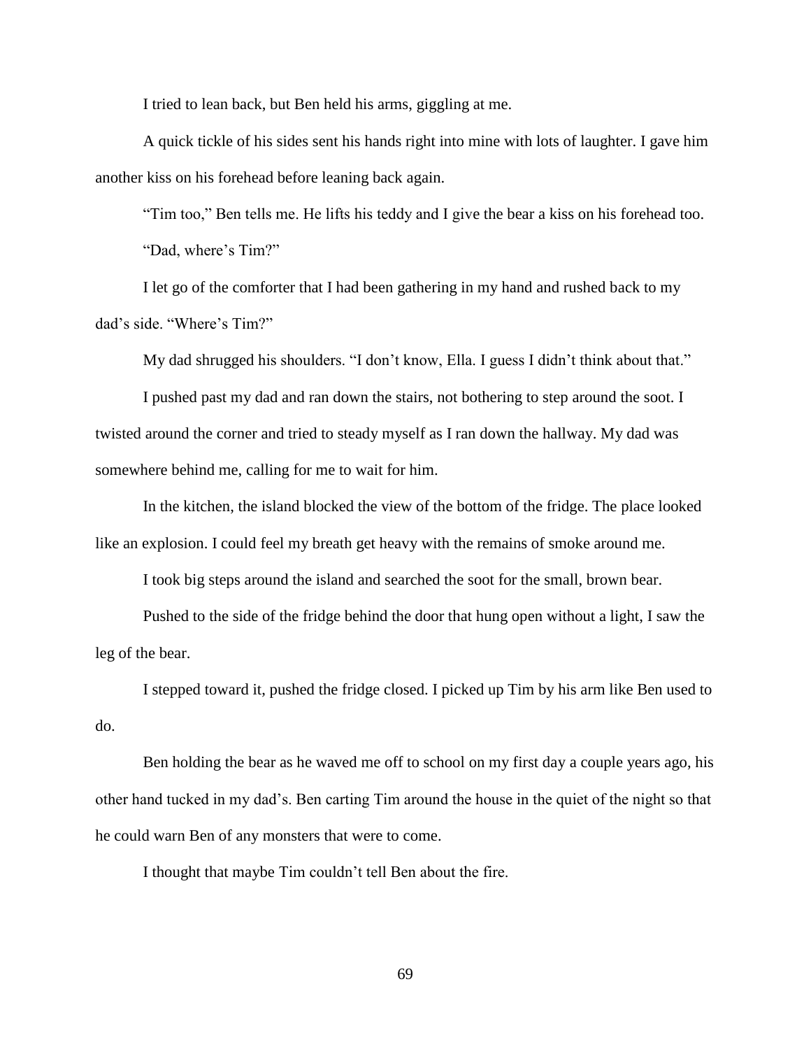I tried to lean back, but Ben held his arms, giggling at me.

A quick tickle of his sides sent his hands right into mine with lots of laughter. I gave him another kiss on his forehead before leaning back again.

"Tim too," Ben tells me. He lifts his teddy and I give the bear a kiss on his forehead too.

"Dad, where's Tim?"

I let go of the comforter that I had been gathering in my hand and rushed back to my dad's side. "Where's Tim?"

My dad shrugged his shoulders. "I don't know, Ella. I guess I didn't think about that."

I pushed past my dad and ran down the stairs, not bothering to step around the soot. I twisted around the corner and tried to steady myself as I ran down the hallway. My dad was somewhere behind me, calling for me to wait for him.

In the kitchen, the island blocked the view of the bottom of the fridge. The place looked like an explosion. I could feel my breath get heavy with the remains of smoke around me.

I took big steps around the island and searched the soot for the small, brown bear.

Pushed to the side of the fridge behind the door that hung open without a light, I saw the leg of the bear.

I stepped toward it, pushed the fridge closed. I picked up Tim by his arm like Ben used to do.

Ben holding the bear as he waved me off to school on my first day a couple years ago, his other hand tucked in my dad's. Ben carting Tim around the house in the quiet of the night so that he could warn Ben of any monsters that were to come.

I thought that maybe Tim couldn't tell Ben about the fire.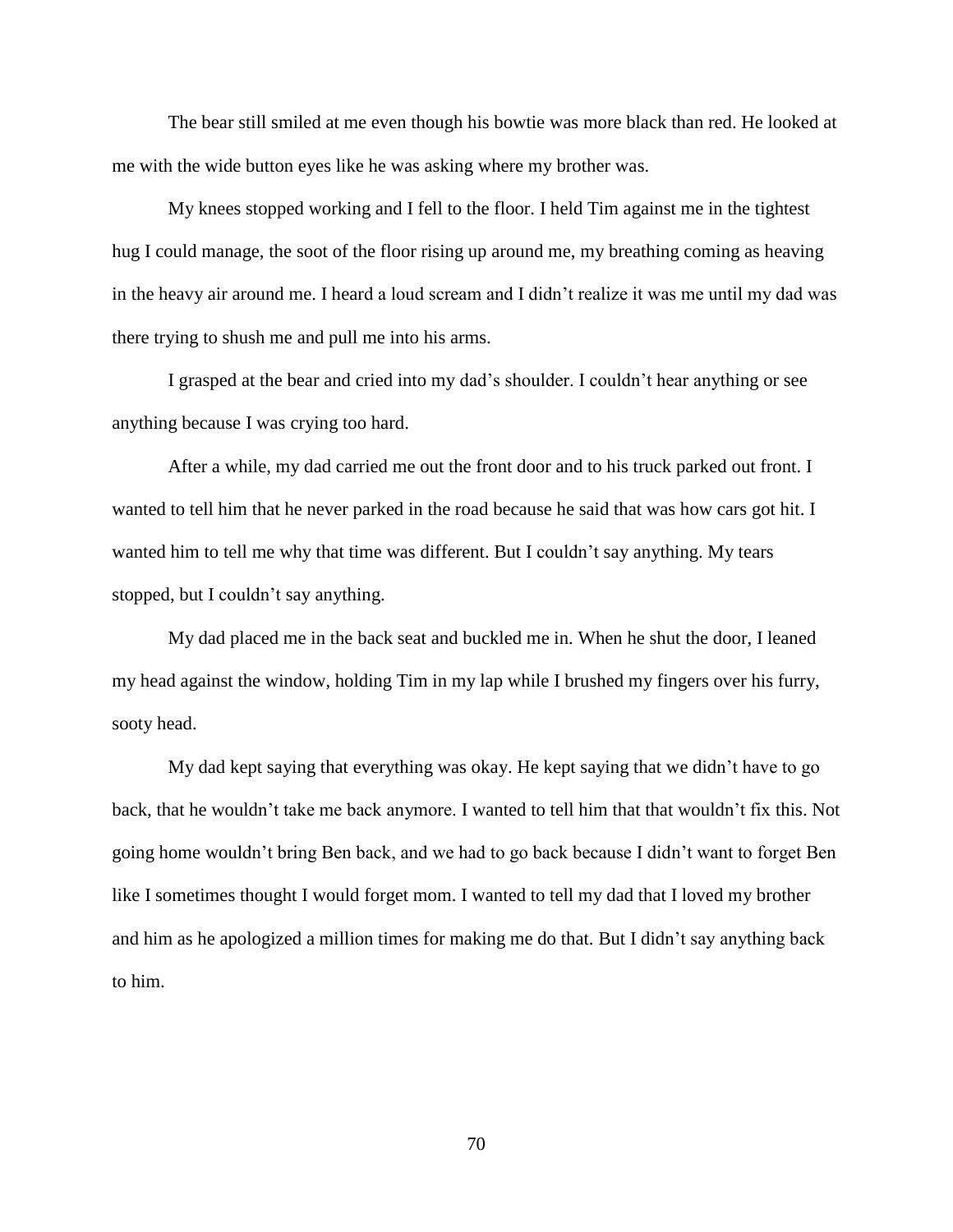The bear still smiled at me even though his bowtie was more black than red. He looked at me with the wide button eyes like he was asking where my brother was.

My knees stopped working and I fell to the floor. I held Tim against me in the tightest hug I could manage, the soot of the floor rising up around me, my breathing coming as heaving in the heavy air around me. I heard a loud scream and I didn't realize it was me until my dad was there trying to shush me and pull me into his arms.

I grasped at the bear and cried into my dad's shoulder. I couldn't hear anything or see anything because I was crying too hard.

After a while, my dad carried me out the front door and to his truck parked out front. I wanted to tell him that he never parked in the road because he said that was how cars got hit. I wanted him to tell me why that time was different. But I couldn't say anything. My tears stopped, but I couldn't say anything.

My dad placed me in the back seat and buckled me in. When he shut the door, I leaned my head against the window, holding Tim in my lap while I brushed my fingers over his furry, sooty head.

My dad kept saying that everything was okay. He kept saying that we didn't have to go back, that he wouldn't take me back anymore. I wanted to tell him that that wouldn't fix this. Not going home wouldn't bring Ben back, and we had to go back because I didn't want to forget Ben like I sometimes thought I would forget mom. I wanted to tell my dad that I loved my brother and him as he apologized a million times for making me do that. But I didn't say anything back to him.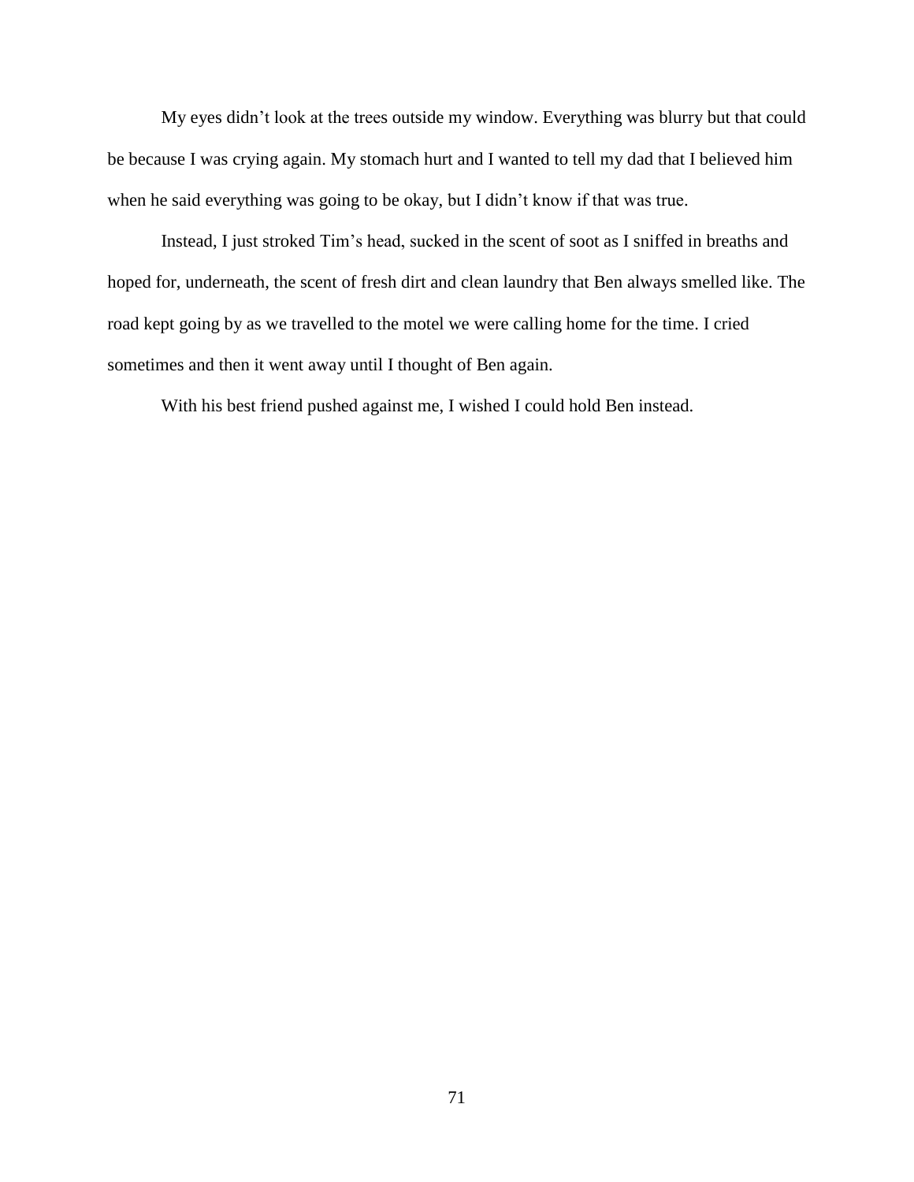My eyes didn't look at the trees outside my window. Everything was blurry but that could be because I was crying again. My stomach hurt and I wanted to tell my dad that I believed him when he said everything was going to be okay, but I didn't know if that was true.

Instead, I just stroked Tim's head, sucked in the scent of soot as I sniffed in breaths and hoped for, underneath, the scent of fresh dirt and clean laundry that Ben always smelled like. The road kept going by as we travelled to the motel we were calling home for the time. I cried sometimes and then it went away until I thought of Ben again.

With his best friend pushed against me, I wished I could hold Ben instead.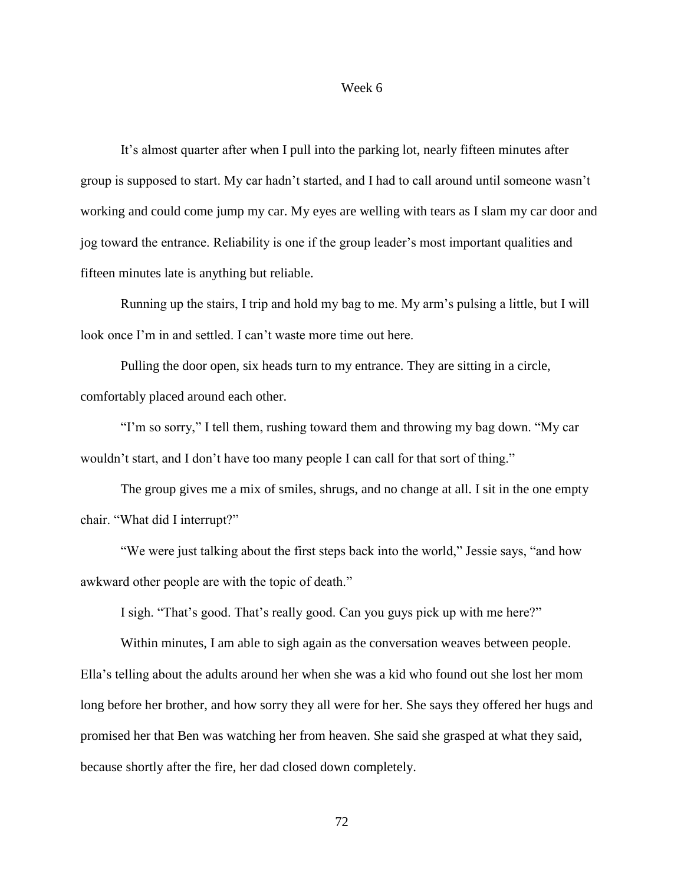## Week 6

It's almost quarter after when I pull into the parking lot, nearly fifteen minutes after group is supposed to start. My car hadn't started, and I had to call around until someone wasn't working and could come jump my car. My eyes are welling with tears as I slam my car door and jog toward the entrance. Reliability is one if the group leader's most important qualities and fifteen minutes late is anything but reliable.

Running up the stairs, I trip and hold my bag to me. My arm's pulsing a little, but I will look once I'm in and settled. I can't waste more time out here.

Pulling the door open, six heads turn to my entrance. They are sitting in a circle, comfortably placed around each other.

"I'm so sorry," I tell them, rushing toward them and throwing my bag down. "My car wouldn't start, and I don't have too many people I can call for that sort of thing."

The group gives me a mix of smiles, shrugs, and no change at all. I sit in the one empty chair. "What did I interrupt?"

"We were just talking about the first steps back into the world," Jessie says, "and how awkward other people are with the topic of death."

I sigh. "That's good. That's really good. Can you guys pick up with me here?"

Within minutes, I am able to sigh again as the conversation weaves between people. Ella's telling about the adults around her when she was a kid who found out she lost her mom long before her brother, and how sorry they all were for her. She says they offered her hugs and promised her that Ben was watching her from heaven. She said she grasped at what they said, because shortly after the fire, her dad closed down completely.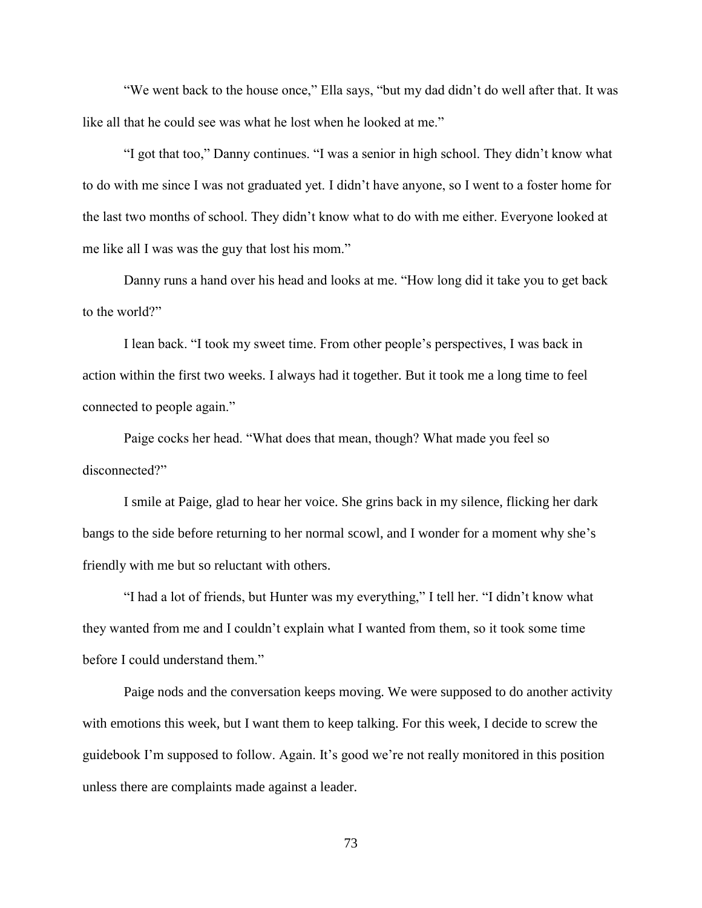"We went back to the house once," Ella says, "but my dad didn't do well after that. It was like all that he could see was what he lost when he looked at me."

"I got that too," Danny continues. "I was a senior in high school. They didn't know what to do with me since I was not graduated yet. I didn't have anyone, so I went to a foster home for the last two months of school. They didn't know what to do with me either. Everyone looked at me like all I was was the guy that lost his mom."

Danny runs a hand over his head and looks at me. "How long did it take you to get back to the world?"

I lean back. "I took my sweet time. From other people's perspectives, I was back in action within the first two weeks. I always had it together. But it took me a long time to feel connected to people again."

Paige cocks her head. "What does that mean, though? What made you feel so disconnected?"

I smile at Paige, glad to hear her voice. She grins back in my silence, flicking her dark bangs to the side before returning to her normal scowl, and I wonder for a moment why she's friendly with me but so reluctant with others.

"I had a lot of friends, but Hunter was my everything," I tell her. "I didn't know what they wanted from me and I couldn't explain what I wanted from them, so it took some time before I could understand them."

Paige nods and the conversation keeps moving. We were supposed to do another activity with emotions this week, but I want them to keep talking. For this week, I decide to screw the guidebook I'm supposed to follow. Again. It's good we're not really monitored in this position unless there are complaints made against a leader.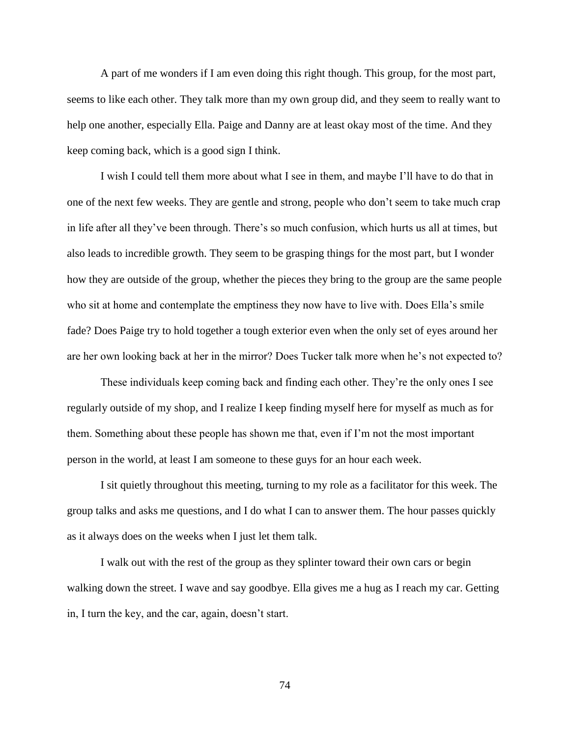A part of me wonders if I am even doing this right though. This group, for the most part, seems to like each other. They talk more than my own group did, and they seem to really want to help one another, especially Ella. Paige and Danny are at least okay most of the time. And they keep coming back, which is a good sign I think.

I wish I could tell them more about what I see in them, and maybe I'll have to do that in one of the next few weeks. They are gentle and strong, people who don't seem to take much crap in life after all they've been through. There's so much confusion, which hurts us all at times, but also leads to incredible growth. They seem to be grasping things for the most part, but I wonder how they are outside of the group, whether the pieces they bring to the group are the same people who sit at home and contemplate the emptiness they now have to live with. Does Ella's smile fade? Does Paige try to hold together a tough exterior even when the only set of eyes around her are her own looking back at her in the mirror? Does Tucker talk more when he's not expected to?

These individuals keep coming back and finding each other. They're the only ones I see regularly outside of my shop, and I realize I keep finding myself here for myself as much as for them. Something about these people has shown me that, even if I'm not the most important person in the world, at least I am someone to these guys for an hour each week.

I sit quietly throughout this meeting, turning to my role as a facilitator for this week. The group talks and asks me questions, and I do what I can to answer them. The hour passes quickly as it always does on the weeks when I just let them talk.

I walk out with the rest of the group as they splinter toward their own cars or begin walking down the street. I wave and say goodbye. Ella gives me a hug as I reach my car. Getting in, I turn the key, and the car, again, doesn't start.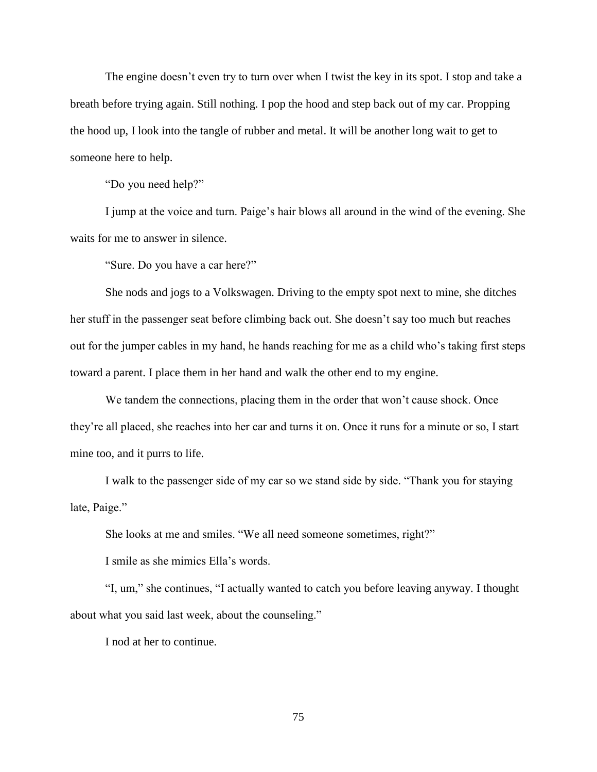The engine doesn't even try to turn over when I twist the key in its spot. I stop and take a breath before trying again. Still nothing. I pop the hood and step back out of my car. Propping the hood up, I look into the tangle of rubber and metal. It will be another long wait to get to someone here to help.

"Do you need help?"

I jump at the voice and turn. Paige's hair blows all around in the wind of the evening. She waits for me to answer in silence.

"Sure. Do you have a car here?"

She nods and jogs to a Volkswagen. Driving to the empty spot next to mine, she ditches her stuff in the passenger seat before climbing back out. She doesn't say too much but reaches out for the jumper cables in my hand, he hands reaching for me as a child who's taking first steps toward a parent. I place them in her hand and walk the other end to my engine.

We tandem the connections, placing them in the order that won't cause shock. Once they're all placed, she reaches into her car and turns it on. Once it runs for a minute or so, I start mine too, and it purrs to life.

I walk to the passenger side of my car so we stand side by side. "Thank you for staying late, Paige."

She looks at me and smiles. "We all need someone sometimes, right?"

I smile as she mimics Ella's words.

"I, um," she continues, "I actually wanted to catch you before leaving anyway. I thought about what you said last week, about the counseling."

I nod at her to continue.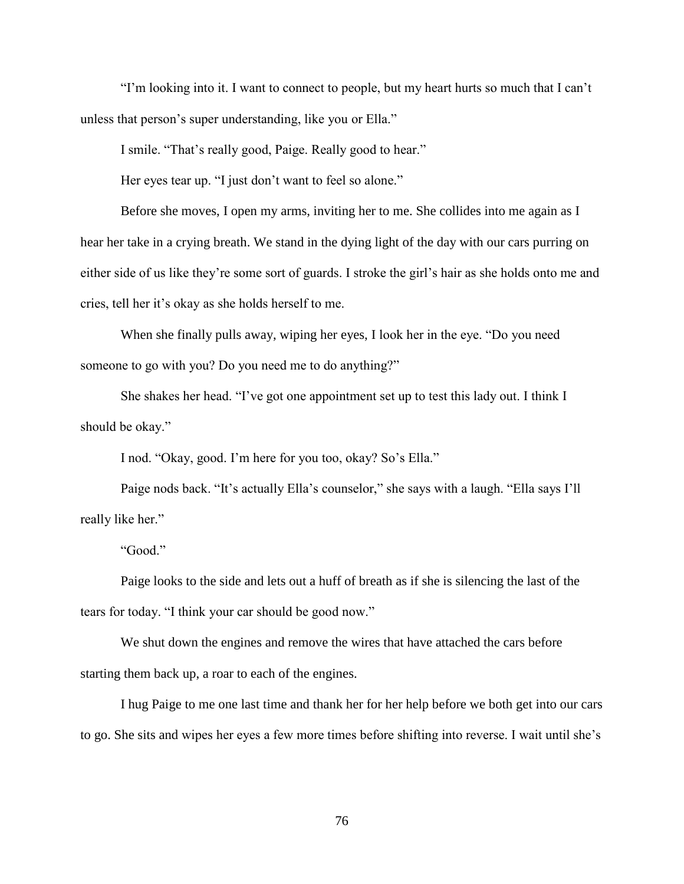"I'm looking into it. I want to connect to people, but my heart hurts so much that I can't unless that person's super understanding, like you or Ella."

I smile. "That's really good, Paige. Really good to hear."

Her eyes tear up. "I just don't want to feel so alone."

Before she moves, I open my arms, inviting her to me. She collides into me again as I hear her take in a crying breath. We stand in the dying light of the day with our cars purring on either side of us like they're some sort of guards. I stroke the girl's hair as she holds onto me and cries, tell her it's okay as she holds herself to me.

When she finally pulls away, wiping her eyes, I look her in the eye. "Do you need someone to go with you? Do you need me to do anything?"

She shakes her head. "I've got one appointment set up to test this lady out. I think I should be okay."

I nod. "Okay, good. I'm here for you too, okay? So's Ella."

Paige nods back. "It's actually Ella's counselor," she says with a laugh. "Ella says I'll really like her."

"Good."

Paige looks to the side and lets out a huff of breath as if she is silencing the last of the tears for today. "I think your car should be good now."

We shut down the engines and remove the wires that have attached the cars before starting them back up, a roar to each of the engines.

I hug Paige to me one last time and thank her for her help before we both get into our cars to go. She sits and wipes her eyes a few more times before shifting into reverse. I wait until she's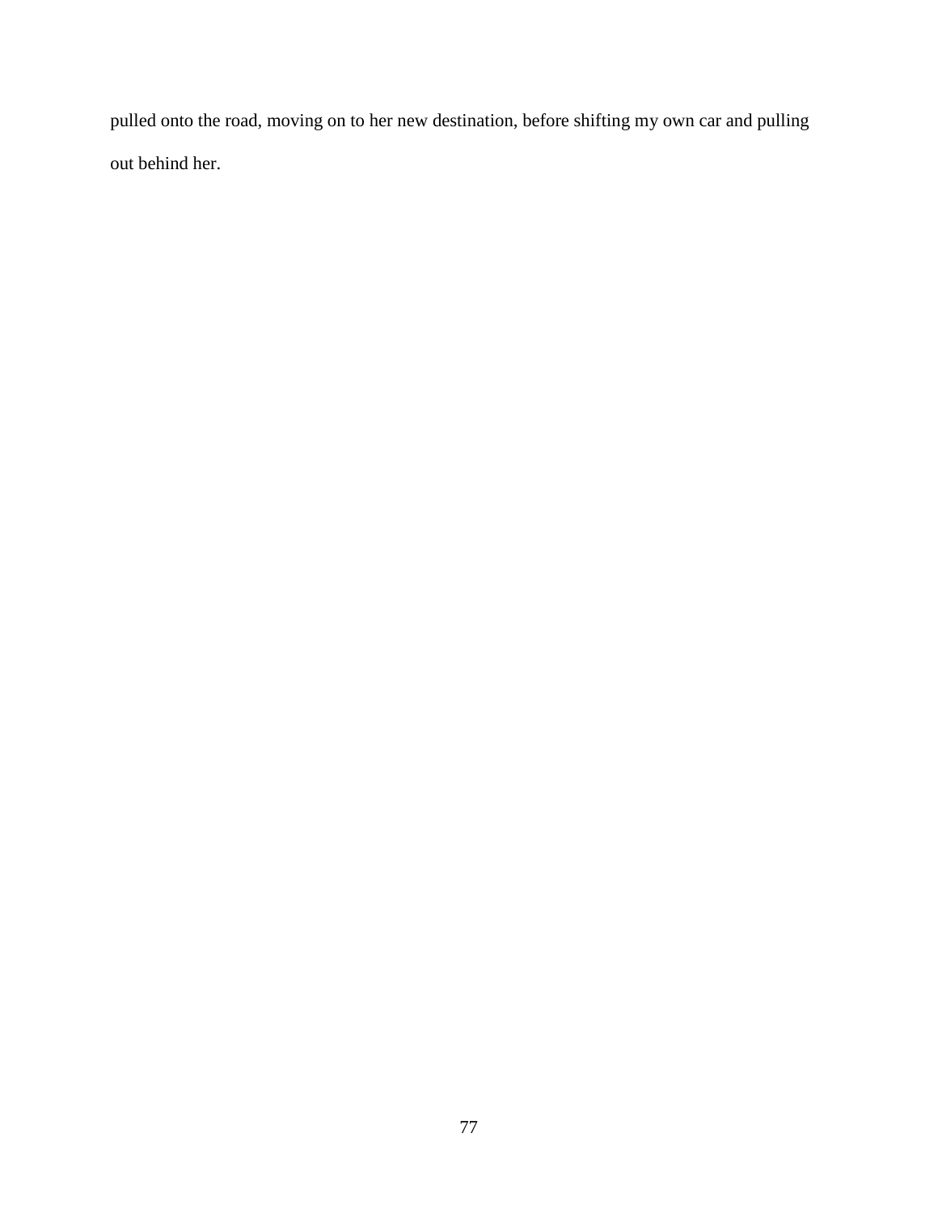pulled onto the road, moving on to her new destination, before shifting my own car and pulling out behind her.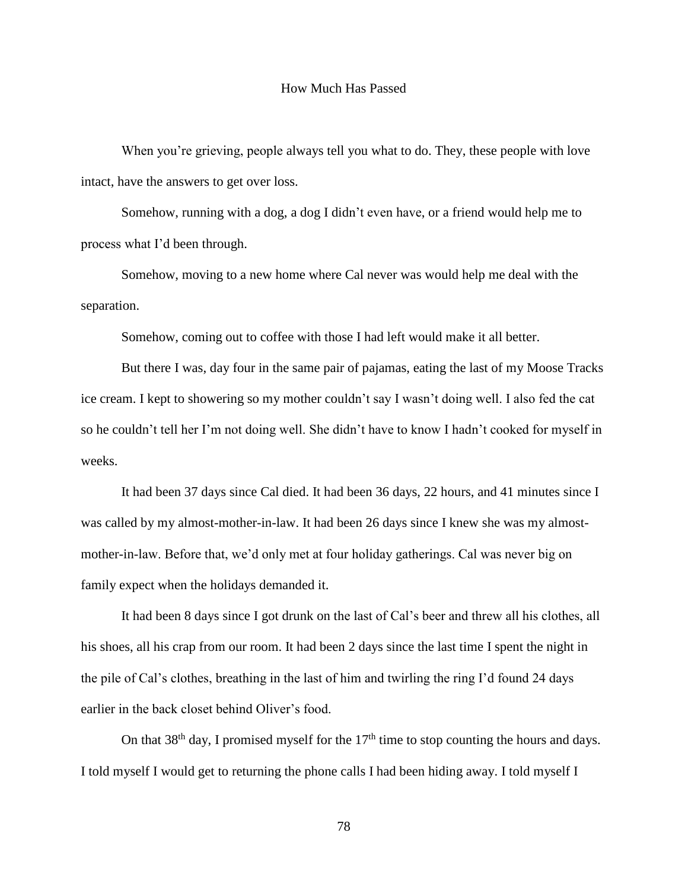# How Much Has Passed

When you're grieving, people always tell you what to do. They, these people with love intact, have the answers to get over loss.

Somehow, running with a dog, a dog I didn't even have, or a friend would help me to process what I'd been through.

Somehow, moving to a new home where Cal never was would help me deal with the separation.

Somehow, coming out to coffee with those I had left would make it all better.

But there I was, day four in the same pair of pajamas, eating the last of my Moose Tracks ice cream. I kept to showering so my mother couldn't say I wasn't doing well. I also fed the cat so he couldn't tell her I'm not doing well. She didn't have to know I hadn't cooked for myself in weeks.

It had been 37 days since Cal died. It had been 36 days, 22 hours, and 41 minutes since I was called by my almost-mother-in-law. It had been 26 days since I knew she was my almost-mother-in-law. Before that, we'd only met at four holiday gatherings. Cal was never big on family expect when the holidays demanded it.

It had been 8 days since I got drunk on the last of Cal's beer and threw all his clothes, all his shoes, all his crap from our room. It had been 2 days since the last time I spent the night in the pile of Cal's clothes, breathing in the last of him and twirling the ring I'd found 24 days earlier in the back closet behind Oliver's food.

On that 38th day, I promised myself for the 17th time to stop counting the hours and days. I told myself I would get to returning the phone calls I had been hiding away. I told myself I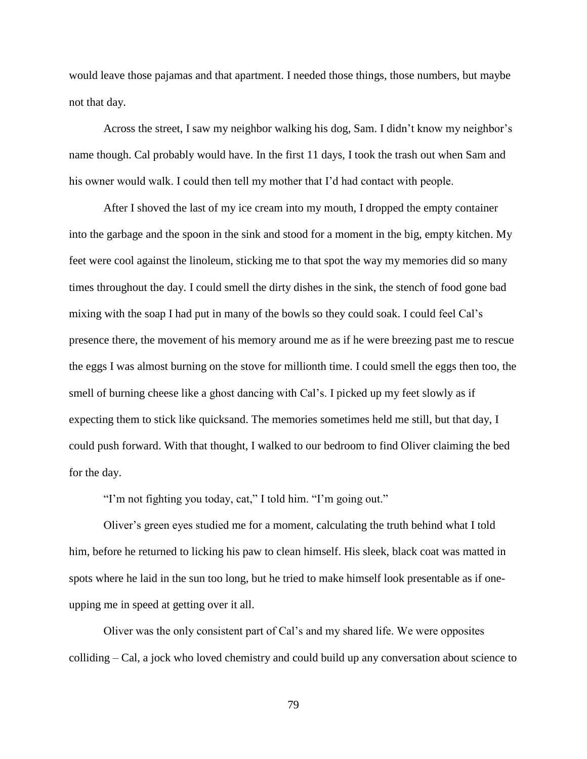would leave those pajamas and that apartment. I needed those things, those numbers, but maybe not that day.

Across the street, I saw my neighbor walking his dog, Sam. I didn't know my neighbor's name though. Cal probably would have. In the first 11 days, I took the trash out when Sam and his owner would walk. I could then tell my mother that I'd had contact with people.

After I shoved the last of my ice cream into my mouth, I dropped the empty container into the garbage and the spoon in the sink and stood for a moment in the big, empty kitchen. My feet were cool against the linoleum, sticking me to that spot the way my memories did so many times throughout the day. I could smell the dirty dishes in the sink, the stench of food gone bad mixing with the soap I had put in many of the bowls so they could soak. I could feel Cal's presence there, the movement of his memory around me as if he were breezing past me to rescue the eggs I was almost burning on the stove for millionth time. I could smell the eggs then too, the smell of burning cheese like a ghost dancing with Cal's. I picked up my feet slowly as if expecting them to stick like quicksand. The memories sometimes held me still, but that day, I could push forward. With that thought, I walked to our bedroom to find Oliver claiming the bed for the day.

"I'm not fighting you today, cat," I told him. "I'm going out."

Oliver's green eyes studied me for a moment, calculating the truth behind what I told him, before he returned to licking his paw to clean himself. His sleek, black coat was matted in spots where he laid in the sun too long, but he tried to make himself look presentable as if one-upping me in speed at getting over it all.

Oliver was the only consistent part of Cal's and my shared life. We were opposites colliding – Cal, a jock who loved chemistry and could build up any conversation about science to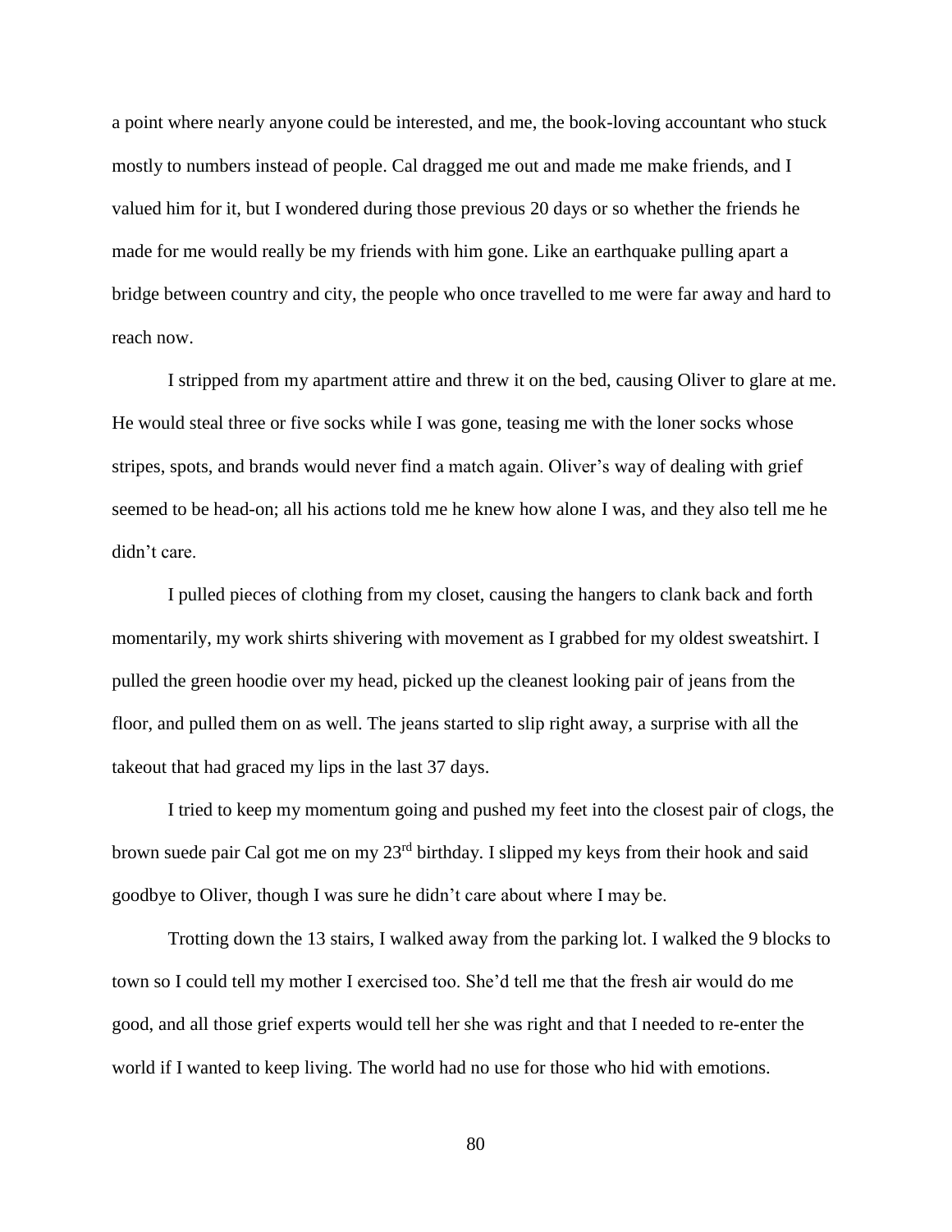a point where nearly anyone could be interested, and me, the book-loving accountant who stuck mostly to numbers instead of people. Cal dragged me out and made me make friends, and I valued him for it, but I wondered during those previous 20 days or so whether the friends he made for me would really be my friends with him gone. Like an earthquake pulling apart a bridge between country and city, the people who once travelled to me were far away and hard to reach now.

I stripped from my apartment attire and threw it on the bed, causing Oliver to glare at me. He would steal three or five socks while I was gone, teasing me with the loner socks whose stripes, spots, and brands would never find a match again. Oliver's way of dealing with grief seemed to be head-on; all his actions told me he knew how alone I was, and they also tell me he didn't care.

I pulled pieces of clothing from my closet, causing the hangers to clank back and forth momentarily, my work shirts shivering with movement as I grabbed for my oldest sweatshirt. I pulled the green hoodie over my head, picked up the cleanest looking pair of jeans from the floor, and pulled them on as well. The jeans started to slip right away, a surprise with all the takeout that had graced my lips in the last 37 days.

I tried to keep my momentum going and pushed my feet into the closest pair of clogs, the brown suede pair Cal got me on my 23rd birthday. I slipped my keys from their hook and said goodbye to Oliver, though I was sure he didn't care about where I may be.

Trotting down the 13 stairs, I walked away from the parking lot. I walked the 9 blocks to town so I could tell my mother I exercised too. She'd tell me that the fresh air would do me good, and all those grief experts would tell her she was right and that I needed to re-enter the world if I wanted to keep living. The world had no use for those who hid with emotions.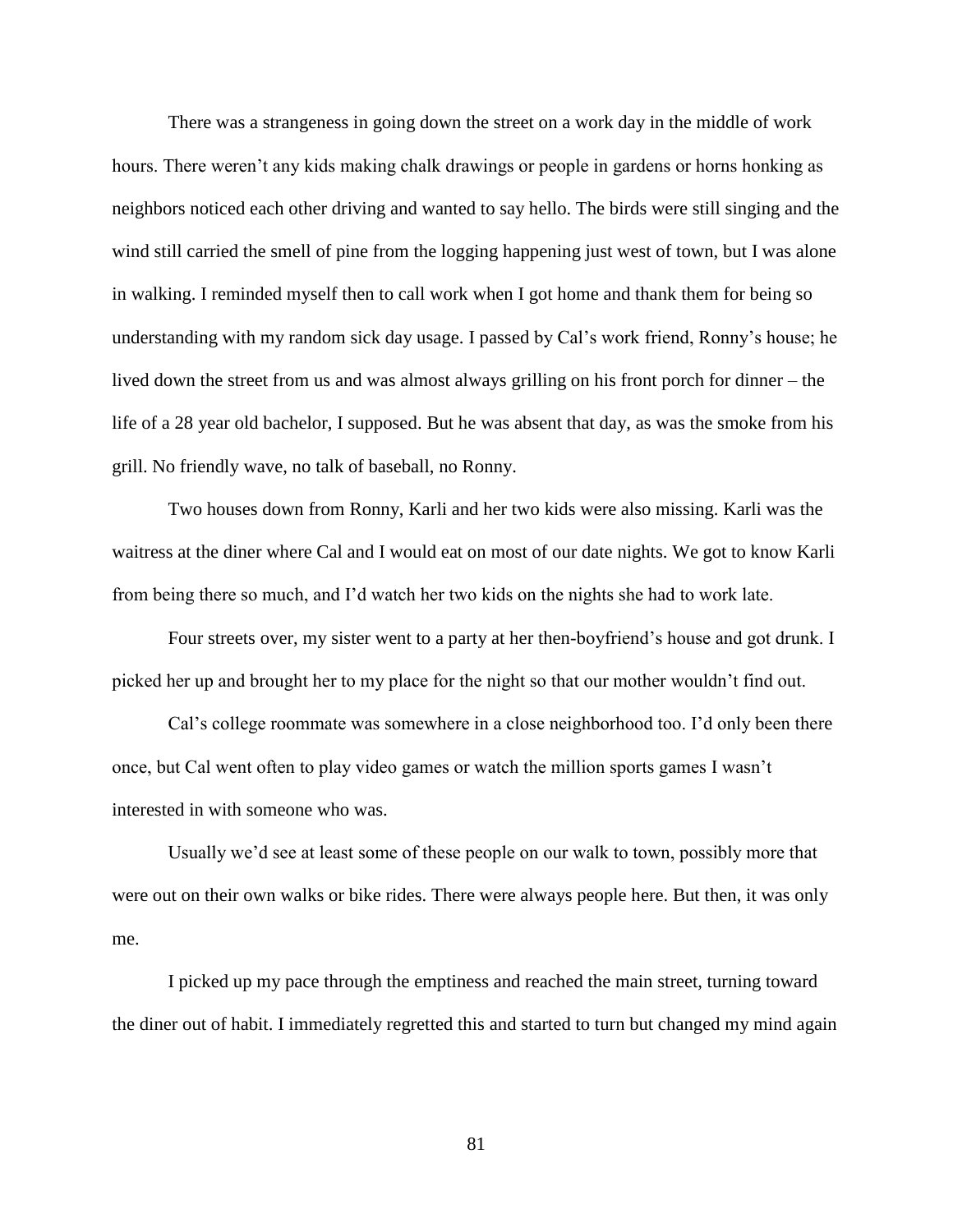There was a strangeness in going down the street on a work day in the middle of work hours. There weren't any kids making chalk drawings or people in gardens or horns honking as neighbors noticed each other driving and wanted to say hello. The birds were still singing and the wind still carried the smell of pine from the logging happening just west of town, but I was alone in walking. I reminded myself then to call work when I got home and thank them for being so understanding with my random sick day usage. I passed by Cal's work friend, Ronny's house; he lived down the street from us and was almost always grilling on his front porch for dinner – the life of a 28 year old bachelor, I supposed. But he was absent that day, as was the smoke from his grill. No friendly wave, no talk of baseball, no Ronny.

Two houses down from Ronny, Karli and her two kids were also missing. Karli was the waitress at the diner where Cal and I would eat on most of our date nights. We got to know Karli from being there so much, and I'd watch her two kids on the nights she had to work late.

Four streets over, my sister went to a party at her then-boyfriend's house and got drunk. I picked her up and brought her to my place for the night so that our mother wouldn't find out.

Cal's college roommate was somewhere in a close neighborhood too. I'd only been there once, but Cal went often to play video games or watch the million sports games I wasn't interested in with someone who was.

Usually we'd see at least some of these people on our walk to town, possibly more that were out on their own walks or bike rides. There were always people here. But then, it was only me.

I picked up my pace through the emptiness and reached the main street, turning toward the diner out of habit. I immediately regretted this and started to turn but changed my mind again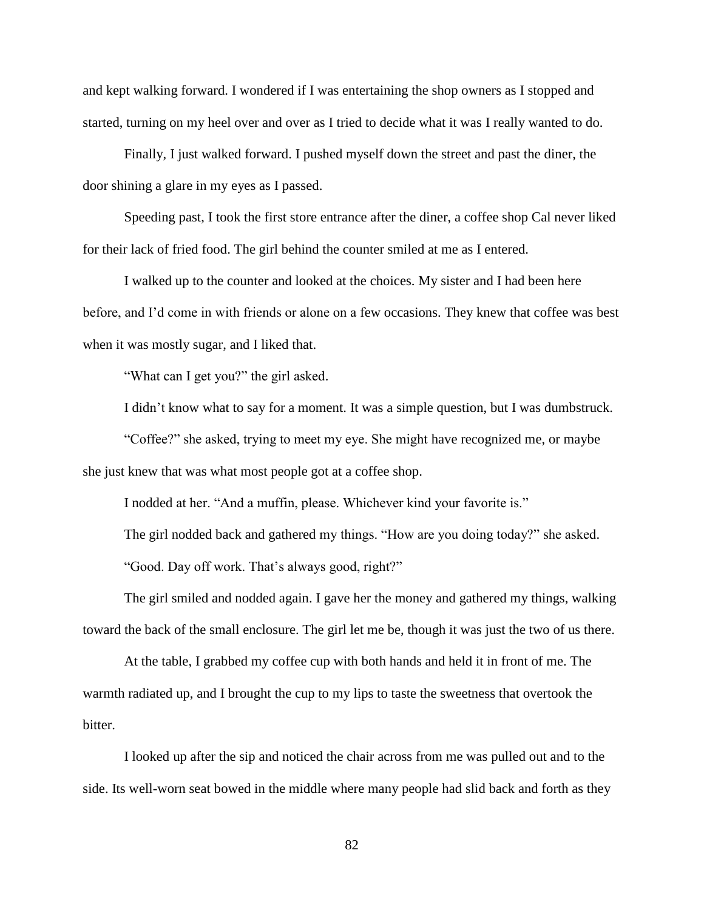and kept walking forward. I wondered if I was entertaining the shop owners as I stopped and started, turning on my heel over and over as I tried to decide what it was I really wanted to do.

Finally, I just walked forward. I pushed myself down the street and past the diner, the door shining a glare in my eyes as I passed.

Speeding past, I took the first store entrance after the diner, a coffee shop Cal never liked for their lack of fried food. The girl behind the counter smiled at me as I entered.

I walked up to the counter and looked at the choices. My sister and I had been here before, and I'd come in with friends or alone on a few occasions. They knew that coffee was best when it was mostly sugar, and I liked that.

"What can I get you?" the girl asked.

I didn't know what to say for a moment. It was a simple question, but I was dumbstruck.

"Coffee?" she asked, trying to meet my eye. She might have recognized me, or maybe she just knew that was what most people got at a coffee shop.

I nodded at her. "And a muffin, please. Whichever kind your favorite is."

The girl nodded back and gathered my things. "How are you doing today?" she asked.

"Good. Day off work. That's always good, right?"

The girl smiled and nodded again. I gave her the money and gathered my things, walking toward the back of the small enclosure. The girl let me be, though it was just the two of us there.

At the table, I grabbed my coffee cup with both hands and held it in front of me. The warmth radiated up, and I brought the cup to my lips to taste the sweetness that overtook the bitter.

I looked up after the sip and noticed the chair across from me was pulled out and to the side. Its well-worn seat bowed in the middle where many people had slid back and forth as they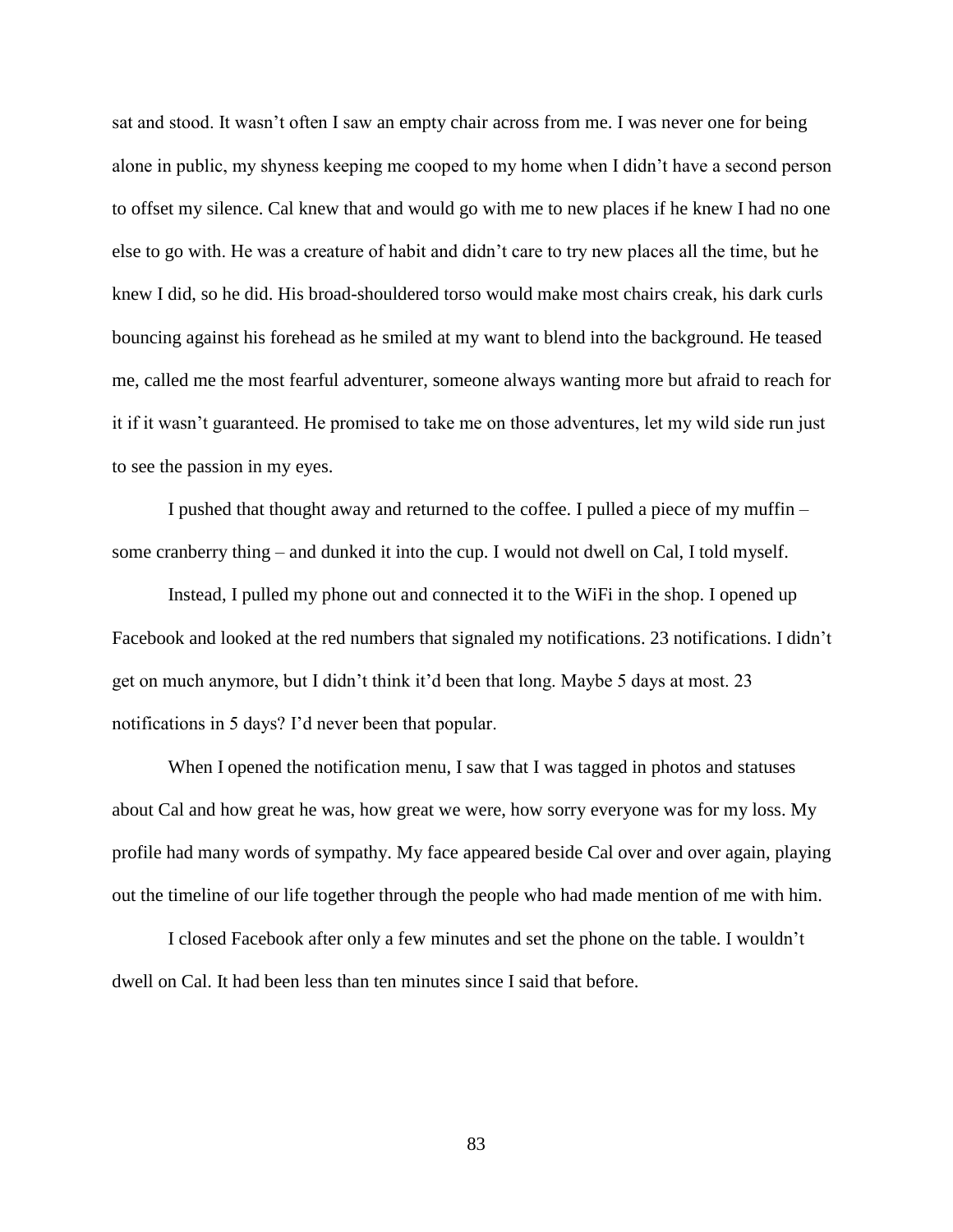sat and stood. It wasn't often I saw an empty chair across from me. I was never one for being alone in public, my shyness keeping me cooped to my home when I didn't have a second person to offset my silence. Cal knew that and would go with me to new places if he knew I had no one else to go with. He was a creature of habit and didn't care to try new places all the time, but he knew I did, so he did. His broad-shouldered torso would make most chairs creak, his dark curls bouncing against his forehead as he smiled at my want to blend into the background. He teased me, called me the most fearful adventurer, someone always wanting more but afraid to reach for it if it wasn't guaranteed. He promised to take me on those adventures, let my wild side run just to see the passion in my eyes.

I pushed that thought away and returned to the coffee. I pulled a piece of my muffin – some cranberry thing – and dunked it into the cup. I would not dwell on Cal, I told myself.

Instead, I pulled my phone out and connected it to the WiFi in the shop. I opened up Facebook and looked at the red numbers that signaled my notifications. 23 notifications. I didn't get on much anymore, but I didn't think it'd been that long. Maybe 5 days at most. 23 notifications in 5 days? I'd never been that popular.

When I opened the notification menu, I saw that I was tagged in photos and statuses about Cal and how great he was, how great we were, how sorry everyone was for my loss. My profile had many words of sympathy. My face appeared beside Cal over and over again, playing out the timeline of our life together through the people who had made mention of me with him.

I closed Facebook after only a few minutes and set the phone on the table. I wouldn't dwell on Cal. It had been less than ten minutes since I said that before.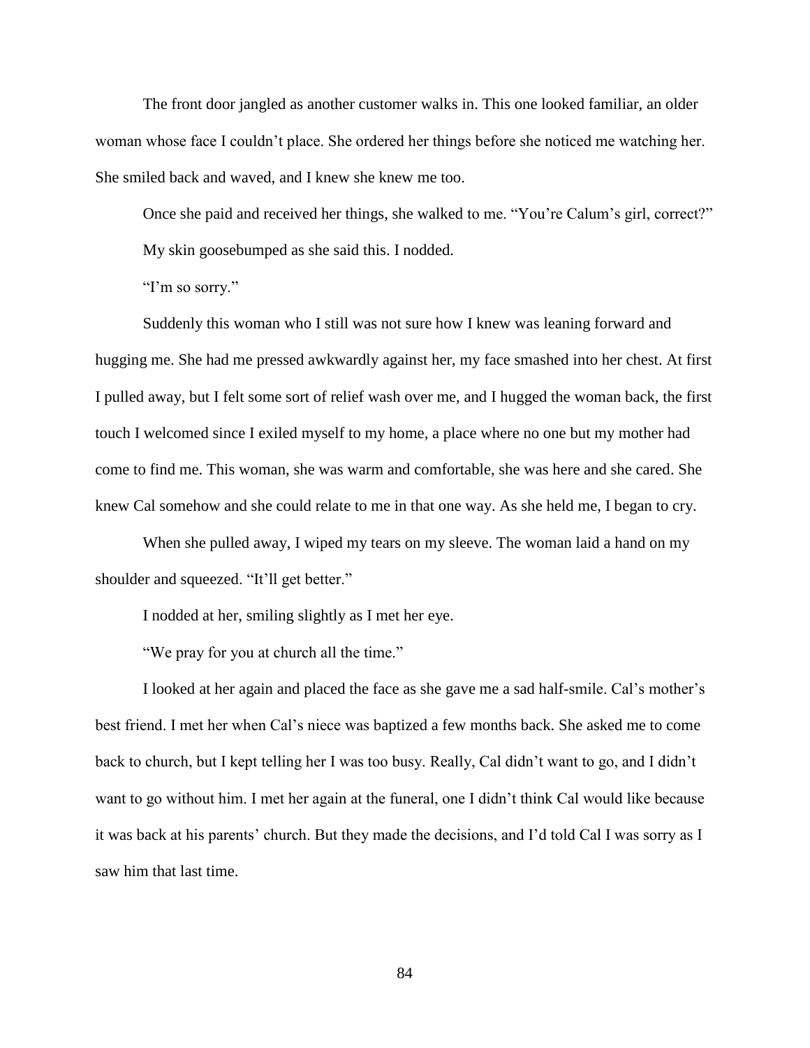The front door jangled as another customer walks in. This one looked familiar, an older woman whose face I couldn't place. She ordered her things before she noticed me watching her. She smiled back and waved, and I knew she knew me too.

Once she paid and received her things, she walked to me. "You're Calum's girl, correct?"

My skin goosebumped as she said this. I nodded.

"I'm so sorry."

Suddenly this woman who I still was not sure how I knew was leaning forward and hugging me. She had me pressed awkwardly against her, my face smashed into her chest. At first I pulled away, but I felt some sort of relief wash over me, and I hugged the woman back, the first touch I welcomed since I exiled myself to my home, a place where no one but my mother had come to find me. This woman, she was warm and comfortable, she was here and she cared. She knew Cal somehow and she could relate to me in that one way. As she held me, I began to cry.

When she pulled away, I wiped my tears on my sleeve. The woman laid a hand on my shoulder and squeezed. "It'll get better."

I nodded at her, smiling slightly as I met her eye.

"We pray for you at church all the time."

I looked at her again and placed the face as she gave me a sad half-smile. Cal's mother's best friend. I met her when Cal's niece was baptized a few months back. She asked me to come back to church, but I kept telling her I was too busy. Really, Cal didn't want to go, and I didn't want to go without him. I met her again at the funeral, one I didn't think Cal would like because it was back at his parents' church. But they made the decisions, and I'd told Cal I was sorry as I saw him that last time.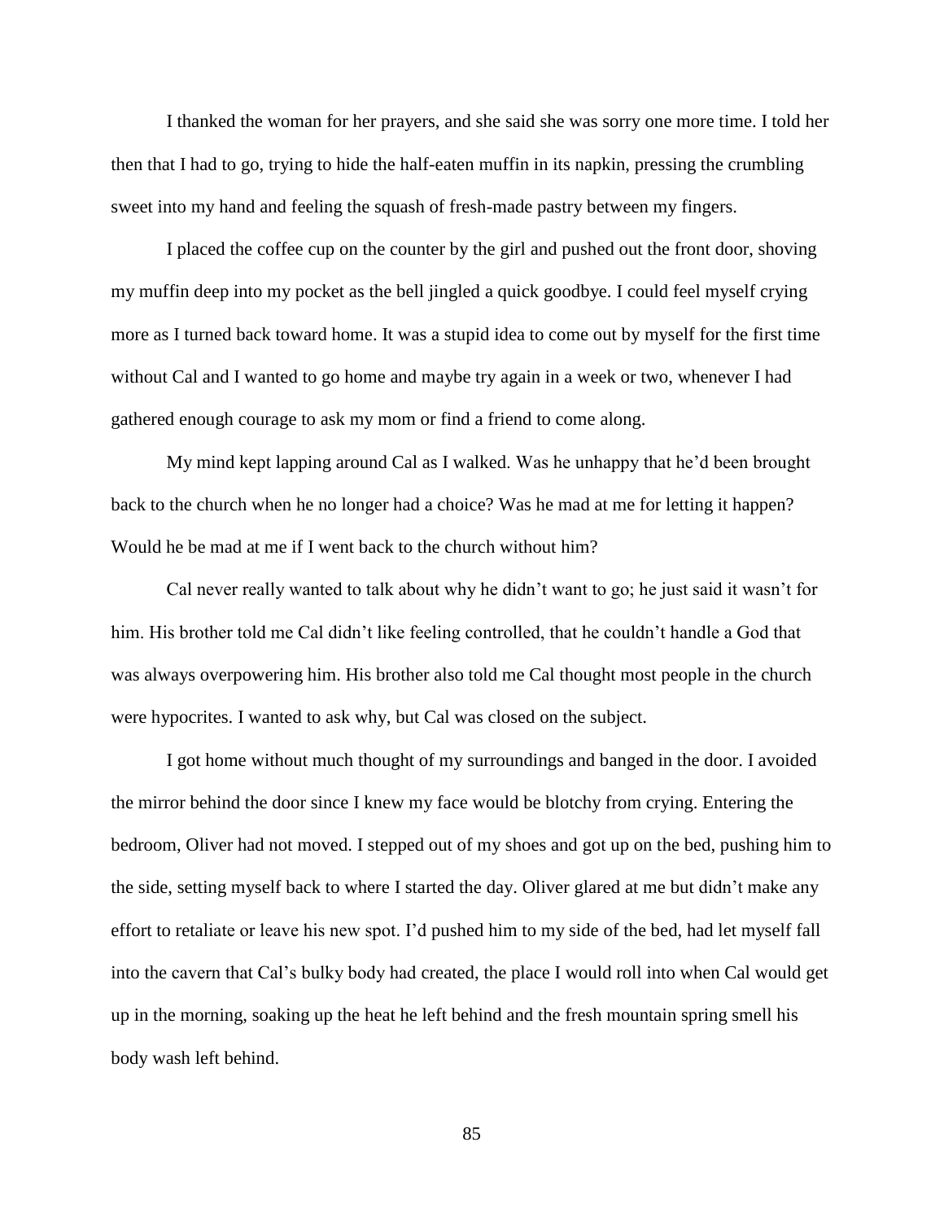I thanked the woman for her prayers, and she said she was sorry one more time. I told her then that I had to go, trying to hide the half-eaten muffin in its napkin, pressing the crumbling sweet into my hand and feeling the squash of fresh-made pastry between my fingers.

I placed the coffee cup on the counter by the girl and pushed out the front door, shoving my muffin deep into my pocket as the bell jingled a quick goodbye. I could feel myself crying more as I turned back toward home. It was a stupid idea to come out by myself for the first time without Cal and I wanted to go home and maybe try again in a week or two, whenever I had gathered enough courage to ask my mom or find a friend to come along.

My mind kept lapping around Cal as I walked. Was he unhappy that he'd been brought back to the church when he no longer had a choice? Was he mad at me for letting it happen? Would he be mad at me if I went back to the church without him?

Cal never really wanted to talk about why he didn't want to go; he just said it wasn't for him. His brother told me Cal didn't like feeling controlled, that he couldn't handle a God that was always overpowering him. His brother also told me Cal thought most people in the church were hypocrites. I wanted to ask why, but Cal was closed on the subject.

I got home without much thought of my surroundings and banged in the door. I avoided the mirror behind the door since I knew my face would be blotchy from crying. Entering the bedroom, Oliver had not moved. I stepped out of my shoes and got up on the bed, pushing him to the side, setting myself back to where I started the day. Oliver glared at me but didn't make any effort to retaliate or leave his new spot. I'd pushed him to my side of the bed, had let myself fall into the cavern that Cal's bulky body had created, the place I would roll into when Cal would get up in the morning, soaking up the heat he left behind and the fresh mountain spring smell his body wash left behind.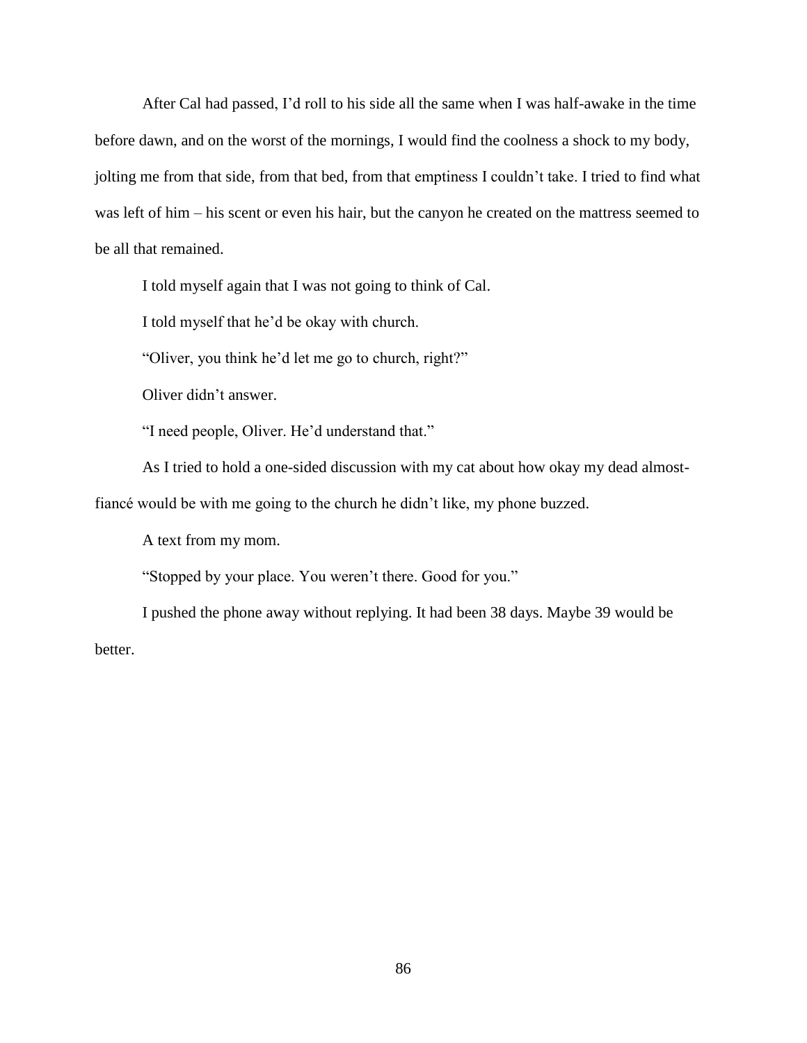After Cal had passed, I'd roll to his side all the same when I was half-awake in the time before dawn, and on the worst of the mornings, I would find the coolness a shock to my body, jolting me from that side, from that bed, from that emptiness I couldn't take. I tried to find what was left of him – his scent or even his hair, but the canyon he created on the mattress seemed to be all that remained.

I told myself again that I was not going to think of Cal.

I told myself that he'd be okay with church.

"Oliver, you think he'd let me go to church, right?"

Oliver didn't answer.

"I need people, Oliver. He'd understand that."

As I tried to hold a one-sided discussion with my cat about how okay my dead almost-fiancé would be with me going to the church he didn't like, my phone buzzed.

A text from my mom.

"Stopped by your place. You weren't there. Good for you."

I pushed the phone away without replying. It had been 38 days. Maybe 39 would be better.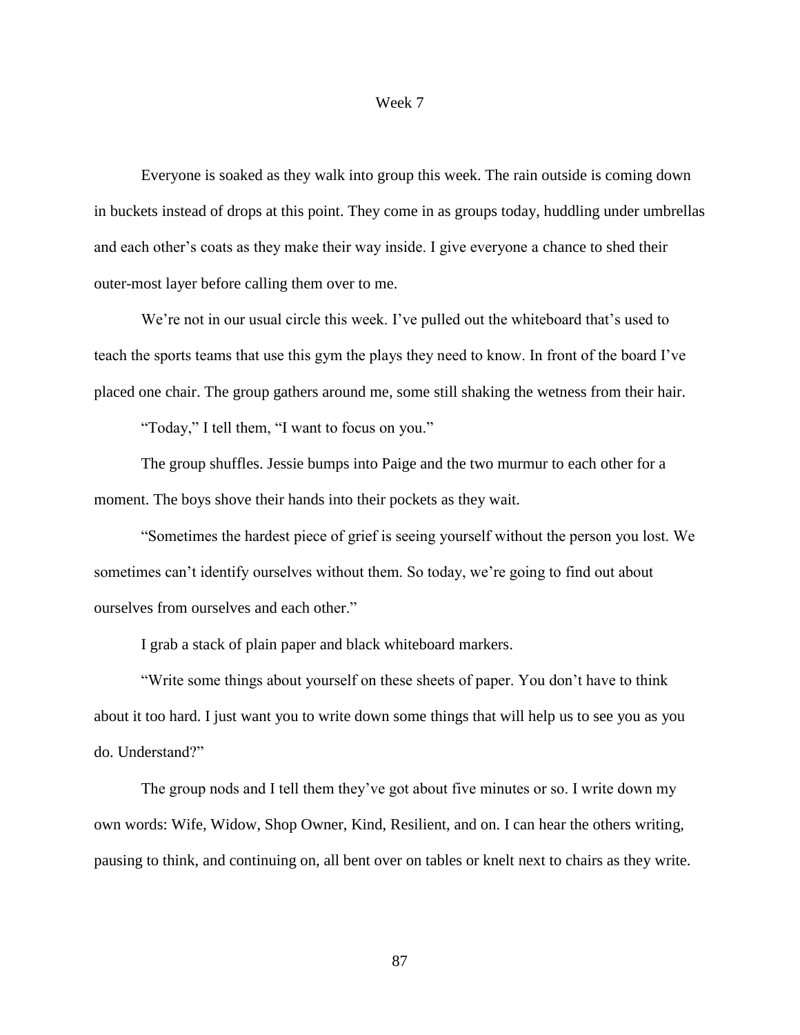# Week 7

Everyone is soaked as they walk into group this week. The rain outside is coming down in buckets instead of drops at this point. They come in as groups today, huddling under umbrellas and each other's coats as they make their way inside. I give everyone a chance to shed their outer-most layer before calling them over to me.

We're not in our usual circle this week. I've pulled out the whiteboard that's used to teach the sports teams that use this gym the plays they need to know. In front of the board I've placed one chair. The group gathers around me, some still shaking the wetness from their hair.

"Today," I tell them, "I want to focus on you."

The group shuffles. Jessie bumps into Paige and the two murmur to each other for a moment. The boys shove their hands into their pockets as they wait.

"Sometimes the hardest piece of grief is seeing yourself without the person you lost. We sometimes can't identify ourselves without them. So today, we're going to find out about ourselves from ourselves and each other."

I grab a stack of plain paper and black whiteboard markers.

"Write some things about yourself on these sheets of paper. You don't have to think about it too hard. I just want you to write down some things that will help us to see you as you do. Understand?"

The group nods and I tell them they've got about five minutes or so. I write down my own words: Wife, Widow, Shop Owner, Kind, Resilient, and on. I can hear the others writing, pausing to think, and continuing on, all bent over on tables or knelt next to chairs as they write.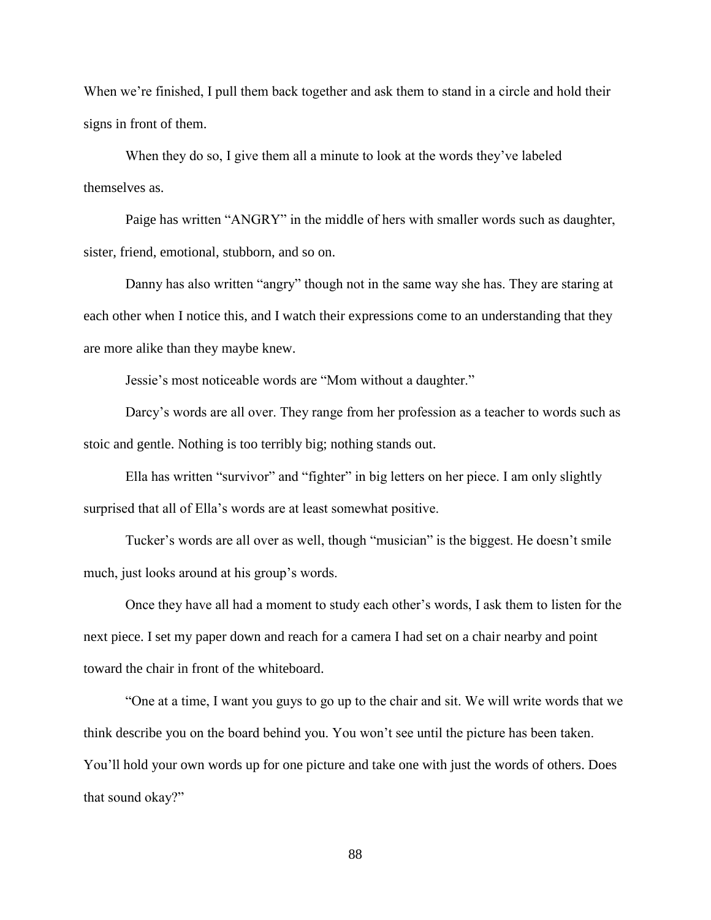When we're finished, I pull them back together and ask them to stand in a circle and hold their signs in front of them.

When they do so, I give them all a minute to look at the words they've labeled themselves as.

Paige has written "ANGRY" in the middle of hers with smaller words such as daughter, sister, friend, emotional, stubborn, and so on.

Danny has also written "angry" though not in the same way she has. They are staring at each other when I notice this, and I watch their expressions come to an understanding that they are more alike than they maybe knew.

Jessie's most noticeable words are "Mom without a daughter."

Darcy's words are all over. They range from her profession as a teacher to words such as stoic and gentle. Nothing is too terribly big; nothing stands out.

Ella has written "survivor" and "fighter" in big letters on her piece. I am only slightly surprised that all of Ella's words are at least somewhat positive.

Tucker's words are all over as well, though "musician" is the biggest. He doesn't smile much, just looks around at his group's words.

Once they have all had a moment to study each other's words, I ask them to listen for the next piece. I set my paper down and reach for a camera I had set on a chair nearby and point toward the chair in front of the whiteboard.

"One at a time, I want you guys to go up to the chair and sit. We will write words that we think describe you on the board behind you. You won't see until the picture has been taken. You'll hold your own words up for one picture and take one with just the words of others. Does that sound okay?"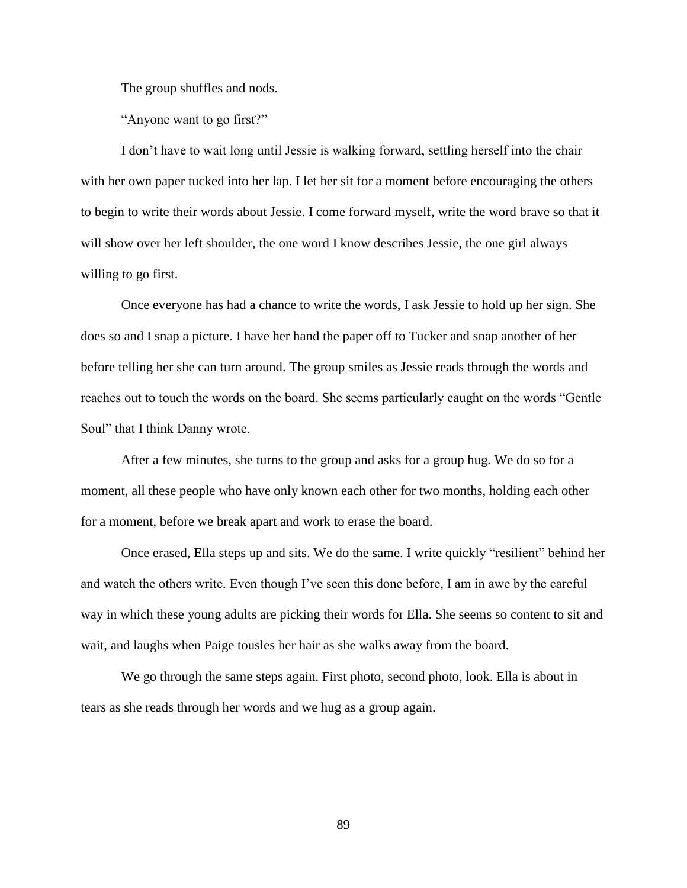The group shuffles and nods.

"Anyone want to go first?"

I don't have to wait long until Jessie is walking forward, settling herself into the chair with her own paper tucked into her lap. I let her sit for a moment before encouraging the others to begin to write their words about Jessie. I come forward myself, write the word brave so that it will show over her left shoulder, the one word I know describes Jessie, the one girl always willing to go first.

Once everyone has had a chance to write the words, I ask Jessie to hold up her sign. She does so and I snap a picture. I have her hand the paper off to Tucker and snap another of her before telling her she can turn around. The group smiles as Jessie reads through the words and reaches out to touch the words on the board. She seems particularly caught on the words "Gentle Soul" that I think Danny wrote.

After a few minutes, she turns to the group and asks for a group hug. We do so for a moment, all these people who have only known each other for two months, holding each other for a moment, before we break apart and work to erase the board.

Once erased, Ella steps up and sits. We do the same. I write quickly "resilient" behind her and watch the others write. Even though I've seen this done before, I am in awe by the careful way in which these young adults are picking their words for Ella. She seems so content to sit and wait, and laughs when Paige tousles her hair as she walks away from the board.

We go through the same steps again. First photo, second photo, look. Ella is about in tears as she reads through her words and we hug as a group again.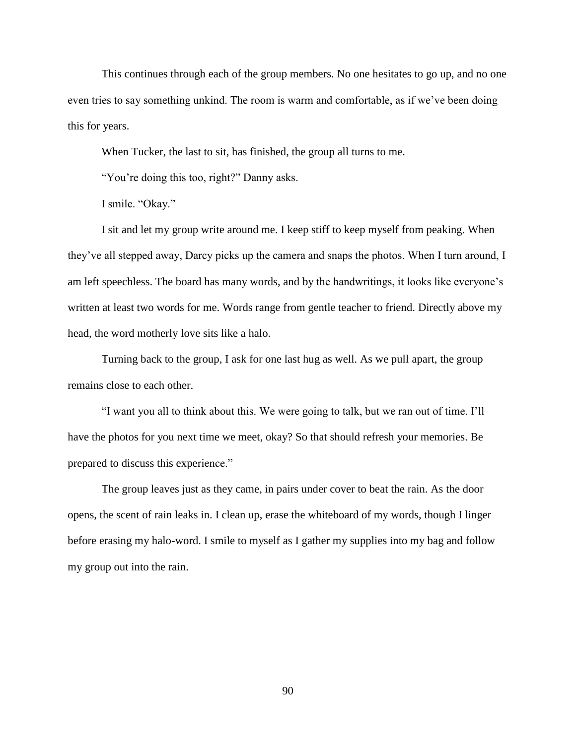This continues through each of the group members. No one hesitates to go up, and no one even tries to say something unkind. The room is warm and comfortable, as if we've been doing this for years.

When Tucker, the last to sit, has finished, the group all turns to me.

"You're doing this too, right?" Danny asks.

I smile. "Okay."

I sit and let my group write around me. I keep stiff to keep myself from peaking. When they've all stepped away, Darcy picks up the camera and snaps the photos. When I turn around, I am left speechless. The board has many words, and by the handwritings, it looks like everyone's written at least two words for me. Words range from gentle teacher to friend. Directly above my head, the word motherly love sits like a halo.

Turning back to the group, I ask for one last hug as well. As we pull apart, the group remains close to each other.

"I want you all to think about this. We were going to talk, but we ran out of time. I'll have the photos for you next time we meet, okay? So that should refresh your memories. Be prepared to discuss this experience."

The group leaves just as they came, in pairs under cover to beat the rain. As the door opens, the scent of rain leaks in. I clean up, erase the whiteboard of my words, though I linger before erasing my halo-word. I smile to myself as I gather my supplies into my bag and follow my group out into the rain.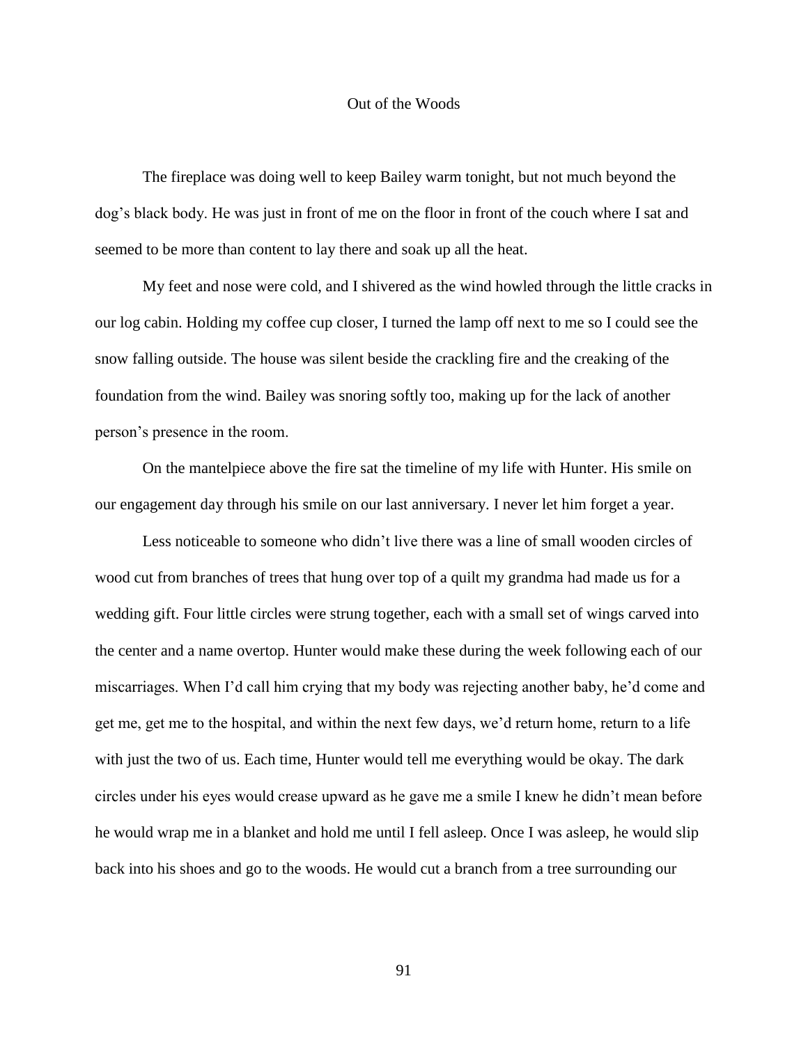# Out of the Woods

The fireplace was doing well to keep Bailey warm tonight, but not much beyond the dog's black body. He was just in front of me on the floor in front of the couch where I sat and seemed to be more than content to lay there and soak up all the heat.

My feet and nose were cold, and I shivered as the wind howled through the little cracks in our log cabin. Holding my coffee cup closer, I turned the lamp off next to me so I could see the snow falling outside. The house was silent beside the crackling fire and the creaking of the foundation from the wind. Bailey was snoring softly too, making up for the lack of another person's presence in the room.

On the mantelpiece above the fire sat the timeline of my life with Hunter. His smile on our engagement day through his smile on our last anniversary. I never let him forget a year.

Less noticeable to someone who didn't live there was a line of small wooden circles of wood cut from branches of trees that hung over top of a quilt my grandma had made us for a wedding gift. Four little circles were strung together, each with a small set of wings carved into the center and a name overtop. Hunter would make these during the week following each of our miscarriages. When I'd call him crying that my body was rejecting another baby, he'd come and get me, get me to the hospital, and within the next few days, we'd return home, return to a life with just the two of us. Each time, Hunter would tell me everything would be okay. The dark circles under his eyes would crease upward as he gave me a smile I knew he didn't mean before he would wrap me in a blanket and hold me until I fell asleep. Once I was asleep, he would slip back into his shoes and go to the woods. He would cut a branch from a tree surrounding our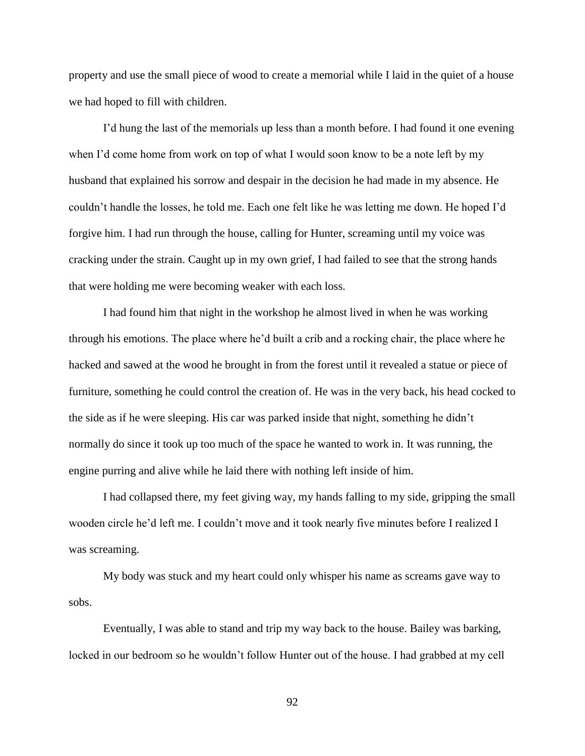property and use the small piece of wood to create a memorial while I laid in the quiet of a house we had hoped to fill with children.

I'd hung the last of the memorials up less than a month before. I had found it one evening when I'd come home from work on top of what I would soon know to be a note left by my husband that explained his sorrow and despair in the decision he had made in my absence. He couldn't handle the losses, he told me. Each one felt like he was letting me down. He hoped I'd forgive him. I had run through the house, calling for Hunter, screaming until my voice was cracking under the strain. Caught up in my own grief, I had failed to see that the strong hands that were holding me were becoming weaker with each loss.

I had found him that night in the workshop he almost lived in when he was working through his emotions. The place where he'd built a crib and a rocking chair, the place where he hacked and sawed at the wood he brought in from the forest until it revealed a statue or piece of furniture, something he could control the creation of. He was in the very back, his head cocked to the side as if he were sleeping. His car was parked inside that night, something he didn't normally do since it took up too much of the space he wanted to work in. It was running, the engine purring and alive while he laid there with nothing left inside of him.

I had collapsed there, my feet giving way, my hands falling to my side, gripping the small wooden circle he'd left me. I couldn't move and it took nearly five minutes before I realized I was screaming.

My body was stuck and my heart could only whisper his name as screams gave way to sobs.

Eventually, I was able to stand and trip my way back to the house. Bailey was barking, locked in our bedroom so he wouldn't follow Hunter out of the house. I had grabbed at my cell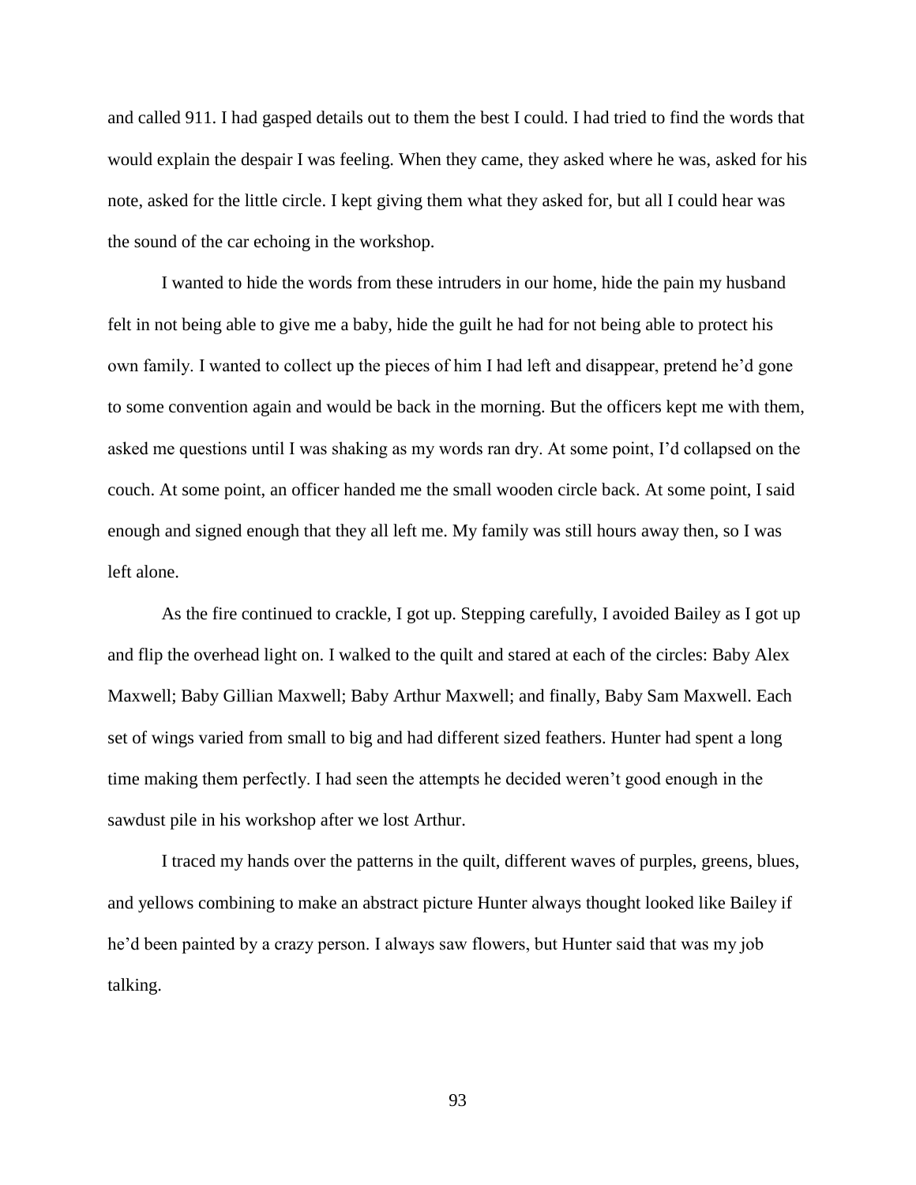and called 911. I had gasped details out to them the best I could. I had tried to find the words that would explain the despair I was feeling. When they came, they asked where he was, asked for his note, asked for the little circle. I kept giving them what they asked for, but all I could hear was the sound of the car echoing in the workshop.

I wanted to hide the words from these intruders in our home, hide the pain my husband felt in not being able to give me a baby, hide the guilt he had for not being able to protect his own family. I wanted to collect up the pieces of him I had left and disappear, pretend he'd gone to some convention again and would be back in the morning. But the officers kept me with them, asked me questions until I was shaking as my words ran dry. At some point, I'd collapsed on the couch. At some point, an officer handed me the small wooden circle back. At some point, I said enough and signed enough that they all left me. My family was still hours away then, so I was left alone.

As the fire continued to crackle, I got up. Stepping carefully, I avoided Bailey as I got up and flip the overhead light on. I walked to the quilt and stared at each of the circles: Baby Alex Maxwell; Baby Gillian Maxwell; Baby Arthur Maxwell; and finally, Baby Sam Maxwell. Each set of wings varied from small to big and had different sized feathers. Hunter had spent a long time making them perfectly. I had seen the attempts he decided weren't good enough in the sawdust pile in his workshop after we lost Arthur.

I traced my hands over the patterns in the quilt, different waves of purples, greens, blues, and yellows combining to make an abstract picture Hunter always thought looked like Bailey if he'd been painted by a crazy person. I always saw flowers, but Hunter said that was my job talking.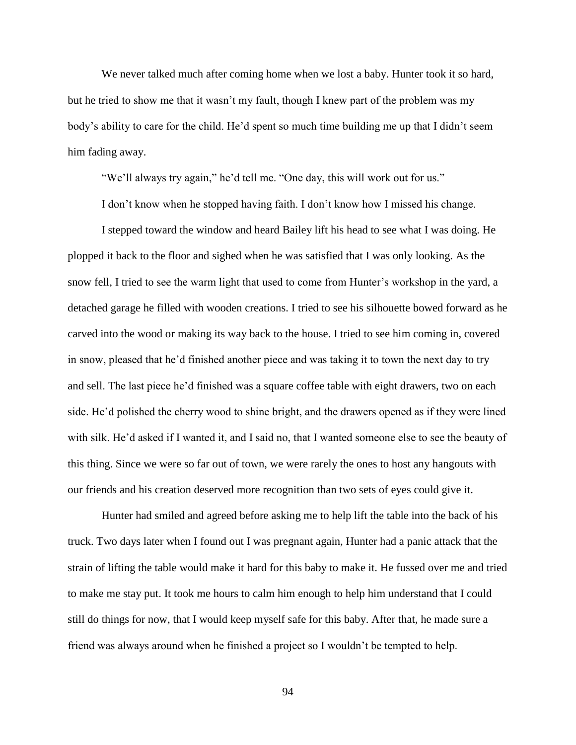We never talked much after coming home when we lost a baby. Hunter took it so hard, but he tried to show me that it wasn't my fault, though I knew part of the problem was my body's ability to care for the child. He'd spent so much time building me up that I didn't seem him fading away.

"We'll always try again," he'd tell me. "One day, this will work out for us."

I don't know when he stopped having faith. I don't know how I missed his change.

I stepped toward the window and heard Bailey lift his head to see what I was doing. He plopped it back to the floor and sighed when he was satisfied that I was only looking. As the snow fell, I tried to see the warm light that used to come from Hunter's workshop in the yard, a detached garage he filled with wooden creations. I tried to see his silhouette bowed forward as he carved into the wood or making its way back to the house. I tried to see him coming in, covered in snow, pleased that he'd finished another piece and was taking it to town the next day to try and sell. The last piece he'd finished was a square coffee table with eight drawers, two on each side. He'd polished the cherry wood to shine bright, and the drawers opened as if they were lined with silk. He'd asked if I wanted it, and I said no, that I wanted someone else to see the beauty of this thing. Since we were so far out of town, we were rarely the ones to host any hangouts with our friends and his creation deserved more recognition than two sets of eyes could give it.

Hunter had smiled and agreed before asking me to help lift the table into the back of his truck. Two days later when I found out I was pregnant again, Hunter had a panic attack that the strain of lifting the table would make it hard for this baby to make it. He fussed over me and tried to make me stay put. It took me hours to calm him enough to help him understand that I could still do things for now, that I would keep myself safe for this baby. After that, he made sure a friend was always around when he finished a project so I wouldn't be tempted to help.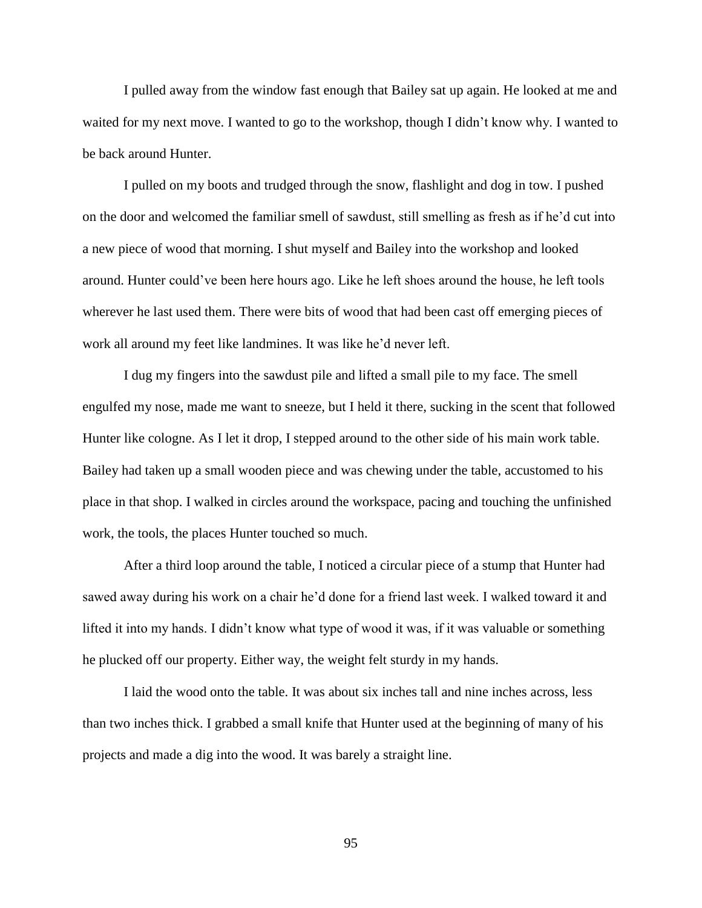I pulled away from the window fast enough that Bailey sat up again. He looked at me and waited for my next move. I wanted to go to the workshop, though I didn't know why. I wanted to be back around Hunter.

I pulled on my boots and trudged through the snow, flashlight and dog in tow. I pushed on the door and welcomed the familiar smell of sawdust, still smelling as fresh as if he'd cut into a new piece of wood that morning. I shut myself and Bailey into the workshop and looked around. Hunter could've been here hours ago. Like he left shoes around the house, he left tools wherever he last used them. There were bits of wood that had been cast off emerging pieces of work all around my feet like landmines. It was like he'd never left.

I dug my fingers into the sawdust pile and lifted a small pile to my face. The smell engulfed my nose, made me want to sneeze, but I held it there, sucking in the scent that followed Hunter like cologne. As I let it drop, I stepped around to the other side of his main work table. Bailey had taken up a small wooden piece and was chewing under the table, accustomed to his place in that shop. I walked in circles around the workspace, pacing and touching the unfinished work, the tools, the places Hunter touched so much.

After a third loop around the table, I noticed a circular piece of a stump that Hunter had sawed away during his work on a chair he'd done for a friend last week. I walked toward it and lifted it into my hands. I didn't know what type of wood it was, if it was valuable or something he plucked off our property. Either way, the weight felt sturdy in my hands.

I laid the wood onto the table. It was about six inches tall and nine inches across, less than two inches thick. I grabbed a small knife that Hunter used at the beginning of many of his projects and made a dig into the wood. It was barely a straight line.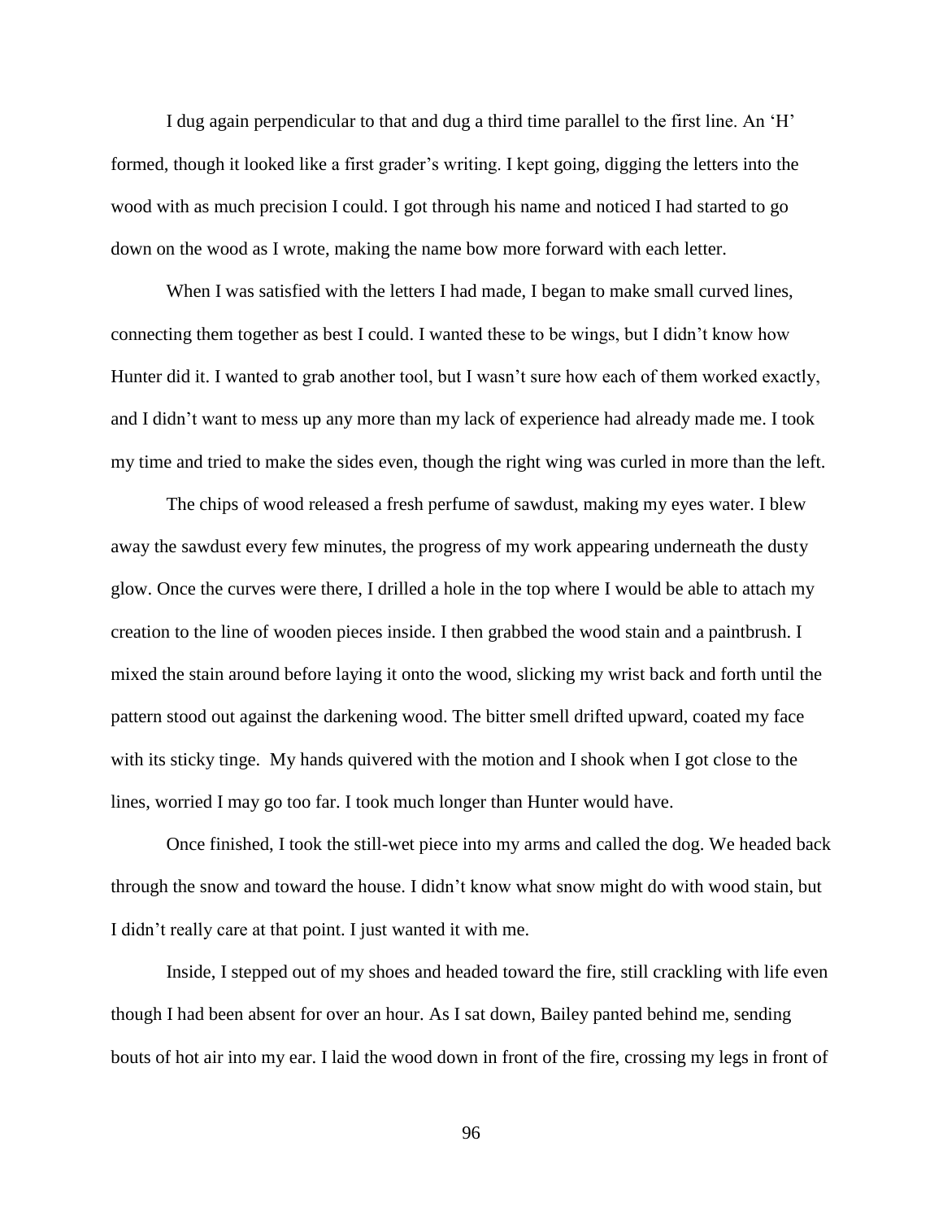I dug again perpendicular to that and dug a third time parallel to the first line. An 'H' formed, though it looked like a first grader's writing. I kept going, digging the letters into the wood with as much precision I could. I got through his name and noticed I had started to go down on the wood as I wrote, making the name bow more forward with each letter.

When I was satisfied with the letters I had made, I began to make small curved lines, connecting them together as best I could. I wanted these to be wings, but I didn't know how Hunter did it. I wanted to grab another tool, but I wasn't sure how each of them worked exactly, and I didn't want to mess up any more than my lack of experience had already made me. I took my time and tried to make the sides even, though the right wing was curled in more than the left.

The chips of wood released a fresh perfume of sawdust, making my eyes water. I blew away the sawdust every few minutes, the progress of my work appearing underneath the dusty glow. Once the curves were there, I drilled a hole in the top where I would be able to attach my creation to the line of wooden pieces inside. I then grabbed the wood stain and a paintbrush. I mixed the stain around before laying it onto the wood, slicking my wrist back and forth until the pattern stood out against the darkening wood. The bitter smell drifted upward, coated my face with its sticky tinge. My hands quivered with the motion and I shook when I got close to the lines, worried I may go too far. I took much longer than Hunter would have.

Once finished, I took the still-wet piece into my arms and called the dog. We headed back through the snow and toward the house. I didn't know what snow might do with wood stain, but I didn't really care at that point. I just wanted it with me.

Inside, I stepped out of my shoes and headed toward the fire, still crackling with life even though I had been absent for over an hour. As I sat down, Bailey panted behind me, sending bouts of hot air into my ear. I laid the wood down in front of the fire, crossing my legs in front of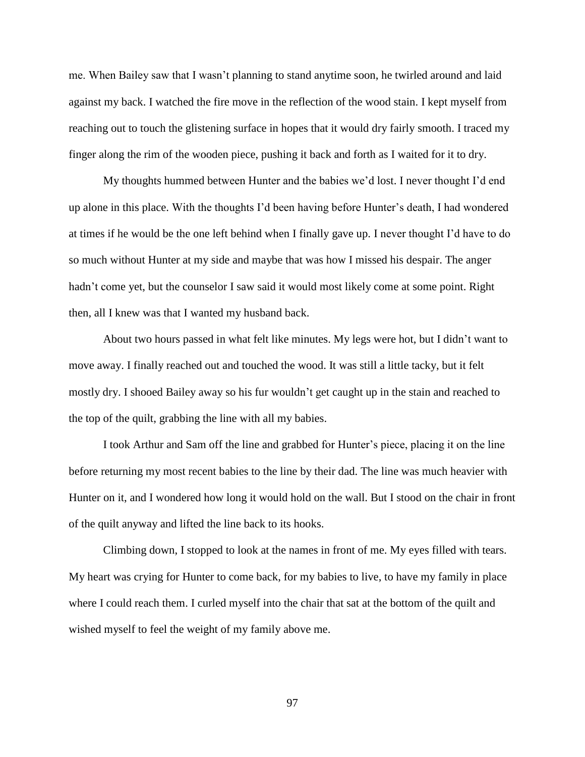me. When Bailey saw that I wasn't planning to stand anytime soon, he twirled around and laid against my back. I watched the fire move in the reflection of the wood stain. I kept myself from reaching out to touch the glistening surface in hopes that it would dry fairly smooth. I traced my finger along the rim of the wooden piece, pushing it back and forth as I waited for it to dry.

My thoughts hummed between Hunter and the babies we'd lost. I never thought I'd end up alone in this place. With the thoughts I'd been having before Hunter's death, I had wondered at times if he would be the one left behind when I finally gave up. I never thought I'd have to do so much without Hunter at my side and maybe that was how I missed his despair. The anger hadn't come yet, but the counselor I saw said it would most likely come at some point. Right then, all I knew was that I wanted my husband back.

About two hours passed in what felt like minutes. My legs were hot, but I didn't want to move away. I finally reached out and touched the wood. It was still a little tacky, but it felt mostly dry. I shooed Bailey away so his fur wouldn't get caught up in the stain and reached to the top of the quilt, grabbing the line with all my babies.

I took Arthur and Sam off the line and grabbed for Hunter's piece, placing it on the line before returning my most recent babies to the line by their dad. The line was much heavier with Hunter on it, and I wondered how long it would hold on the wall. But I stood on the chair in front of the quilt anyway and lifted the line back to its hooks.

Climbing down, I stopped to look at the names in front of me. My eyes filled with tears. My heart was crying for Hunter to come back, for my babies to live, to have my family in place where I could reach them. I curled myself into the chair that sat at the bottom of the quilt and wished myself to feel the weight of my family above me.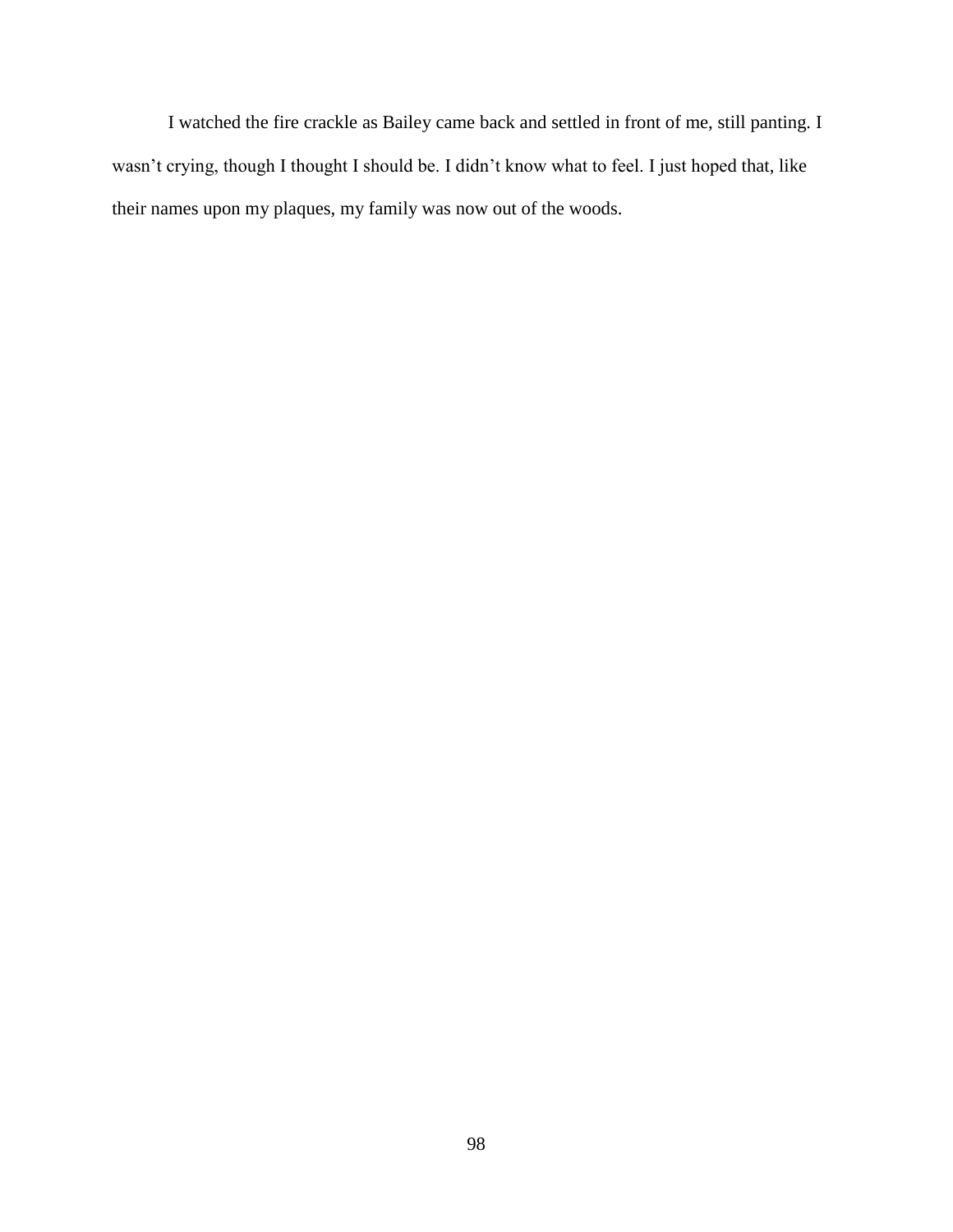I watched the fire crackle as Bailey came back and settled in front of me, still panting. I wasn't crying, though I thought I should be. I didn't know what to feel. I just hoped that, like their names upon my plaques, my family was now out of the woods.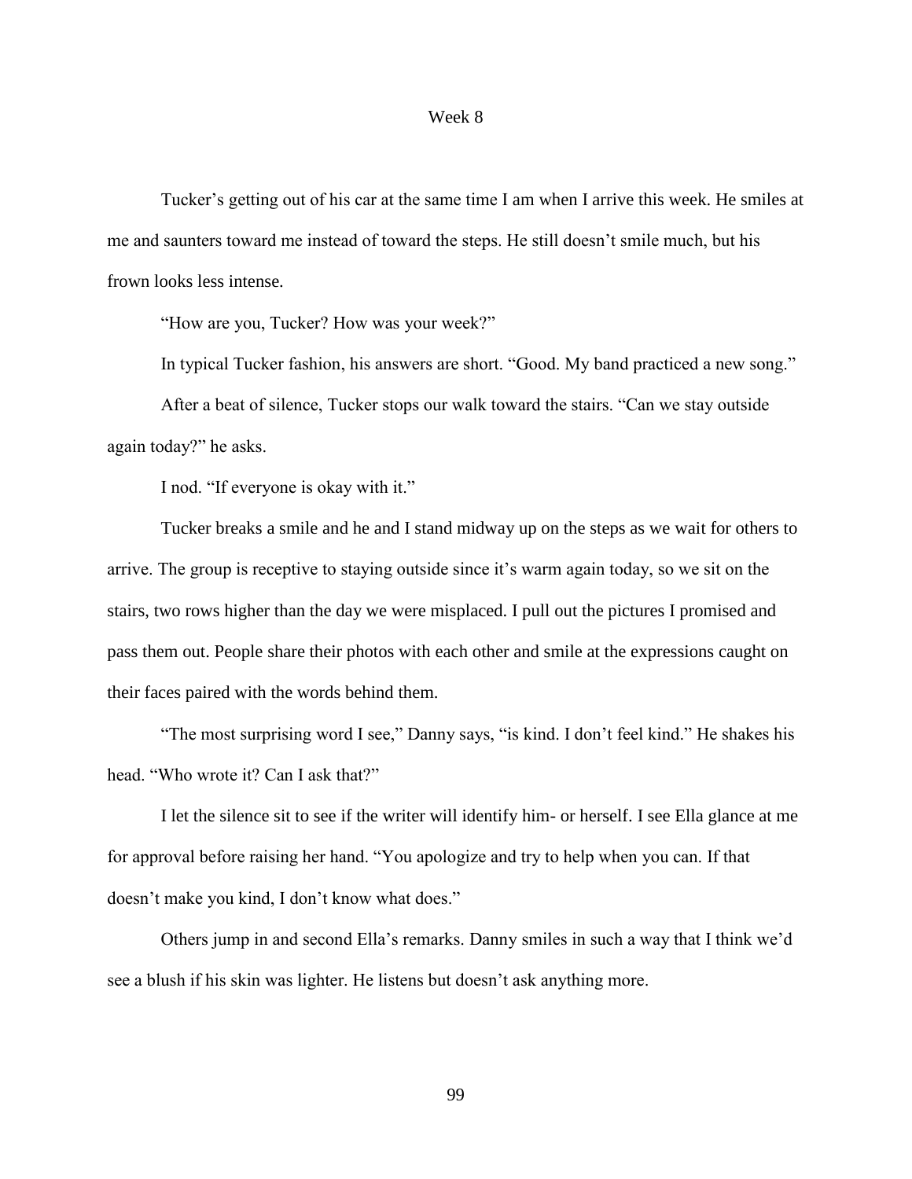## Week 8

Tucker's getting out of his car at the same time I am when I arrive this week. He smiles at me and saunters toward me instead of toward the steps. He still doesn't smile much, but his frown looks less intense.

"How are you, Tucker? How was your week?"

In typical Tucker fashion, his answers are short. "Good. My band practiced a new song."

After a beat of silence, Tucker stops our walk toward the stairs. "Can we stay outside again today?" he asks.

I nod. "If everyone is okay with it."

Tucker breaks a smile and he and I stand midway up on the steps as we wait for others to arrive. The group is receptive to staying outside since it's warm again today, so we sit on the stairs, two rows higher than the day we were misplaced. I pull out the pictures I promised and pass them out. People share their photos with each other and smile at the expressions caught on their faces paired with the words behind them.

"The most surprising word I see," Danny says, "is kind. I don't feel kind." He shakes his head. "Who wrote it? Can I ask that?"

I let the silence sit to see if the writer will identify him- or herself. I see Ella glance at me for approval before raising her hand. "You apologize and try to help when you can. If that doesn't make you kind, I don't know what does."

Others jump in and second Ella's remarks. Danny smiles in such a way that I think we'd see a blush if his skin was lighter. He listens but doesn't ask anything more.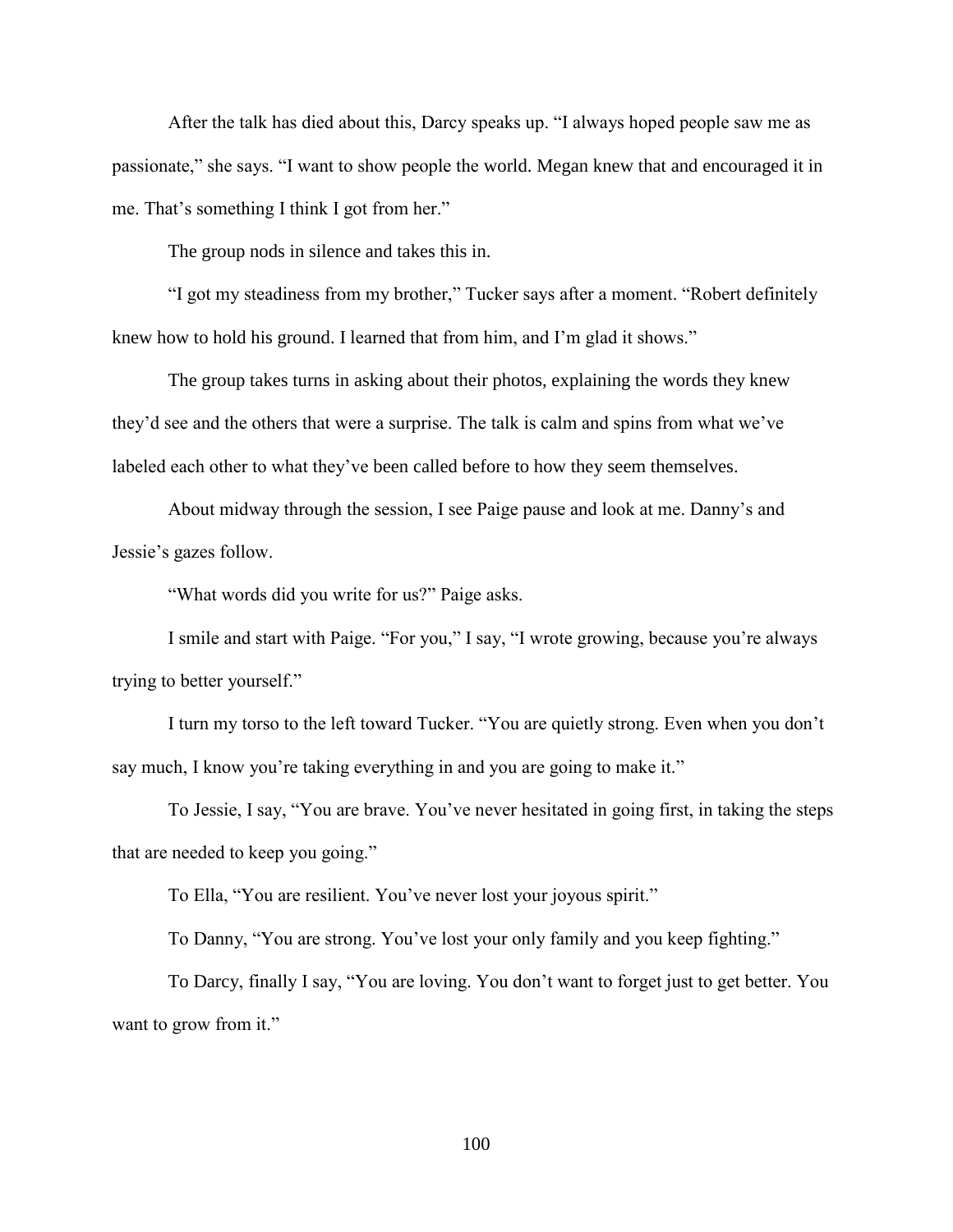After the talk has died about this, Darcy speaks up. "I always hoped people saw me as passionate," she says. "I want to show people the world. Megan knew that and encouraged it in me. That's something I think I got from her."

The group nods in silence and takes this in.

"I got my steadiness from my brother," Tucker says after a moment. "Robert definitely knew how to hold his ground. I learned that from him, and I'm glad it shows."

The group takes turns in asking about their photos, explaining the words they knew they'd see and the others that were a surprise. The talk is calm and spins from what we've labeled each other to what they've been called before to how they seem themselves.

About midway through the session, I see Paige pause and look at me. Danny's and Jessie's gazes follow.

"What words did you write for us?" Paige asks.

I smile and start with Paige. "For you," I say, "I wrote growing, because you're always trying to better yourself."

I turn my torso to the left toward Tucker. "You are quietly strong. Even when you don't say much, I know you're taking everything in and you are going to make it."

To Jessie, I say, "You are brave. You've never hesitated in going first, in taking the steps that are needed to keep you going."

To Ella, "You are resilient. You've never lost your joyous spirit."

To Danny, "You are strong. You've lost your only family and you keep fighting."

To Darcy, finally I say, "You are loving. You don't want to forget just to get better. You want to grow from it."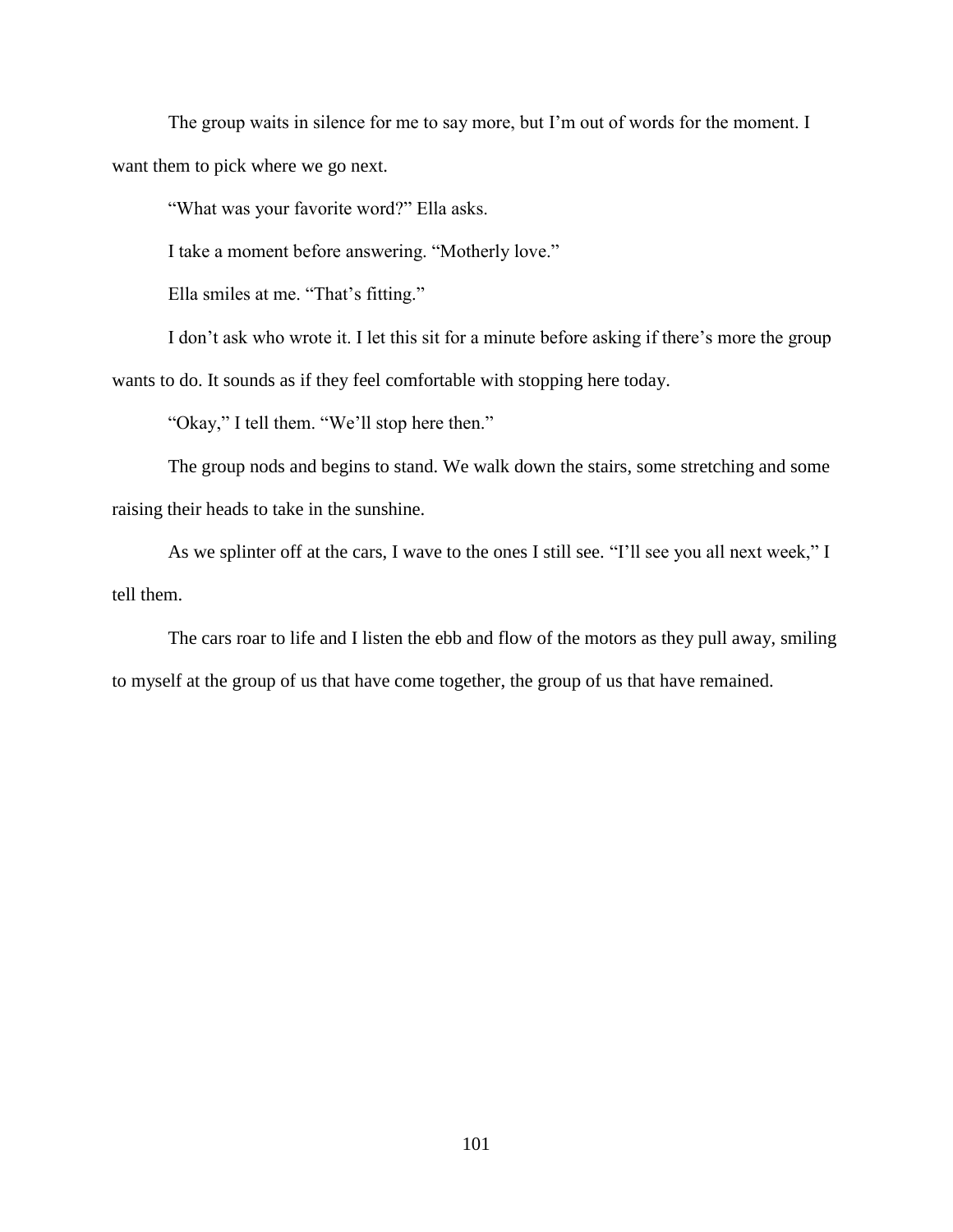The group waits in silence for me to say more, but I'm out of words for the moment. I want them to pick where we go next.

"What was your favorite word?" Ella asks.

I take a moment before answering. "Motherly love."

Ella smiles at me. "That's fitting."

I don't ask who wrote it. I let this sit for a minute before asking if there's more the group wants to do. It sounds as if they feel comfortable with stopping here today.

"Okay," I tell them. "We'll stop here then."

The group nods and begins to stand. We walk down the stairs, some stretching and some raising their heads to take in the sunshine.

As we splinter off at the cars, I wave to the ones I still see. "I'll see you all next week," I tell them.

The cars roar to life and I listen the ebb and flow of the motors as they pull away, smiling to myself at the group of us that have come together, the group of us that have remained.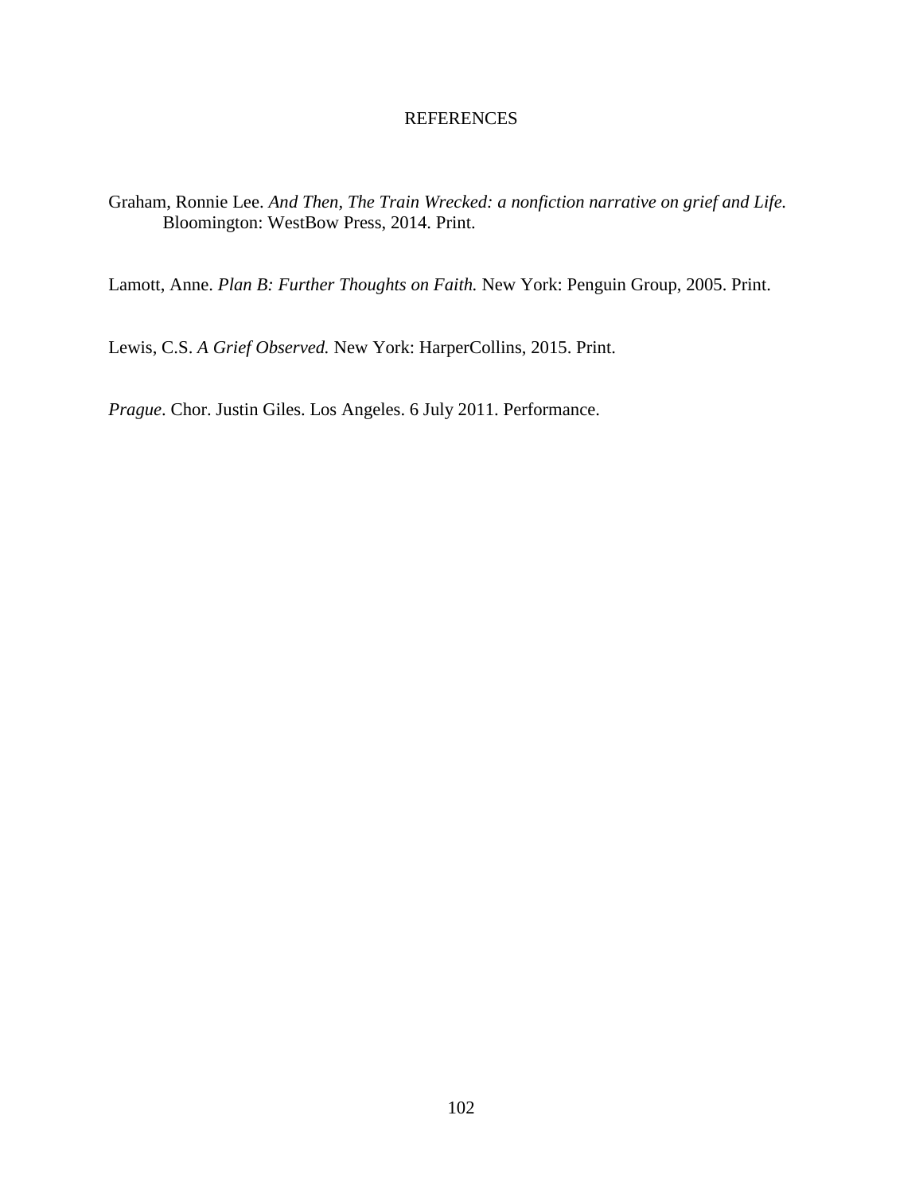# REFERENCES

Graham, Ronnie Lee. *And Then, The Train Wrecked: a nonfiction narrative on grief and Life.* Bloomington: WestBow Press, 2014. Print.

Lamott, Anne. *Plan B: Further Thoughts on Faith.* New York: Penguin Group, 2005. Print.

Lewis, C.S. *A Grief Observed.* New York: HarperCollins, 2015. Print.

*Prague*. Chor. Justin Giles. Los Angeles. 6 July 2011. Performance.